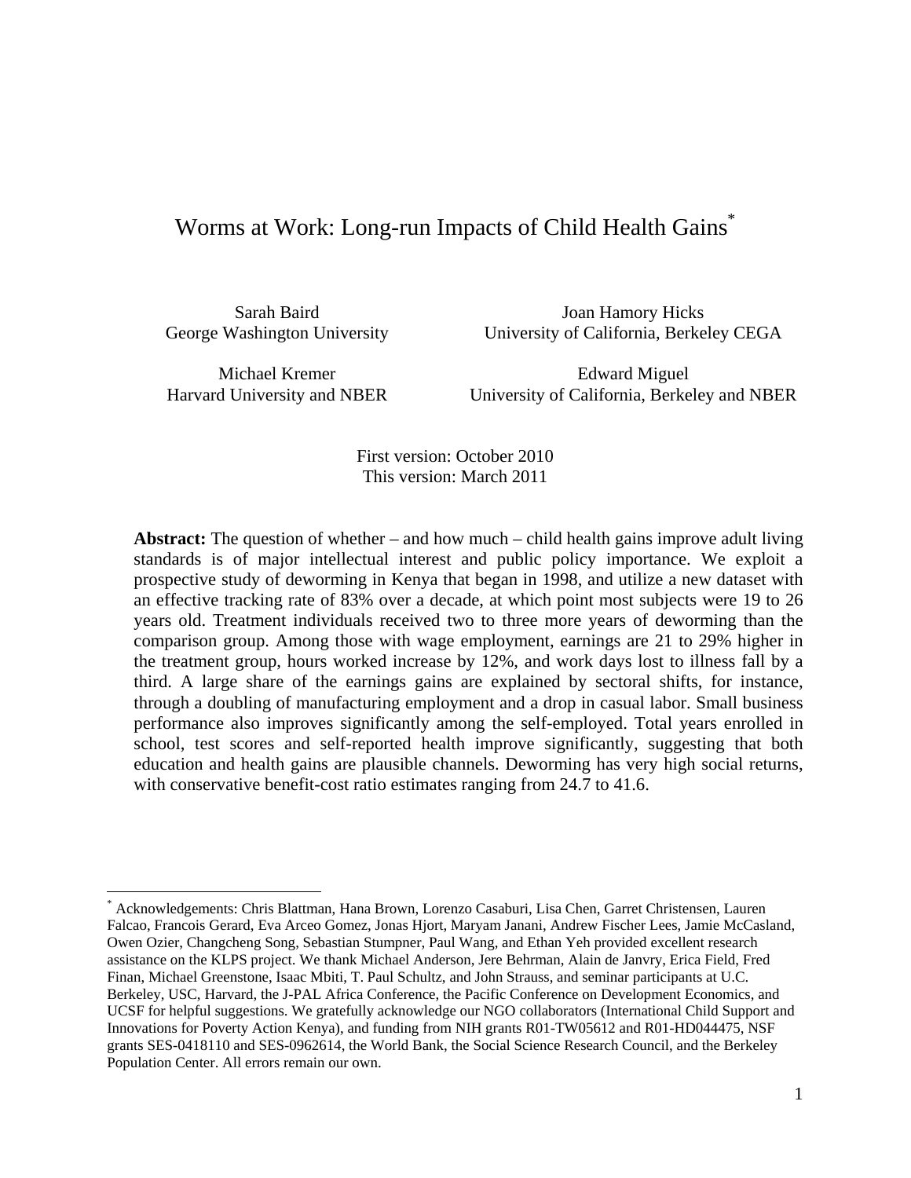# Worms at Work: Long-run Impacts of Child Health Gains[*]

Sarah Baird
George Washington University

Joan Hamory Hicks
University of California, Berkeley CEGA

Michael Kremer
Harvard University and NBER

Edward Miguel
University of California, Berkeley and NBER

First version: October 2010
This version: March 2011

**Abstract:** The question of whether – and how much – child health gains improve adult living standards is of major intellectual interest and public policy importance. We exploit a prospective study of deworming in Kenya that began in 1998, and utilize a new dataset with an effective tracking rate of 83% over a decade, at which point most subjects were 19 to 26 years old. Treatment individuals received two to three more years of deworming than the comparison group. Among those with wage employment, earnings are 21 to 29% higher in the treatment group, hours worked increase by 12%, and work days lost to illness fall by a third. A large share of the earnings gains are explained by sectoral shifts, for instance, through a doubling of manufacturing employment and a drop in casual labor. Small business performance also improves significantly among the self-employed. Total years enrolled in school, test scores and self-reported health improve significantly, suggesting that both education and health gains are plausible channels. Deworming has very high social returns, with conservative benefit-cost ratio estimates ranging from 24.7 to 41.6.

---

[*] Acknowledgements: Chris Blattman, Hana Brown, Lorenzo Casaburi, Lisa Chen, Garret Christensen, Lauren Falcao, Francois Gerard, Eva Arceo Gomez, Jonas Hjort, Maryam Janani, Andrew Fischer Lees, Jamie McCasland, Owen Ozier, Changcheng Song, Sebastian Stumpner, Paul Wang, and Ethan Yeh provided excellent research assistance on the KLPS project. We thank Michael Anderson, Jere Behrman, Alain de Janvry, Erica Field, Fred Finan, Michael Greenstone, Isaac Mbiti, T. Paul Schultz, and John Strauss, and seminar participants at U.C. Berkeley, USC, Harvard, the J-PAL Africa Conference, the Pacific Conference on Development Economics, and UCSF for helpful suggestions. We gratefully acknowledge our NGO collaborators (International Child Support and Innovations for Poverty Action Kenya), and funding from NIH grants R01-TW05612 and R01-HD044475, NSF grants SES-0418110 and SES-0962614, the World Bank, the Social Science Research Council, and the Berkeley Population Center. All errors remain our own.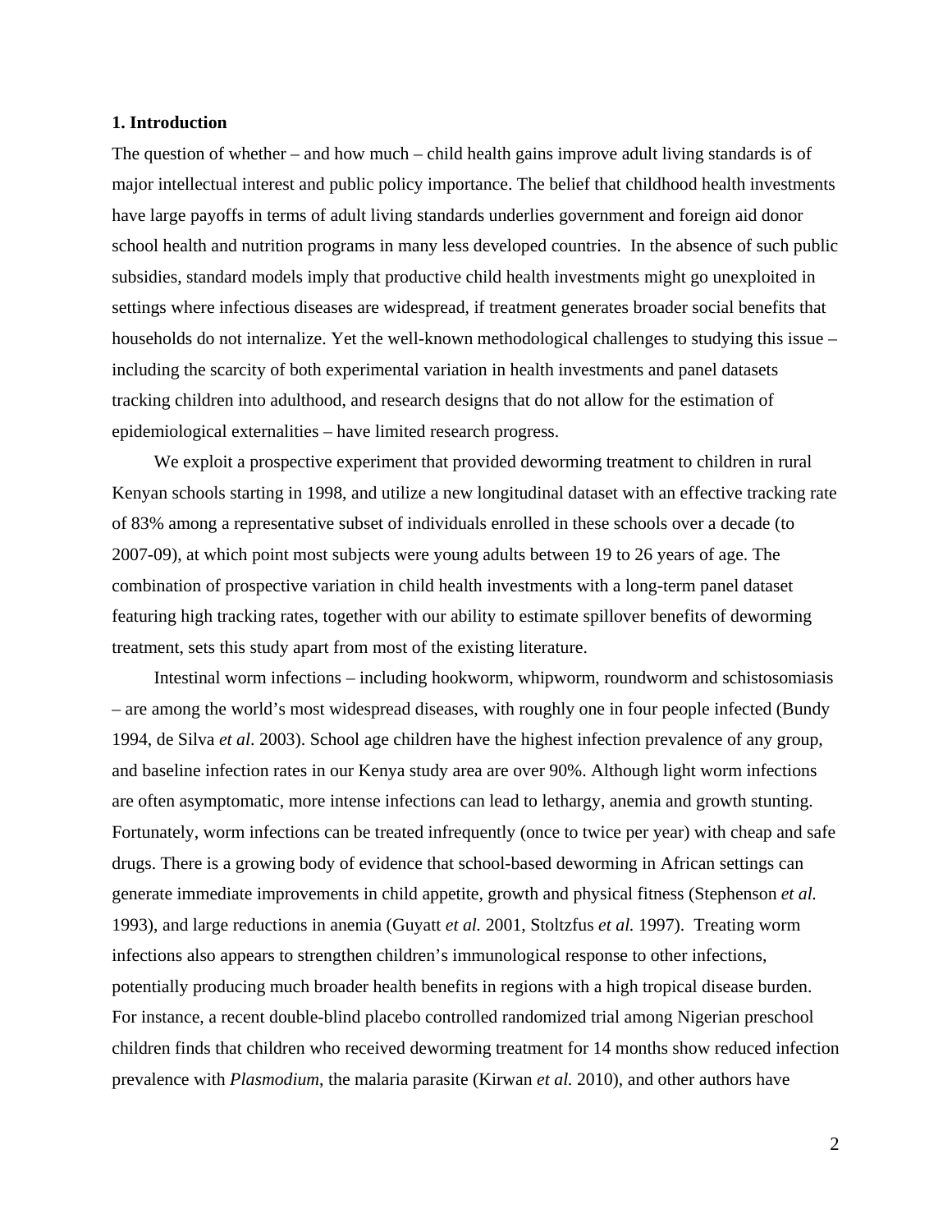## 1. Introduction

The question of whether – and how much – child health gains improve adult living standards is of major intellectual interest and public policy importance. The belief that childhood health investments have large payoffs in terms of adult living standards underlies government and foreign aid donor school health and nutrition programs in many less developed countries. In the absence of such public subsidies, standard models imply that productive child health investments might go unexploited in settings where infectious diseases are widespread, if treatment generates broader social benefits that households do not internalize. Yet the well-known methodological challenges to studying this issue – including the scarcity of both experimental variation in health investments and panel datasets tracking children into adulthood, and research designs that do not allow for the estimation of epidemiological externalities – have limited research progress.

We exploit a prospective experiment that provided deworming treatment to children in rural Kenyan schools starting in 1998, and utilize a new longitudinal dataset with an effective tracking rate of 83% among a representative subset of individuals enrolled in these schools over a decade (to 2007-09), at which point most subjects were young adults between 19 to 26 years of age. The combination of prospective variation in child health investments with a long-term panel dataset featuring high tracking rates, together with our ability to estimate spillover benefits of deworming treatment, sets this study apart from most of the existing literature.

Intestinal worm infections – including hookworm, whipworm, roundworm and schistosomiasis – are among the world's most widespread diseases, with roughly one in four people infected (Bundy 1994, de Silva *et al*. 2003). School age children have the highest infection prevalence of any group, and baseline infection rates in our Kenya study area are over 90%. Although light worm infections are often asymptomatic, more intense infections can lead to lethargy, anemia and growth stunting. Fortunately, worm infections can be treated infrequently (once to twice per year) with cheap and safe drugs. There is a growing body of evidence that school-based deworming in African settings can generate immediate improvements in child appetite, growth and physical fitness (Stephenson *et al.* 1993), and large reductions in anemia (Guyatt *et al.* 2001, Stoltzfus *et al.* 1997). Treating worm infections also appears to strengthen children's immunological response to other infections, potentially producing much broader health benefits in regions with a high tropical disease burden. For instance, a recent double-blind placebo controlled randomized trial among Nigerian preschool children finds that children who received deworming treatment for 14 months show reduced infection prevalence with *Plasmodium*, the malaria parasite (Kirwan *et al.* 2010), and other authors have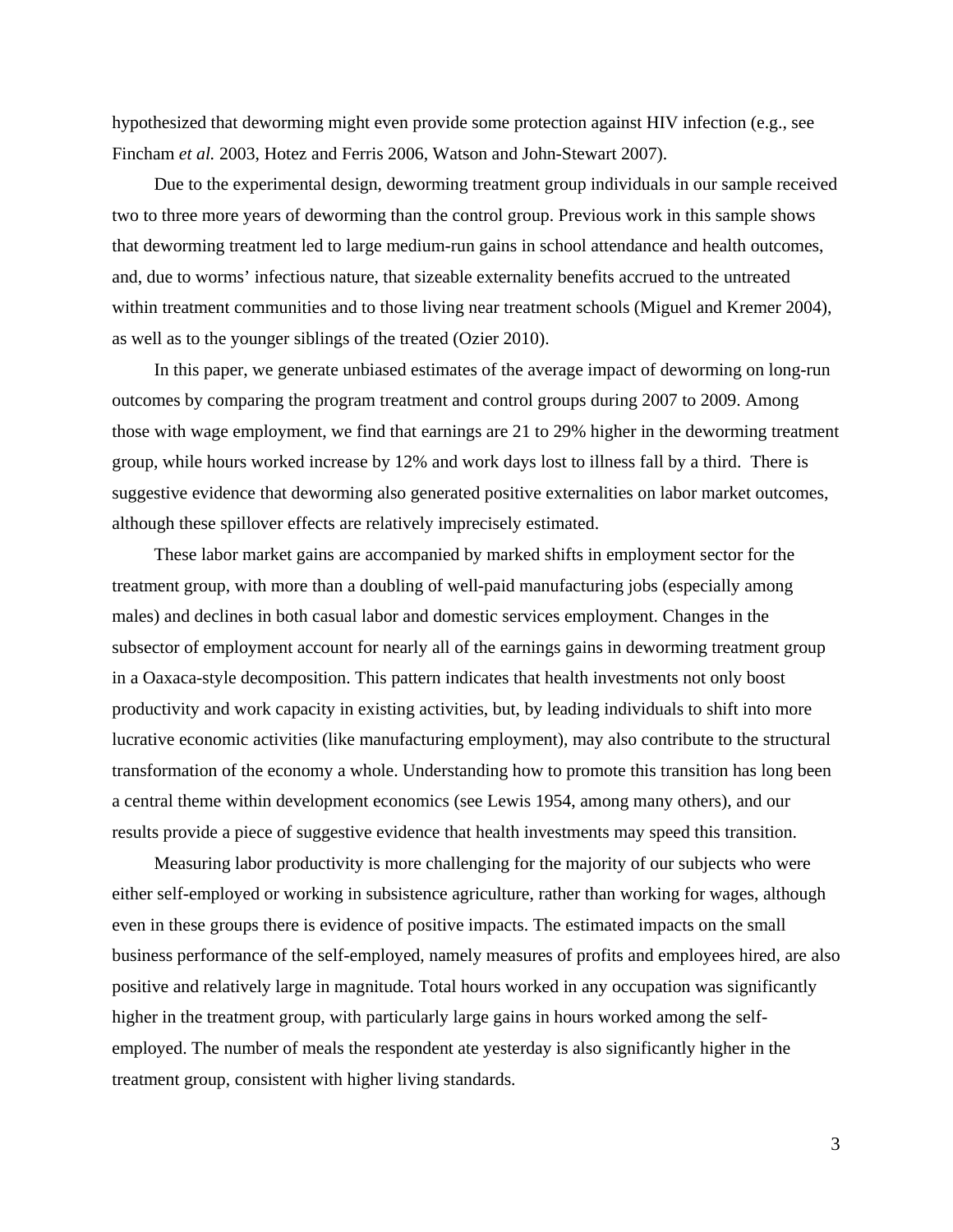hypothesized that deworming might even provide some protection against HIV infection (e.g., see Fincham *et al.* 2003, Hotez and Ferris 2006, Watson and John-Stewart 2007).

Due to the experimental design, deworming treatment group individuals in our sample received two to three more years of deworming than the control group. Previous work in this sample shows that deworming treatment led to large medium-run gains in school attendance and health outcomes, and, due to worms' infectious nature, that sizeable externality benefits accrued to the untreated within treatment communities and to those living near treatment schools (Miguel and Kremer 2004), as well as to the younger siblings of the treated (Ozier 2010).

In this paper, we generate unbiased estimates of the average impact of deworming on long-run outcomes by comparing the program treatment and control groups during 2007 to 2009. Among those with wage employment, we find that earnings are 21 to 29% higher in the deworming treatment group, while hours worked increase by 12% and work days lost to illness fall by a third. There is suggestive evidence that deworming also generated positive externalities on labor market outcomes, although these spillover effects are relatively imprecisely estimated.

These labor market gains are accompanied by marked shifts in employment sector for the treatment group, with more than a doubling of well-paid manufacturing jobs (especially among males) and declines in both casual labor and domestic services employment. Changes in the subsector of employment account for nearly all of the earnings gains in deworming treatment group in a Oaxaca-style decomposition. This pattern indicates that health investments not only boost productivity and work capacity in existing activities, but, by leading individuals to shift into more lucrative economic activities (like manufacturing employment), may also contribute to the structural transformation of the economy a whole. Understanding how to promote this transition has long been a central theme within development economics (see Lewis 1954, among many others), and our results provide a piece of suggestive evidence that health investments may speed this transition.

Measuring labor productivity is more challenging for the majority of our subjects who were either self-employed or working in subsistence agriculture, rather than working for wages, although even in these groups there is evidence of positive impacts. The estimated impacts on the small business performance of the self-employed, namely measures of profits and employees hired, are also positive and relatively large in magnitude. Total hours worked in any occupation was significantly higher in the treatment group, with particularly large gains in hours worked among the self-employed. The number of meals the respondent ate yesterday is also significantly higher in the treatment group, consistent with higher living standards.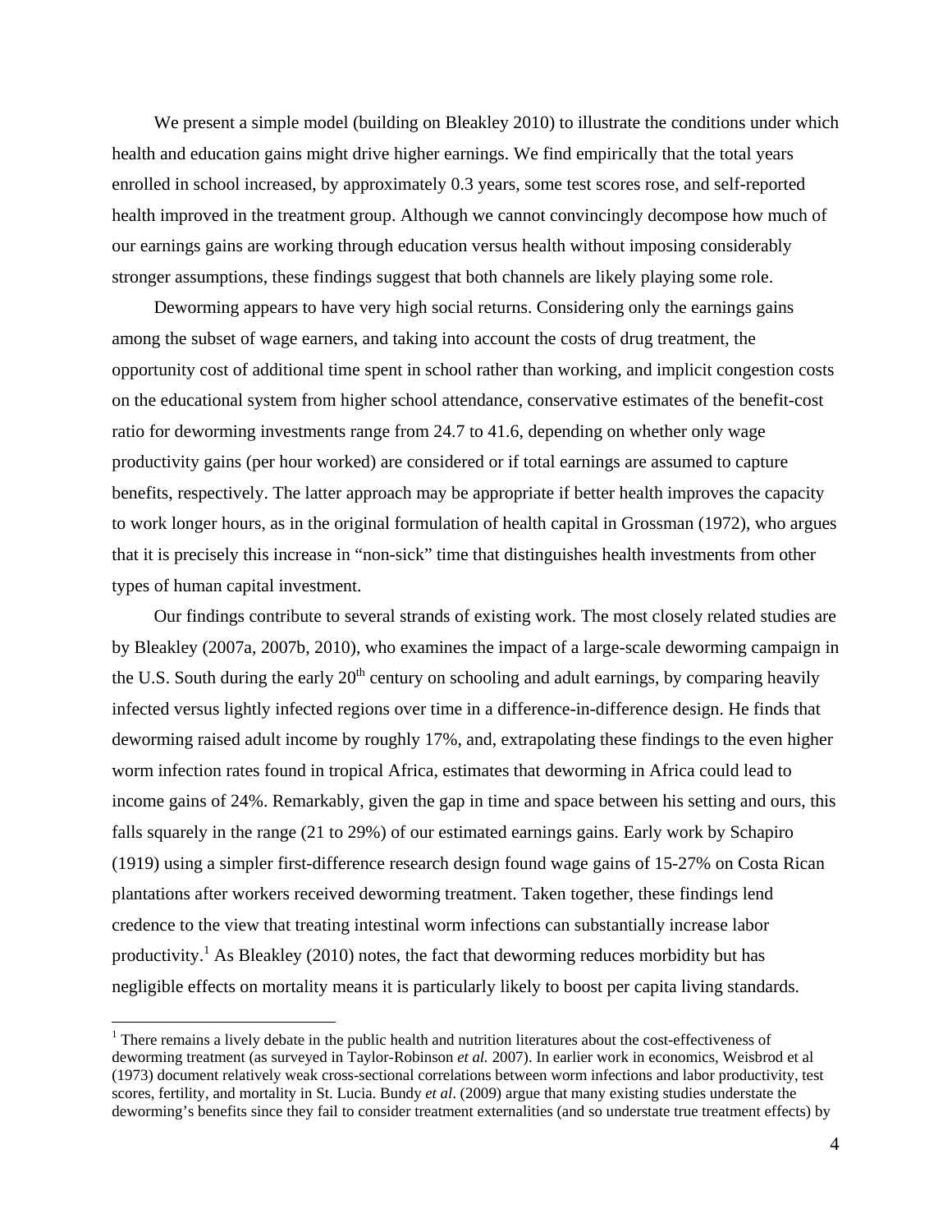We present a simple model (building on Bleakley 2010) to illustrate the conditions under which health and education gains might drive higher earnings. We find empirically that the total years enrolled in school increased, by approximately 0.3 years, some test scores rose, and self-reported health improved in the treatment group. Although we cannot convincingly decompose how much of our earnings gains are working through education versus health without imposing considerably stronger assumptions, these findings suggest that both channels are likely playing some role.

Deworming appears to have very high social returns. Considering only the earnings gains among the subset of wage earners, and taking into account the costs of drug treatment, the opportunity cost of additional time spent in school rather than working, and implicit congestion costs on the educational system from higher school attendance, conservative estimates of the benefit-cost ratio for deworming investments range from 24.7 to 41.6, depending on whether only wage productivity gains (per hour worked) are considered or if total earnings are assumed to capture benefits, respectively. The latter approach may be appropriate if better health improves the capacity to work longer hours, as in the original formulation of health capital in Grossman (1972), who argues that it is precisely this increase in "non-sick" time that distinguishes health investments from other types of human capital investment.

Our findings contribute to several strands of existing work. The most closely related studies are by Bleakley (2007a, 2007b, 2010), who examines the impact of a large-scale deworming campaign in the U.S. South during the early 20th century on schooling and adult earnings, by comparing heavily infected versus lightly infected regions over time in a difference-in-difference design. He finds that deworming raised adult income by roughly 17%, and, extrapolating these findings to the even higher worm infection rates found in tropical Africa, estimates that deworming in Africa could lead to income gains of 24%. Remarkably, given the gap in time and space between his setting and ours, this falls squarely in the range (21 to 29%) of our estimated earnings gains. Early work by Schapiro (1919) using a simpler first-difference research design found wage gains of 15-27% on Costa Rican plantations after workers received deworming treatment. Taken together, these findings lend credence to the view that treating intestinal worm infections can substantially increase labor productivity.[1] As Bleakley (2010) notes, the fact that deworming reduces morbidity but has negligible effects on mortality means it is particularly likely to boost per capita living standards.

[1] There remains a lively debate in the public health and nutrition literatures about the cost-effectiveness of deworming treatment (as surveyed in Taylor-Robinson *et al.* 2007). In earlier work in economics, Weisbrod et al (1973) document relatively weak cross-sectional correlations between worm infections and labor productivity, test scores, fertility, and mortality in St. Lucia. Bundy *et al*. (2009) argue that many existing studies understate the deworming's benefits since they fail to consider treatment externalities (and so understate true treatment effects) by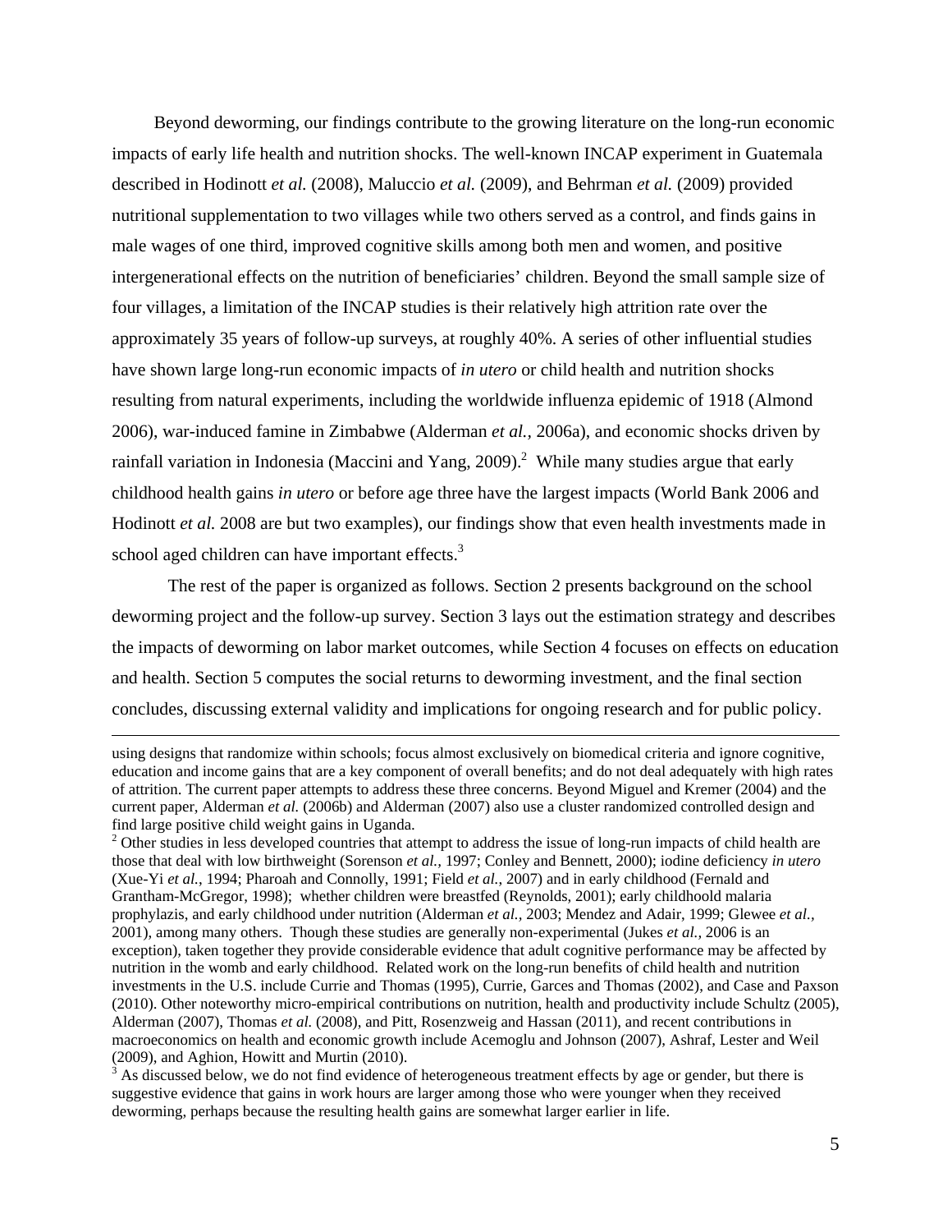Beyond deworming, our findings contribute to the growing literature on the long-run economic impacts of early life health and nutrition shocks. The well-known INCAP experiment in Guatemala described in Hodinott *et al.* (2008), Maluccio *et al.* (2009), and Behrman *et al.* (2009) provided nutritional supplementation to two villages while two others served as a control, and finds gains in male wages of one third, improved cognitive skills among both men and women, and positive intergenerational effects on the nutrition of beneficiaries' children. Beyond the small sample size of four villages, a limitation of the INCAP studies is their relatively high attrition rate over the approximately 35 years of follow-up surveys, at roughly 40%. A series of other influential studies have shown large long-run economic impacts of *in utero* or child health and nutrition shocks resulting from natural experiments, including the worldwide influenza epidemic of 1918 (Almond 2006), war-induced famine in Zimbabwe (Alderman *et al.*, 2006a), and economic shocks driven by rainfall variation in Indonesia (Maccini and Yang, 2009).[2] While many studies argue that early childhood health gains *in utero* or before age three have the largest impacts (World Bank 2006 and Hodinott *et al.* 2008 are but two examples), our findings show that even health investments made in school aged children can have important effects.[3]

The rest of the paper is organized as follows. Section 2 presents background on the school deworming project and the follow-up survey. Section 3 lays out the estimation strategy and describes the impacts of deworming on labor market outcomes, while Section 4 focuses on effects on education and health. Section 5 computes the social returns to deworming investment, and the final section concludes, discussing external validity and implications for ongoing research and for public policy.

---

using designs that randomize within schools; focus almost exclusively on biomedical criteria and ignore cognitive, education and income gains that are a key component of overall benefits; and do not deal adequately with high rates of attrition. The current paper attempts to address these three concerns. Beyond Miguel and Kremer (2004) and the current paper, Alderman *et al.* (2006b) and Alderman (2007) also use a cluster randomized controlled design and find large positive child weight gains in Uganda.

[2] Other studies in less developed countries that attempt to address the issue of long-run impacts of child health are those that deal with low birthweight (Sorenson *et al.*, 1997; Conley and Bennett, 2000); iodine deficiency *in utero* (Xue-Yi *et al.*, 1994; Pharoah and Connolly, 1991; Field *et al.*, 2007) and in early childhood (Fernald and Grantham-McGregor, 1998); whether children were breastfed (Reynolds, 2001); early childhoold malaria prophylazis, and early childhood under nutrition (Alderman *et al.*, 2003; Mendez and Adair, 1999; Glewee *et al.*, 2001), among many others. Though these studies are generally non-experimental (Jukes *et al.*, 2006 is an exception), taken together they provide considerable evidence that adult cognitive performance may be affected by nutrition in the womb and early childhood. Related work on the long-run benefits of child health and nutrition investments in the U.S. include Currie and Thomas (1995), Currie, Garces and Thomas (2002), and Case and Paxson (2010). Other noteworthy micro-empirical contributions on nutrition, health and productivity include Schultz (2005), Alderman (2007), Thomas *et al.* (2008), and Pitt, Rosenzweig and Hassan (2011), and recent contributions in macroeconomics on health and economic growth include Acemoglu and Johnson (2007), Ashraf, Lester and Weil (2009), and Aghion, Howitt and Murtin (2010).

[3] As discussed below, we do not find evidence of heterogeneous treatment effects by age or gender, but there is suggestive evidence that gains in work hours are larger among those who were younger when they received deworming, perhaps because the resulting health gains are somewhat larger earlier in life.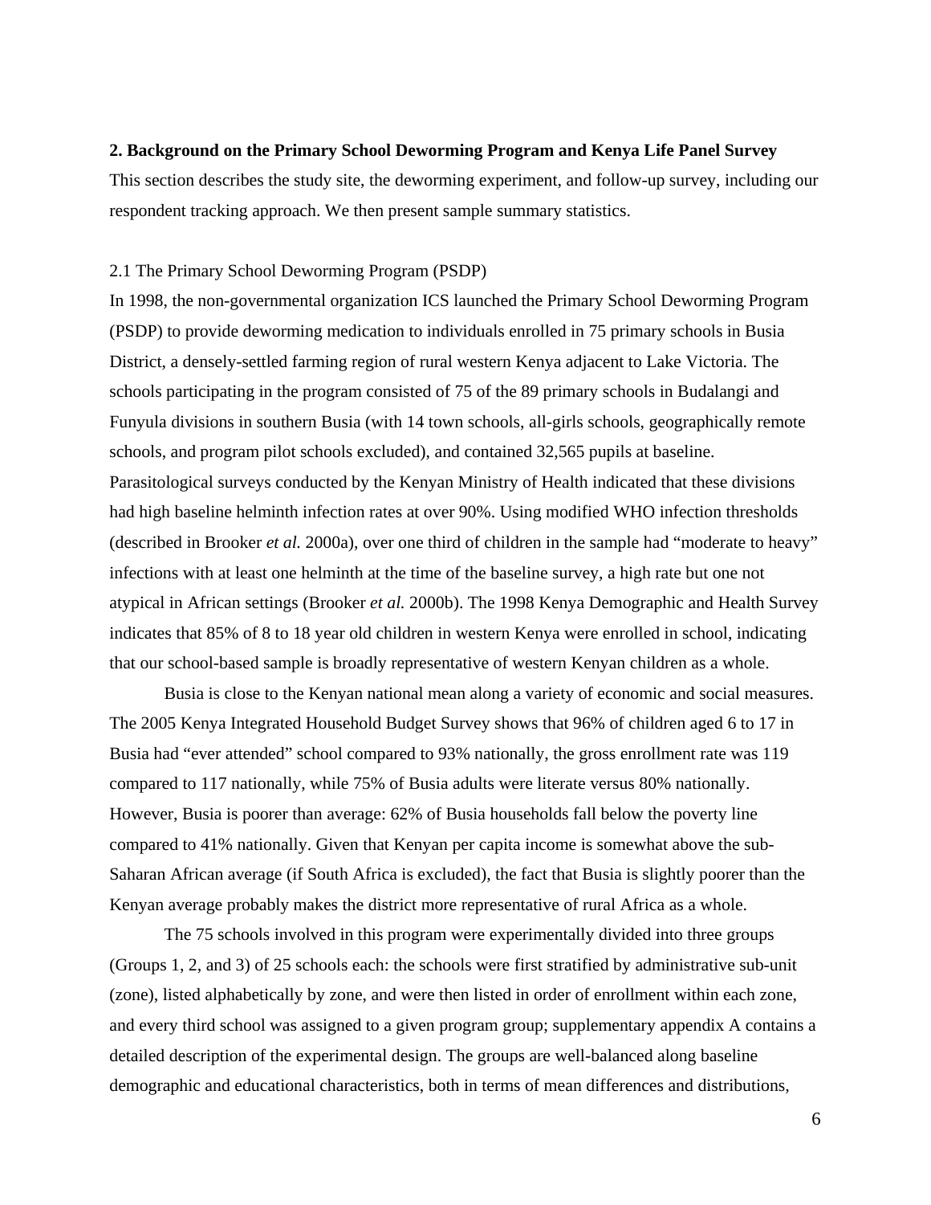## 2. Background on the Primary School Deworming Program and Kenya Life Panel Survey

This section describes the study site, the deworming experiment, and follow-up survey, including our respondent tracking approach. We then present sample summary statistics.

### 2.1 The Primary School Deworming Program (PSDP)

In 1998, the non-governmental organization ICS launched the Primary School Deworming Program (PSDP) to provide deworming medication to individuals enrolled in 75 primary schools in Busia District, a densely-settled farming region of rural western Kenya adjacent to Lake Victoria. The schools participating in the program consisted of 75 of the 89 primary schools in Budalangi and Funyula divisions in southern Busia (with 14 town schools, all-girls schools, geographically remote schools, and program pilot schools excluded), and contained 32,565 pupils at baseline. Parasitological surveys conducted by the Kenyan Ministry of Health indicated that these divisions had high baseline helminth infection rates at over 90%. Using modified WHO infection thresholds (described in Brooker *et al.* 2000a), over one third of children in the sample had "moderate to heavy" infections with at least one helminth at the time of the baseline survey, a high rate but one not atypical in African settings (Brooker *et al.* 2000b). The 1998 Kenya Demographic and Health Survey indicates that 85% of 8 to 18 year old children in western Kenya were enrolled in school, indicating that our school-based sample is broadly representative of western Kenyan children as a whole.

Busia is close to the Kenyan national mean along a variety of economic and social measures. The 2005 Kenya Integrated Household Budget Survey shows that 96% of children aged 6 to 17 in Busia had "ever attended" school compared to 93% nationally, the gross enrollment rate was 119 compared to 117 nationally, while 75% of Busia adults were literate versus 80% nationally. However, Busia is poorer than average: 62% of Busia households fall below the poverty line compared to 41% nationally. Given that Kenyan per capita income is somewhat above the sub-Saharan African average (if South Africa is excluded), the fact that Busia is slightly poorer than the Kenyan average probably makes the district more representative of rural Africa as a whole.

The 75 schools involved in this program were experimentally divided into three groups (Groups 1, 2, and 3) of 25 schools each: the schools were first stratified by administrative sub-unit (zone), listed alphabetically by zone, and were then listed in order of enrollment within each zone, and every third school was assigned to a given program group; supplementary appendix A contains a detailed description of the experimental design. The groups are well-balanced along baseline demographic and educational characteristics, both in terms of mean differences and distributions,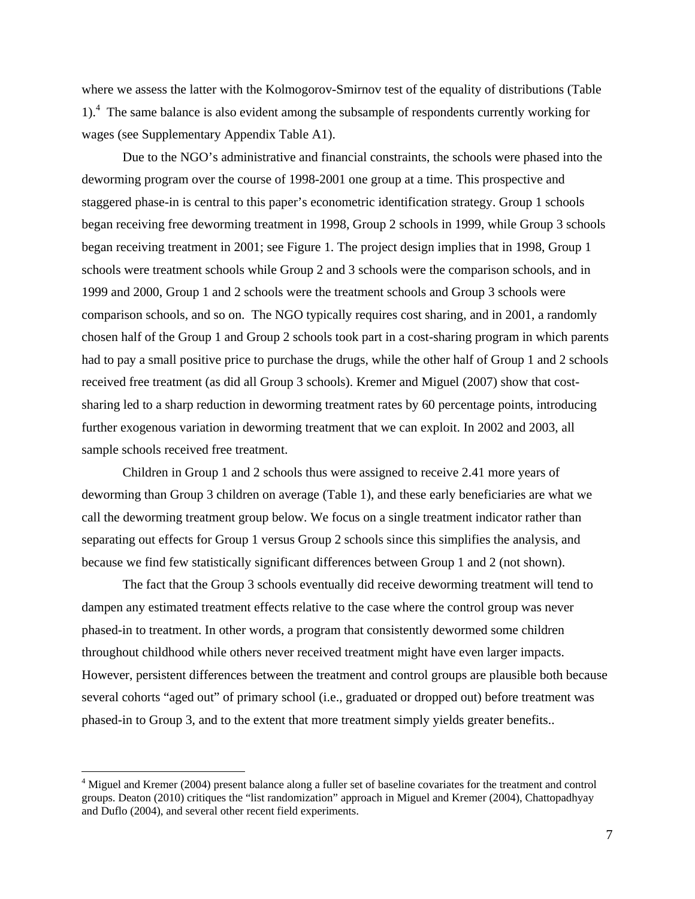where we assess the latter with the Kolmogorov-Smirnov test of the equality of distributions (Table 1).[4] The same balance is also evident among the subsample of respondents currently working for wages (see Supplementary Appendix Table A1).

Due to the NGO's administrative and financial constraints, the schools were phased into the deworming program over the course of 1998-2001 one group at a time. This prospective and staggered phase-in is central to this paper's econometric identification strategy. Group 1 schools began receiving free deworming treatment in 1998, Group 2 schools in 1999, while Group 3 schools began receiving treatment in 2001; see Figure 1. The project design implies that in 1998, Group 1 schools were treatment schools while Group 2 and 3 schools were the comparison schools, and in 1999 and 2000, Group 1 and 2 schools were the treatment schools and Group 3 schools were comparison schools, and so on. The NGO typically requires cost sharing, and in 2001, a randomly chosen half of the Group 1 and Group 2 schools took part in a cost-sharing program in which parents had to pay a small positive price to purchase the drugs, while the other half of Group 1 and 2 schools received free treatment (as did all Group 3 schools). Kremer and Miguel (2007) show that cost-sharing led to a sharp reduction in deworming treatment rates by 60 percentage points, introducing further exogenous variation in deworming treatment that we can exploit. In 2002 and 2003, all sample schools received free treatment.

Children in Group 1 and 2 schools thus were assigned to receive 2.41 more years of deworming than Group 3 children on average (Table 1), and these early beneficiaries are what we call the deworming treatment group below. We focus on a single treatment indicator rather than separating out effects for Group 1 versus Group 2 schools since this simplifies the analysis, and because we find few statistically significant differences between Group 1 and 2 (not shown).

The fact that the Group 3 schools eventually did receive deworming treatment will tend to dampen any estimated treatment effects relative to the case where the control group was never phased-in to treatment. In other words, a program that consistently dewormed some children throughout childhood while others never received treatment might have even larger impacts. However, persistent differences between the treatment and control groups are plausible both because several cohorts "aged out" of primary school (i.e., graduated or dropped out) before treatment was phased-in to Group 3, and to the extent that more treatment simply yields greater benefits..

[4] Miguel and Kremer (2004) present balance along a fuller set of baseline covariates for the treatment and control groups. Deaton (2010) critiques the "list randomization" approach in Miguel and Kremer (2004), Chattopadhyay and Duflo (2004), and several other recent field experiments.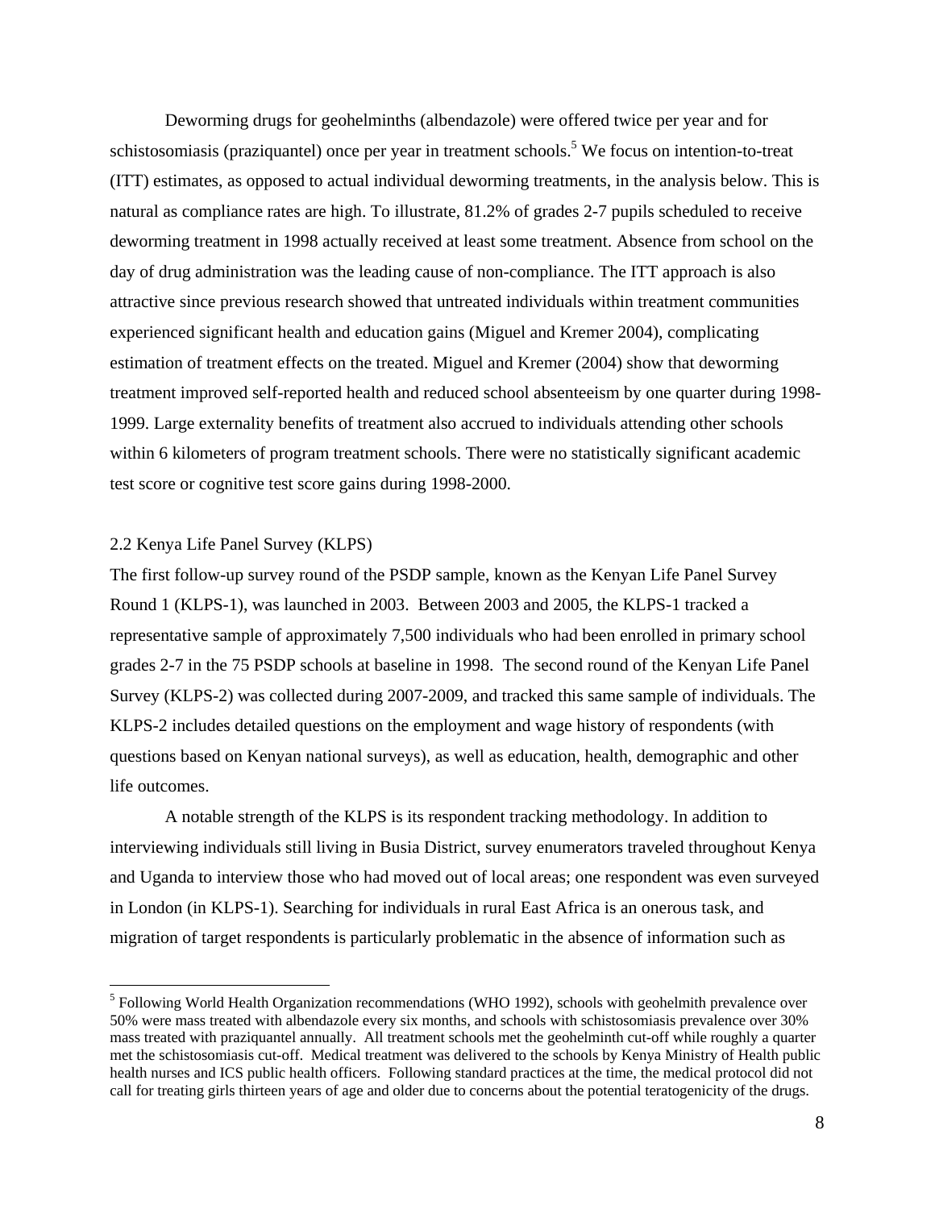Deworming drugs for geohelminths (albendazole) were offered twice per year and for schistosomiasis (praziquantel) once per year in treatment schools.[5] We focus on intention-to-treat (ITT) estimates, as opposed to actual individual deworming treatments, in the analysis below. This is natural as compliance rates are high. To illustrate, 81.2% of grades 2-7 pupils scheduled to receive deworming treatment in 1998 actually received at least some treatment. Absence from school on the day of drug administration was the leading cause of non-compliance. The ITT approach is also attractive since previous research showed that untreated individuals within treatment communities experienced significant health and education gains (Miguel and Kremer 2004), complicating estimation of treatment effects on the treated. Miguel and Kremer (2004) show that deworming treatment improved self-reported health and reduced school absenteeism by one quarter during 1998-1999. Large externality benefits of treatment also accrued to individuals attending other schools within 6 kilometers of program treatment schools. There were no statistically significant academic test score or cognitive test score gains during 1998-2000.

## 2.2 Kenya Life Panel Survey (KLPS)

The first follow-up survey round of the PSDP sample, known as the Kenyan Life Panel Survey Round 1 (KLPS-1), was launched in 2003. Between 2003 and 2005, the KLPS-1 tracked a representative sample of approximately 7,500 individuals who had been enrolled in primary school grades 2-7 in the 75 PSDP schools at baseline in 1998. The second round of the Kenyan Life Panel Survey (KLPS-2) was collected during 2007-2009, and tracked this same sample of individuals. The KLPS-2 includes detailed questions on the employment and wage history of respondents (with questions based on Kenyan national surveys), as well as education, health, demographic and other life outcomes.

A notable strength of the KLPS is its respondent tracking methodology. In addition to interviewing individuals still living in Busia District, survey enumerators traveled throughout Kenya and Uganda to interview those who had moved out of local areas; one respondent was even surveyed in London (in KLPS-1). Searching for individuals in rural East Africa is an onerous task, and migration of target respondents is particularly problematic in the absence of information such as

[5] Following World Health Organization recommendations (WHO 1992), schools with geohelmith prevalence over 50% were mass treated with albendazole every six months, and schools with schistosomiasis prevalence over 30% mass treated with praziquantel annually. All treatment schools met the geohelminth cut-off while roughly a quarter met the schistosomiasis cut-off. Medical treatment was delivered to the schools by Kenya Ministry of Health public health nurses and ICS public health officers. Following standard practices at the time, the medical protocol did not call for treating girls thirteen years of age and older due to concerns about the potential teratogenicity of the drugs.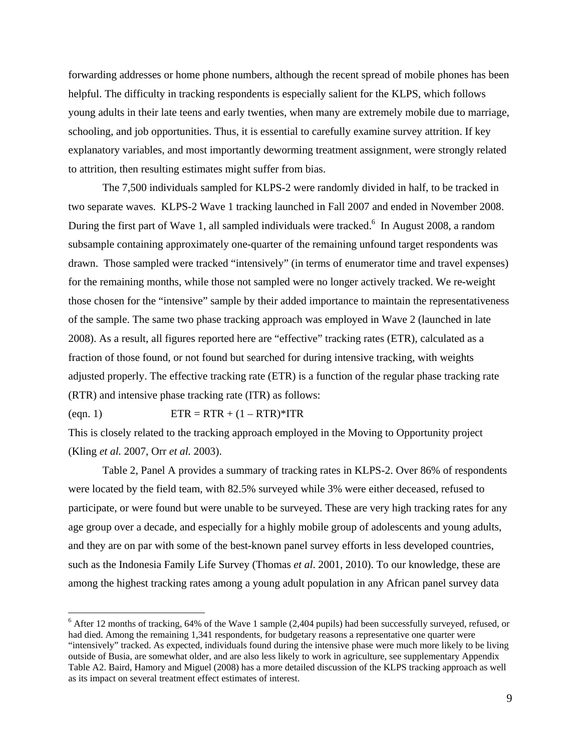forwarding addresses or home phone numbers, although the recent spread of mobile phones has been helpful. The difficulty in tracking respondents is especially salient for the KLPS, which follows young adults in their late teens and early twenties, when many are extremely mobile due to marriage, schooling, and job opportunities. Thus, it is essential to carefully examine survey attrition. If key explanatory variables, and most importantly deworming treatment assignment, were strongly related to attrition, then resulting estimates might suffer from bias.

The 7,500 individuals sampled for KLPS-2 were randomly divided in half, to be tracked in two separate waves. KLPS-2 Wave 1 tracking launched in Fall 2007 and ended in November 2008. During the first part of Wave 1, all sampled individuals were tracked.[6] In August 2008, a random subsample containing approximately one-quarter of the remaining unfound target respondents was drawn. Those sampled were tracked "intensively" (in terms of enumerator time and travel expenses) for the remaining months, while those not sampled were no longer actively tracked. We re-weight those chosen for the "intensive" sample by their added importance to maintain the representativeness of the sample. The same two phase tracking approach was employed in Wave 2 (launched in late 2008). As a result, all figures reported here are "effective" tracking rates (ETR), calculated as a fraction of those found, or not found but searched for during intensive tracking, with weights adjusted properly. The effective tracking rate (ETR) is a function of the regular phase tracking rate (RTR) and intensive phase tracking rate (ITR) as follows:

(eqn. 1) $$\text{ETR} = \text{RTR} + (1 - \text{RTR})*\text{ITR}$$

This is closely related to the tracking approach employed in the Moving to Opportunity project (Kling *et al.* 2007, Orr *et al.* 2003).

Table 2, Panel A provides a summary of tracking rates in KLPS-2. Over 86% of respondents were located by the field team, with 82.5% surveyed while 3% were either deceased, refused to participate, or were found but were unable to be surveyed. These are very high tracking rates for any age group over a decade, and especially for a highly mobile group of adolescents and young adults, and they are on par with some of the best-known panel survey efforts in less developed countries, such as the Indonesia Family Life Survey (Thomas *et al*. 2001, 2010). To our knowledge, these are among the highest tracking rates among a young adult population in any African panel survey data

---

[6] After 12 months of tracking, 64% of the Wave 1 sample (2,404 pupils) had been successfully surveyed, refused, or had died. Among the remaining 1,341 respondents, for budgetary reasons a representative one quarter were "intensively" tracked. As expected, individuals found during the intensive phase were much more likely to be living outside of Busia, are somewhat older, and are also less likely to work in agriculture, see supplementary Appendix Table A2. Baird, Hamory and Miguel (2008) has a more detailed discussion of the KLPS tracking approach as well as its impact on several treatment effect estimates of interest.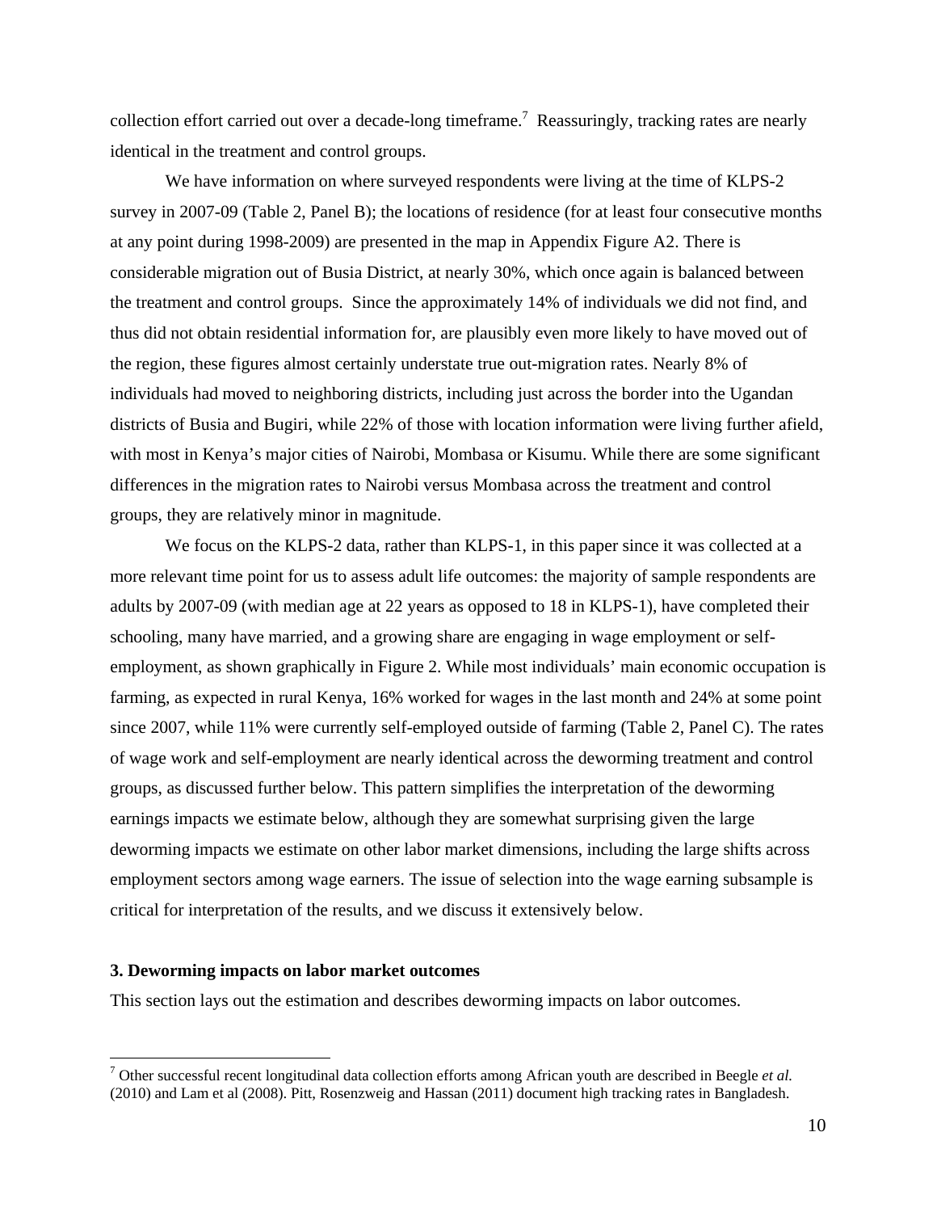collection effort carried out over a decade-long timeframe.[7] Reassuringly, tracking rates are nearly identical in the treatment and control groups.

We have information on where surveyed respondents were living at the time of KLPS-2 survey in 2007-09 (Table 2, Panel B); the locations of residence (for at least four consecutive months at any point during 1998-2009) are presented in the map in Appendix Figure A2. There is considerable migration out of Busia District, at nearly 30%, which once again is balanced between the treatment and control groups. Since the approximately 14% of individuals we did not find, and thus did not obtain residential information for, are plausibly even more likely to have moved out of the region, these figures almost certainly understate true out-migration rates. Nearly 8% of individuals had moved to neighboring districts, including just across the border into the Ugandan districts of Busia and Bugiri, while 22% of those with location information were living further afield, with most in Kenya's major cities of Nairobi, Mombasa or Kisumu. While there are some significant differences in the migration rates to Nairobi versus Mombasa across the treatment and control groups, they are relatively minor in magnitude.

We focus on the KLPS-2 data, rather than KLPS-1, in this paper since it was collected at a more relevant time point for us to assess adult life outcomes: the majority of sample respondents are adults by 2007-09 (with median age at 22 years as opposed to 18 in KLPS-1), have completed their schooling, many have married, and a growing share are engaging in wage employment or self-employment, as shown graphically in Figure 2. While most individuals' main economic occupation is farming, as expected in rural Kenya, 16% worked for wages in the last month and 24% at some point since 2007, while 11% were currently self-employed outside of farming (Table 2, Panel C). The rates of wage work and self-employment are nearly identical across the deworming treatment and control groups, as discussed further below. This pattern simplifies the interpretation of the deworming earnings impacts we estimate below, although they are somewhat surprising given the large deworming impacts we estimate on other labor market dimensions, including the large shifts across employment sectors among wage earners. The issue of selection into the wage earning subsample is critical for interpretation of the results, and we discuss it extensively below.

### 3. Deworming impacts on labor market outcomes

This section lays out the estimation and describes deworming impacts on labor outcomes.

---

[7] Other successful recent longitudinal data collection efforts among African youth are described in Beegle *et al.* (2010) and Lam et al (2008). Pitt, Rosenzweig and Hassan (2011) document high tracking rates in Bangladesh.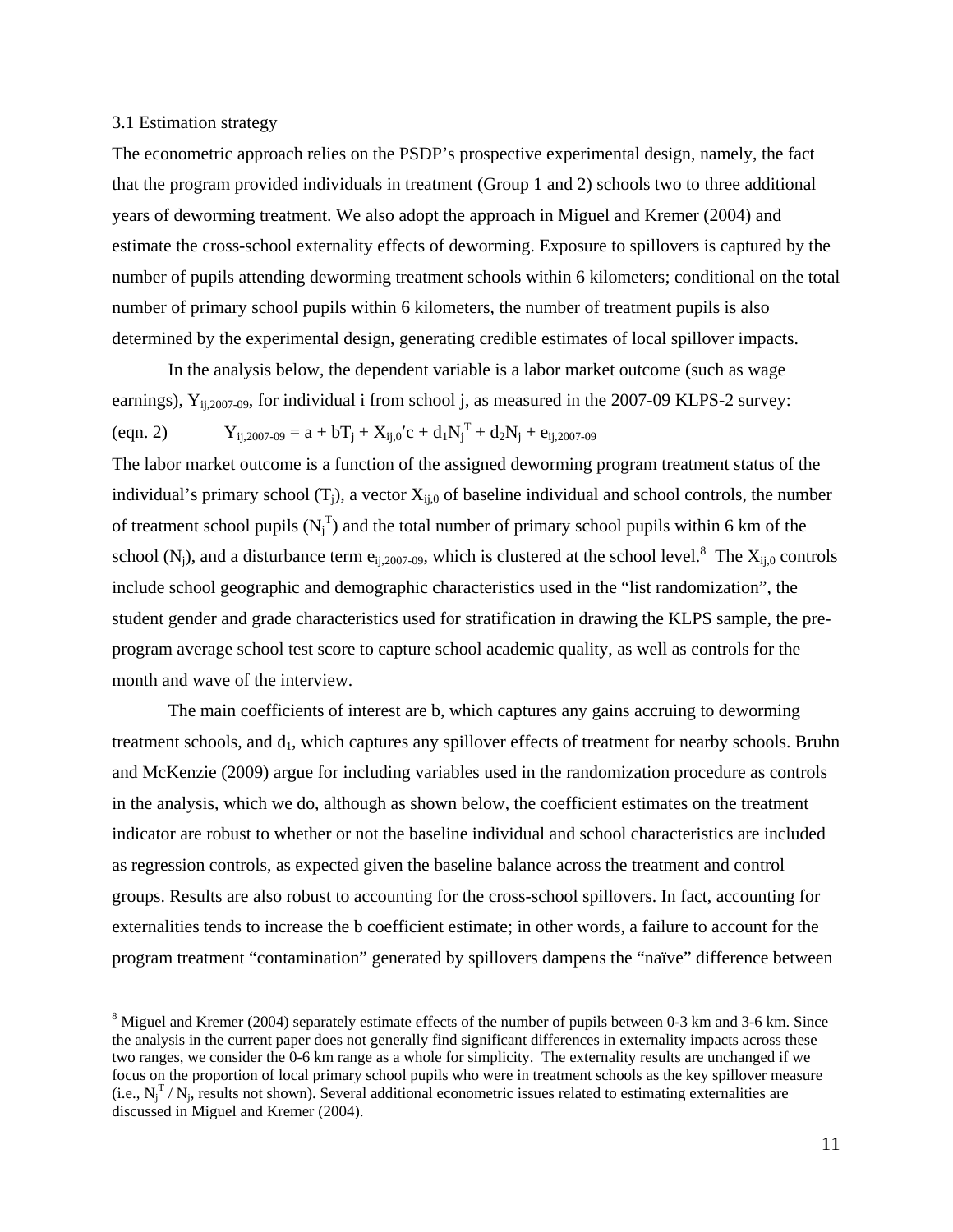### 3.1 Estimation strategy

The econometric approach relies on the PSDP's prospective experimental design, namely, the fact that the program provided individuals in treatment (Group 1 and 2) schools two to three additional years of deworming treatment. We also adopt the approach in Miguel and Kremer (2004) and estimate the cross-school externality effects of deworming. Exposure to spillovers is captured by the number of pupils attending deworming treatment schools within 6 kilometers; conditional on the total number of primary school pupils within 6 kilometers, the number of treatment pupils is also determined by the experimental design, generating credible estimates of local spillover impacts.

In the analysis below, the dependent variable is a labor market outcome (such as wage earnings), $Y_{ij,2007\text{-}09}$, for individual i from school j, as measured in the 2007-09 KLPS-2 survey:

(eqn. 2) $$Y_{ij,2007\text{-}09} = a + bT_j + X_{ij,0}'c + d_1N_j^T + d_2N_j + e_{ij,2007\text{-}09}$$

The labor market outcome is a function of the assigned deworming program treatment status of the individual's primary school ($T_j$), a vector $X_{ij,0}$ of baseline individual and school controls, the number of treatment school pupils ($N_j^T$) and the total number of primary school pupils within 6 km of the school ($N_j$), and a disturbance term $e_{ij,2007\text{-}09}$, which is clustered at the school level.[8] The $X_{ij,0}$ controls include school geographic and demographic characteristics used in the "list randomization", the student gender and grade characteristics used for stratification in drawing the KLPS sample, the pre-program average school test score to capture school academic quality, as well as controls for the month and wave of the interview.

The main coefficients of interest are b, which captures any gains accruing to deworming treatment schools, and $d_1$, which captures any spillover effects of treatment for nearby schools. Bruhn and McKenzie (2009) argue for including variables used in the randomization procedure as controls in the analysis, which we do, although as shown below, the coefficient estimates on the treatment indicator are robust to whether or not the baseline individual and school characteristics are included as regression controls, as expected given the baseline balance across the treatment and control groups. Results are also robust to accounting for the cross-school spillovers. In fact, accounting for externalities tends to increase the b coefficient estimate; in other words, a failure to account for the program treatment "contamination" generated by spillovers dampens the "naïve" difference between

[8] Miguel and Kremer (2004) separately estimate effects of the number of pupils between 0-3 km and 3-6 km. Since the analysis in the current paper does not generally find significant differences in externality impacts across these two ranges, we consider the 0-6 km range as a whole for simplicity. The externality results are unchanged if we focus on the proportion of local primary school pupils who were in treatment schools as the key spillover measure (i.e., $N_j^T / N_j$, results not shown). Several additional econometric issues related to estimating externalities are discussed in Miguel and Kremer (2004).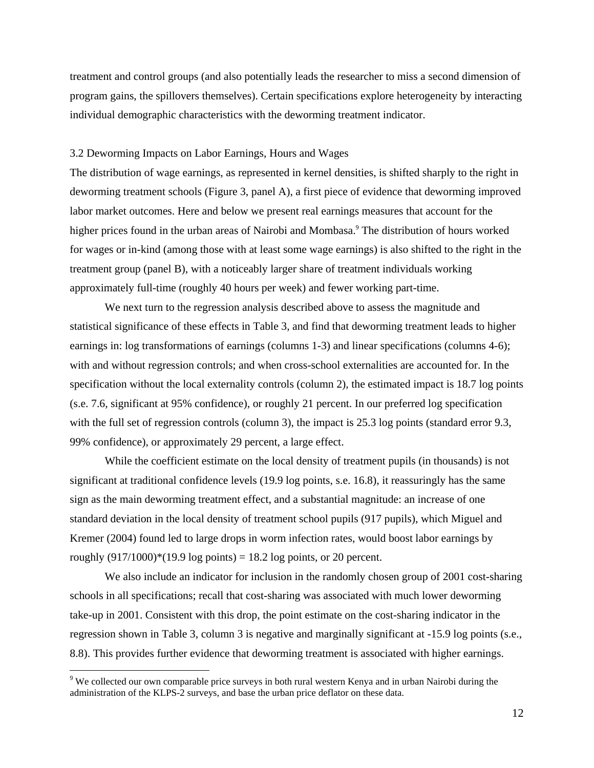treatment and control groups (and also potentially leads the researcher to miss a second dimension of program gains, the spillovers themselves). Certain specifications explore heterogeneity by interacting individual demographic characteristics with the deworming treatment indicator.

### 3.2 Deworming Impacts on Labor Earnings, Hours and Wages

The distribution of wage earnings, as represented in kernel densities, is shifted sharply to the right in deworming treatment schools (Figure 3, panel A), a first piece of evidence that deworming improved labor market outcomes. Here and below we present real earnings measures that account for the higher prices found in the urban areas of Nairobi and Mombasa.[9] The distribution of hours worked for wages or in-kind (among those with at least some wage earnings) is also shifted to the right in the treatment group (panel B), with a noticeably larger share of treatment individuals working approximately full-time (roughly 40 hours per week) and fewer working part-time.

We next turn to the regression analysis described above to assess the magnitude and statistical significance of these effects in Table 3, and find that deworming treatment leads to higher earnings in: log transformations of earnings (columns 1-3) and linear specifications (columns 4-6); with and without regression controls; and when cross-school externalities are accounted for. In the specification without the local externality controls (column 2), the estimated impact is 18.7 log points (s.e. 7.6, significant at 95% confidence), or roughly 21 percent. In our preferred log specification with the full set of regression controls (column 3), the impact is 25.3 log points (standard error 9.3, 99% confidence), or approximately 29 percent, a large effect.

While the coefficient estimate on the local density of treatment pupils (in thousands) is not significant at traditional confidence levels (19.9 log points, s.e. 16.8), it reassuringly has the same sign as the main deworming treatment effect, and a substantial magnitude: an increase of one standard deviation in the local density of treatment school pupils (917 pupils), which Miguel and Kremer (2004) found led to large drops in worm infection rates, would boost labor earnings by roughly (917/1000)*(19.9 log points) = 18.2 log points, or 20 percent.

We also include an indicator for inclusion in the randomly chosen group of 2001 cost-sharing schools in all specifications; recall that cost-sharing was associated with much lower deworming take-up in 2001. Consistent with this drop, the point estimate on the cost-sharing indicator in the regression shown in Table 3, column 3 is negative and marginally significant at -15.9 log points (s.e., 8.8). This provides further evidence that deworming treatment is associated with higher earnings.

[9] We collected our own comparable price surveys in both rural western Kenya and in urban Nairobi during the administration of the KLPS-2 surveys, and base the urban price deflator on these data.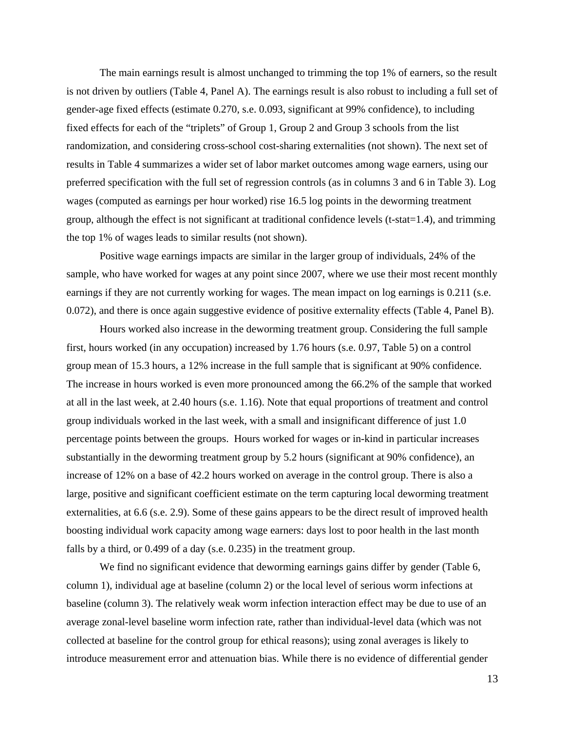The main earnings result is almost unchanged to trimming the top 1% of earners, so the result is not driven by outliers (Table 4, Panel A). The earnings result is also robust to including a full set of gender-age fixed effects (estimate 0.270, s.e. 0.093, significant at 99% confidence), to including fixed effects for each of the "triplets" of Group 1, Group 2 and Group 3 schools from the list randomization, and considering cross-school cost-sharing externalities (not shown). The next set of results in Table 4 summarizes a wider set of labor market outcomes among wage earners, using our preferred specification with the full set of regression controls (as in columns 3 and 6 in Table 3). Log wages (computed as earnings per hour worked) rise 16.5 log points in the deworming treatment group, although the effect is not significant at traditional confidence levels (t-stat=1.4), and trimming the top 1% of wages leads to similar results (not shown).

Positive wage earnings impacts are similar in the larger group of individuals, 24% of the sample, who have worked for wages at any point since 2007, where we use their most recent monthly earnings if they are not currently working for wages. The mean impact on log earnings is 0.211 (s.e. 0.072), and there is once again suggestive evidence of positive externality effects (Table 4, Panel B).

Hours worked also increase in the deworming treatment group. Considering the full sample first, hours worked (in any occupation) increased by 1.76 hours (s.e. 0.97, Table 5) on a control group mean of 15.3 hours, a 12% increase in the full sample that is significant at 90% confidence. The increase in hours worked is even more pronounced among the 66.2% of the sample that worked at all in the last week, at 2.40 hours (s.e. 1.16). Note that equal proportions of treatment and control group individuals worked in the last week, with a small and insignificant difference of just 1.0 percentage points between the groups. Hours worked for wages or in-kind in particular increases substantially in the deworming treatment group by 5.2 hours (significant at 90% confidence), an increase of 12% on a base of 42.2 hours worked on average in the control group. There is also a large, positive and significant coefficient estimate on the term capturing local deworming treatment externalities, at 6.6 (s.e. 2.9). Some of these gains appears to be the direct result of improved health boosting individual work capacity among wage earners: days lost to poor health in the last month falls by a third, or 0.499 of a day (s.e. 0.235) in the treatment group.

We find no significant evidence that deworming earnings gains differ by gender (Table 6, column 1), individual age at baseline (column 2) or the local level of serious worm infections at baseline (column 3). The relatively weak worm infection interaction effect may be due to use of an average zonal-level baseline worm infection rate, rather than individual-level data (which was not collected at baseline for the control group for ethical reasons); using zonal averages is likely to introduce measurement error and attenuation bias. While there is no evidence of differential gender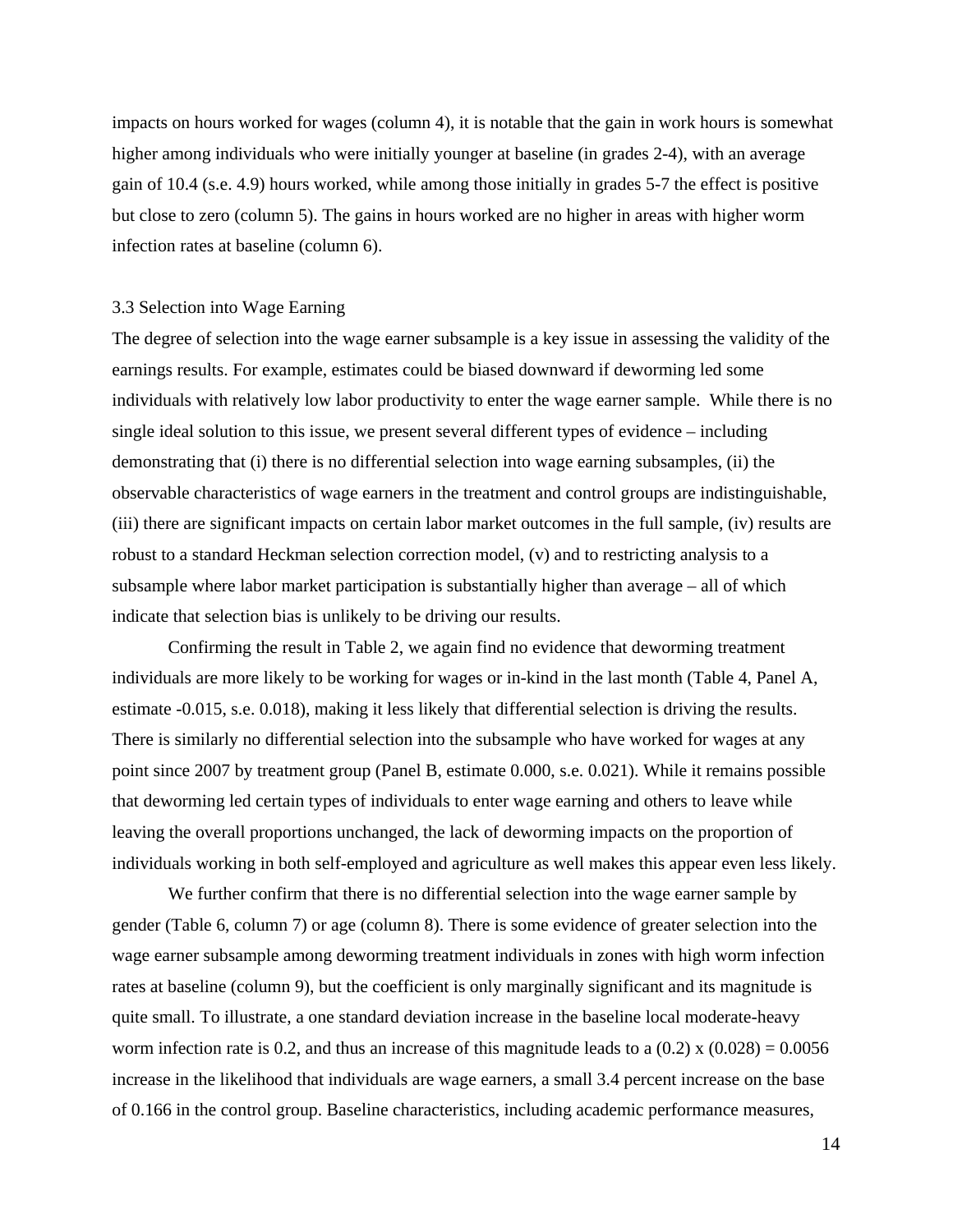impacts on hours worked for wages (column 4), it is notable that the gain in work hours is somewhat higher among individuals who were initially younger at baseline (in grades 2-4), with an average gain of 10.4 (s.e. 4.9) hours worked, while among those initially in grades 5-7 the effect is positive but close to zero (column 5). The gains in hours worked are no higher in areas with higher worm infection rates at baseline (column 6).

### 3.3 Selection into Wage Earning

The degree of selection into the wage earner subsample is a key issue in assessing the validity of the earnings results. For example, estimates could be biased downward if deworming led some individuals with relatively low labor productivity to enter the wage earner sample. While there is no single ideal solution to this issue, we present several different types of evidence – including demonstrating that (i) there is no differential selection into wage earning subsamples, (ii) the observable characteristics of wage earners in the treatment and control groups are indistinguishable, (iii) there are significant impacts on certain labor market outcomes in the full sample, (iv) results are robust to a standard Heckman selection correction model, (v) and to restricting analysis to a subsample where labor market participation is substantially higher than average – all of which indicate that selection bias is unlikely to be driving our results.

Confirming the result in Table 2, we again find no evidence that deworming treatment individuals are more likely to be working for wages or in-kind in the last month (Table 4, Panel A, estimate -0.015, s.e. 0.018), making it less likely that differential selection is driving the results. There is similarly no differential selection into the subsample who have worked for wages at any point since 2007 by treatment group (Panel B, estimate 0.000, s.e. 0.021). While it remains possible that deworming led certain types of individuals to enter wage earning and others to leave while leaving the overall proportions unchanged, the lack of deworming impacts on the proportion of individuals working in both self-employed and agriculture as well makes this appear even less likely.

We further confirm that there is no differential selection into the wage earner sample by gender (Table 6, column 7) or age (column 8). There is some evidence of greater selection into the wage earner subsample among deworming treatment individuals in zones with high worm infection rates at baseline (column 9), but the coefficient is only marginally significant and its magnitude is quite small. To illustrate, a one standard deviation increase in the baseline local moderate-heavy worm infection rate is 0.2, and thus an increase of this magnitude leads to a (0.2) x (0.028) = 0.0056 increase in the likelihood that individuals are wage earners, a small 3.4 percent increase on the base of 0.166 in the control group. Baseline characteristics, including academic performance measures,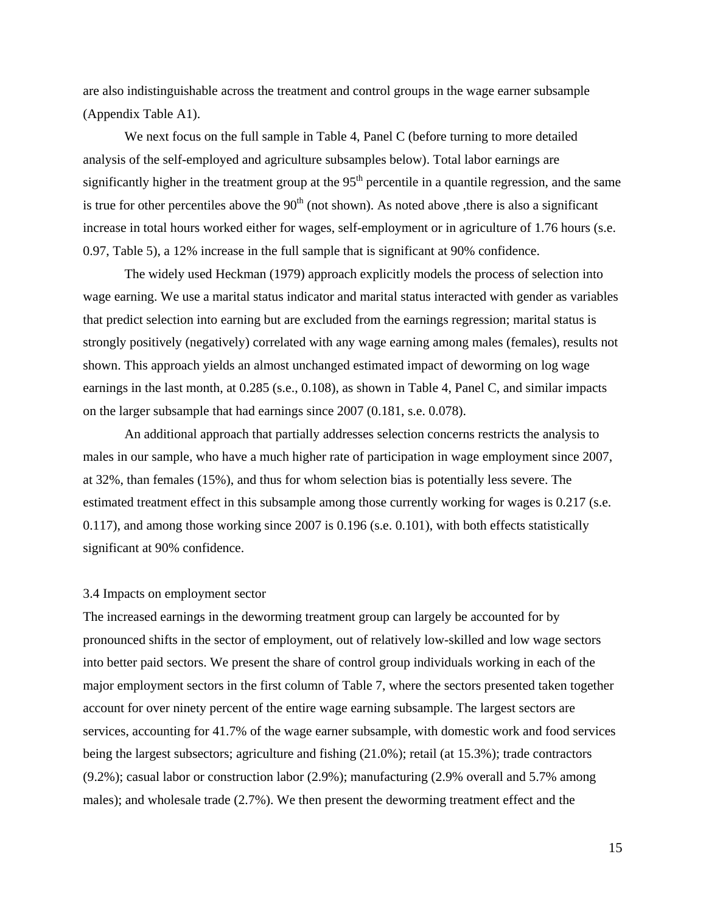are also indistinguishable across the treatment and control groups in the wage earner subsample (Appendix Table A1).

We next focus on the full sample in Table 4, Panel C (before turning to more detailed analysis of the self-employed and agriculture subsamples below). Total labor earnings are significantly higher in the treatment group at the 95$^{th}$ percentile in a quantile regression, and the same is true for other percentiles above the 90$^{th}$ (not shown). As noted above ,there is also a significant increase in total hours worked either for wages, self-employment or in agriculture of 1.76 hours (s.e. 0.97, Table 5), a 12% increase in the full sample that is significant at 90% confidence.

The widely used Heckman (1979) approach explicitly models the process of selection into wage earning. We use a marital status indicator and marital status interacted with gender as variables that predict selection into earning but are excluded from the earnings regression; marital status is strongly positively (negatively) correlated with any wage earning among males (females), results not shown. This approach yields an almost unchanged estimated impact of deworming on log wage earnings in the last month, at 0.285 (s.e., 0.108), as shown in Table 4, Panel C, and similar impacts on the larger subsample that had earnings since 2007 (0.181, s.e. 0.078).

An additional approach that partially addresses selection concerns restricts the analysis to males in our sample, who have a much higher rate of participation in wage employment since 2007, at 32%, than females (15%), and thus for whom selection bias is potentially less severe. The estimated treatment effect in this subsample among those currently working for wages is 0.217 (s.e. 0.117), and among those working since 2007 is 0.196 (s.e. 0.101), with both effects statistically significant at 90% confidence.

### 3.4 Impacts on employment sector

The increased earnings in the deworming treatment group can largely be accounted for by pronounced shifts in the sector of employment, out of relatively low-skilled and low wage sectors into better paid sectors. We present the share of control group individuals working in each of the major employment sectors in the first column of Table 7, where the sectors presented taken together account for over ninety percent of the entire wage earning subsample. The largest sectors are services, accounting for 41.7% of the wage earner subsample, with domestic work and food services being the largest subsectors; agriculture and fishing (21.0%); retail (at 15.3%); trade contractors (9.2%); casual labor or construction labor (2.9%); manufacturing (2.9% overall and 5.7% among males); and wholesale trade (2.7%). We then present the deworming treatment effect and the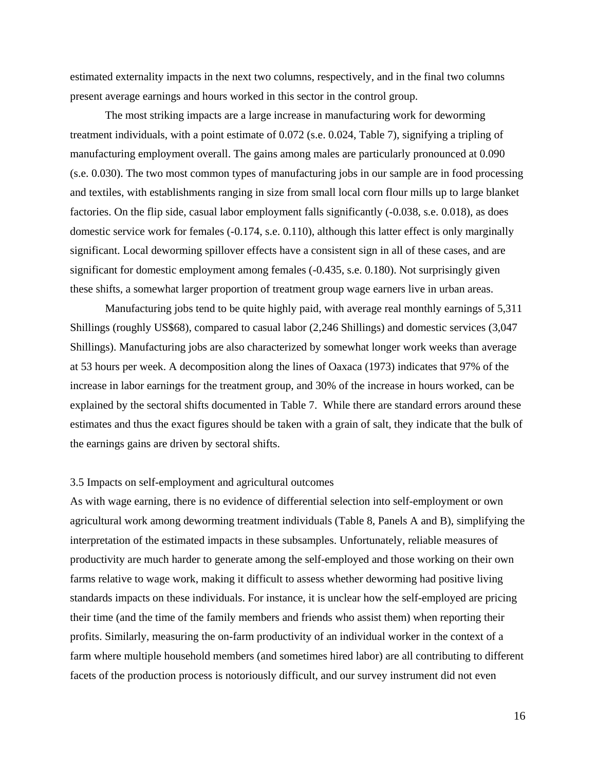estimated externality impacts in the next two columns, respectively, and in the final two columns present average earnings and hours worked in this sector in the control group.

The most striking impacts are a large increase in manufacturing work for deworming treatment individuals, with a point estimate of 0.072 (s.e. 0.024, Table 7), signifying a tripling of manufacturing employment overall. The gains among males are particularly pronounced at 0.090 (s.e. 0.030). The two most common types of manufacturing jobs in our sample are in food processing and textiles, with establishments ranging in size from small local corn flour mills up to large blanket factories. On the flip side, casual labor employment falls significantly (-0.038, s.e. 0.018), as does domestic service work for females (-0.174, s.e. 0.110), although this latter effect is only marginally significant. Local deworming spillover effects have a consistent sign in all of these cases, and are significant for domestic employment among females (-0.435, s.e. 0.180). Not surprisingly given these shifts, a somewhat larger proportion of treatment group wage earners live in urban areas.

Manufacturing jobs tend to be quite highly paid, with average real monthly earnings of 5,311 Shillings (roughly US$68), compared to casual labor (2,246 Shillings) and domestic services (3,047 Shillings). Manufacturing jobs are also characterized by somewhat longer work weeks than average at 53 hours per week. A decomposition along the lines of Oaxaca (1973) indicates that 97% of the increase in labor earnings for the treatment group, and 30% of the increase in hours worked, can be explained by the sectoral shifts documented in Table 7. While there are standard errors around these estimates and thus the exact figures should be taken with a grain of salt, they indicate that the bulk of the earnings gains are driven by sectoral shifts.

### 3.5 Impacts on self-employment and agricultural outcomes

As with wage earning, there is no evidence of differential selection into self-employment or own agricultural work among deworming treatment individuals (Table 8, Panels A and B), simplifying the interpretation of the estimated impacts in these subsamples. Unfortunately, reliable measures of productivity are much harder to generate among the self-employed and those working on their own farms relative to wage work, making it difficult to assess whether deworming had positive living standards impacts on these individuals. For instance, it is unclear how the self-employed are pricing their time (and the time of the family members and friends who assist them) when reporting their profits. Similarly, measuring the on-farm productivity of an individual worker in the context of a farm where multiple household members (and sometimes hired labor) are all contributing to different facets of the production process is notoriously difficult, and our survey instrument did not even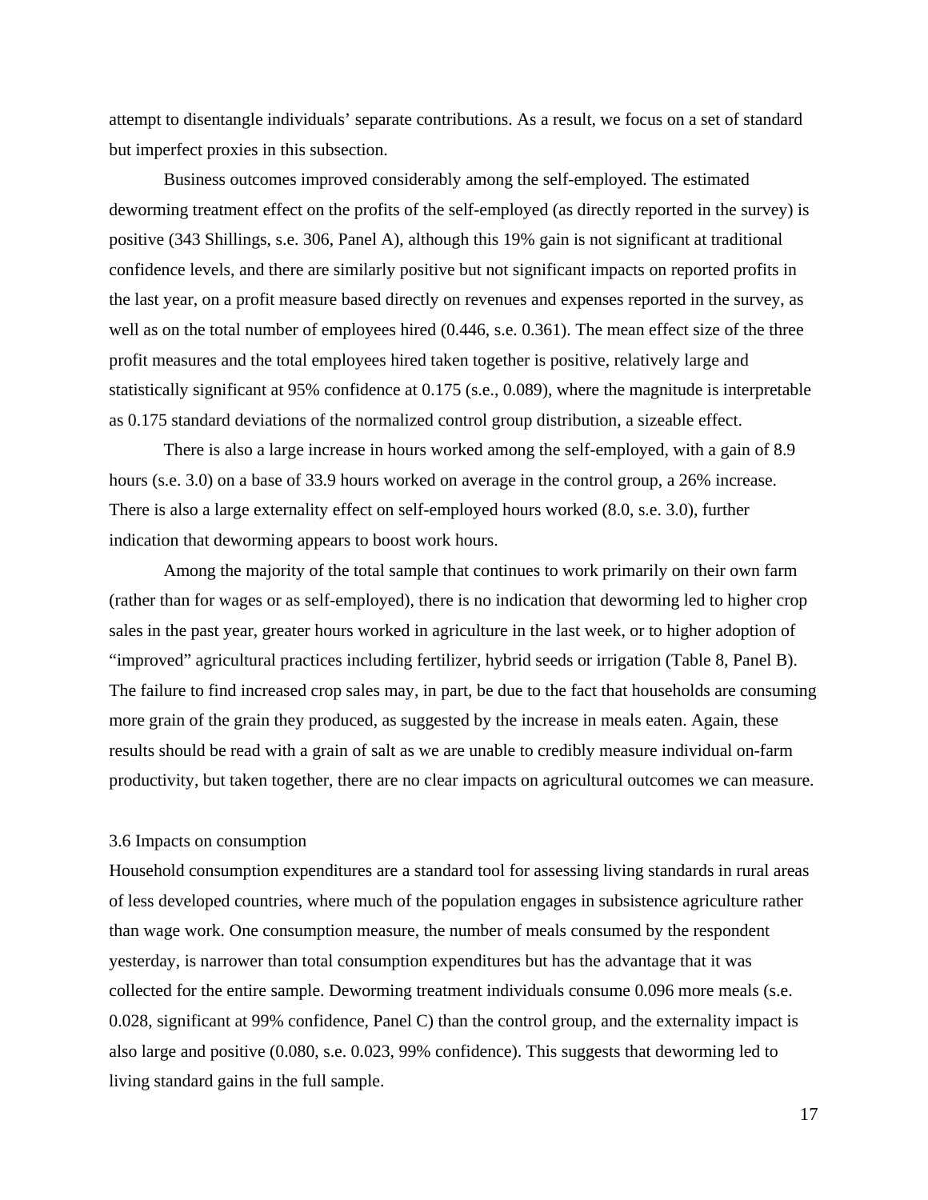attempt to disentangle individuals' separate contributions. As a result, we focus on a set of standard but imperfect proxies in this subsection.

Business outcomes improved considerably among the self-employed. The estimated deworming treatment effect on the profits of the self-employed (as directly reported in the survey) is positive (343 Shillings, s.e. 306, Panel A), although this 19% gain is not significant at traditional confidence levels, and there are similarly positive but not significant impacts on reported profits in the last year, on a profit measure based directly on revenues and expenses reported in the survey, as well as on the total number of employees hired (0.446, s.e. 0.361). The mean effect size of the three profit measures and the total employees hired taken together is positive, relatively large and statistically significant at 95% confidence at 0.175 (s.e., 0.089), where the magnitude is interpretable as 0.175 standard deviations of the normalized control group distribution, a sizeable effect.

There is also a large increase in hours worked among the self-employed, with a gain of 8.9 hours (s.e. 3.0) on a base of 33.9 hours worked on average in the control group, a 26% increase. There is also a large externality effect on self-employed hours worked (8.0, s.e. 3.0), further indication that deworming appears to boost work hours.

Among the majority of the total sample that continues to work primarily on their own farm (rather than for wages or as self-employed), there is no indication that deworming led to higher crop sales in the past year, greater hours worked in agriculture in the last week, or to higher adoption of "improved" agricultural practices including fertilizer, hybrid seeds or irrigation (Table 8, Panel B). The failure to find increased crop sales may, in part, be due to the fact that households are consuming more grain of the grain they produced, as suggested by the increase in meals eaten. Again, these results should be read with a grain of salt as we are unable to credibly measure individual on-farm productivity, but taken together, there are no clear impacts on agricultural outcomes we can measure.

## 3.6 Impacts on consumption

Household consumption expenditures are a standard tool for assessing living standards in rural areas of less developed countries, where much of the population engages in subsistence agriculture rather than wage work. One consumption measure, the number of meals consumed by the respondent yesterday, is narrower than total consumption expenditures but has the advantage that it was collected for the entire sample. Deworming treatment individuals consume 0.096 more meals (s.e. 0.028, significant at 99% confidence, Panel C) than the control group, and the externality impact is also large and positive (0.080, s.e. 0.023, 99% confidence). This suggests that deworming led to living standard gains in the full sample.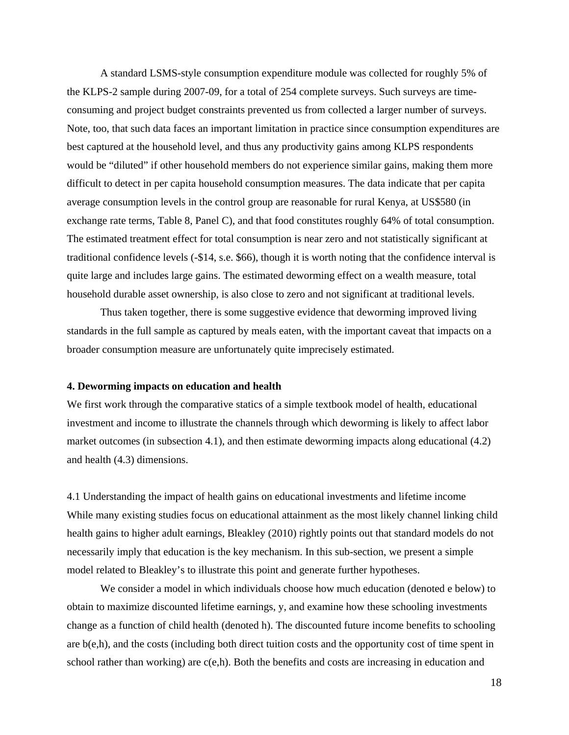A standard LSMS-style consumption expenditure module was collected for roughly 5% of the KLPS-2 sample during 2007-09, for a total of 254 complete surveys. Such surveys are time-consuming and project budget constraints prevented us from collected a larger number of surveys. Note, too, that such data faces an important limitation in practice since consumption expenditures are best captured at the household level, and thus any productivity gains among KLPS respondents would be "diluted" if other household members do not experience similar gains, making them more difficult to detect in per capita household consumption measures. The data indicate that per capita average consumption levels in the control group are reasonable for rural Kenya, at US$580 (in exchange rate terms, Table 8, Panel C), and that food constitutes roughly 64% of total consumption. The estimated treatment effect for total consumption is near zero and not statistically significant at traditional confidence levels (-$14, s.e. $66), though it is worth noting that the confidence interval is quite large and includes large gains. The estimated deworming effect on a wealth measure, total household durable asset ownership, is also close to zero and not significant at traditional levels.

Thus taken together, there is some suggestive evidence that deworming improved living standards in the full sample as captured by meals eaten, with the important caveat that impacts on a broader consumption measure are unfortunately quite imprecisely estimated.

**4. Deworming impacts on education and health**

We first work through the comparative statics of a simple textbook model of health, educational investment and income to illustrate the channels through which deworming is likely to affect labor market outcomes (in subsection 4.1), and then estimate deworming impacts along educational (4.2) and health (4.3) dimensions.

4.1 Understanding the impact of health gains on educational investments and lifetime income

While many existing studies focus on educational attainment as the most likely channel linking child health gains to higher adult earnings, Bleakley (2010) rightly points out that standard models do not necessarily imply that education is the key mechanism. In this sub-section, we present a simple model related to Bleakley's to illustrate this point and generate further hypotheses.

We consider a model in which individuals choose how much education (denoted e below) to obtain to maximize discounted lifetime earnings, y, and examine how these schooling investments change as a function of child health (denoted h). The discounted future income benefits to schooling are b(e,h), and the costs (including both direct tuition costs and the opportunity cost of time spent in school rather than working) are c(e,h). Both the benefits and costs are increasing in education and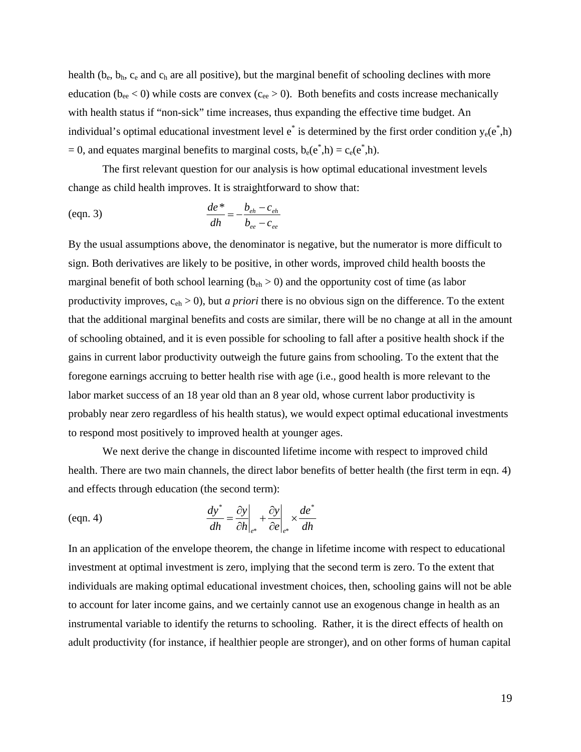health ($b_e$, $b_h$, $c_e$ and $c_h$ are all positive), but the marginal benefit of schooling declines with more education ($b_{ee} < 0$) while costs are convex ($c_{ee} > 0$). Both benefits and costs increase mechanically with health status if "non-sick" time increases, thus expanding the effective time budget. An individual's optimal educational investment level $e^*$ is determined by the first order condition $y_e(e^*,h) = 0$, and equates marginal benefits to marginal costs, $b_e(e^*,h) = c_e(e^*,h)$.

The first relevant question for our analysis is how optimal educational investment levels change as child health improves. It is straightforward to show that:

$$\frac{de^*}{dh} = -\frac{b_{eh} - c_{eh}}{b_{ee} - c_{ee}} \qquad \text{(eqn. 3)}$$

By the usual assumptions above, the denominator is negative, but the numerator is more difficult to sign. Both derivatives are likely to be positive, in other words, improved child health boosts the marginal benefit of both school learning ($b_{eh} > 0$) and the opportunity cost of time (as labor productivity improves, $c_{eh} > 0$), but *a priori* there is no obvious sign on the difference. To the extent that the additional marginal benefits and costs are similar, there will be no change at all in the amount of schooling obtained, and it is even possible for schooling to fall after a positive health shock if the gains in current labor productivity outweigh the future gains from schooling. To the extent that the foregone earnings accruing to better health rise with age (i.e., good health is more relevant to the labor market success of an 18 year old than an 8 year old, whose current labor productivity is probably near zero regardless of his health status), we would expect optimal educational investments to respond most positively to improved health at younger ages.

We next derive the change in discounted lifetime income with respect to improved child health. There are two main channels, the direct labor benefits of better health (the first term in eqn. 4) and effects through education (the second term):

$$\frac{dy^*}{dh} = \left.\frac{\partial y}{\partial h}\right|_{e^*} + \left.\frac{\partial y}{\partial e}\right|_{e^*} \times \frac{de^*}{dh} \qquad \text{(eqn. 4)}$$

In an application of the envelope theorem, the change in lifetime income with respect to educational investment at optimal investment is zero, implying that the second term is zero. To the extent that individuals are making optimal educational investment choices, then, schooling gains will not be able to account for later income gains, and we certainly cannot use an exogenous change in health as an instrumental variable to identify the returns to schooling. Rather, it is the direct effects of health on adult productivity (for instance, if healthier people are stronger), and on other forms of human capital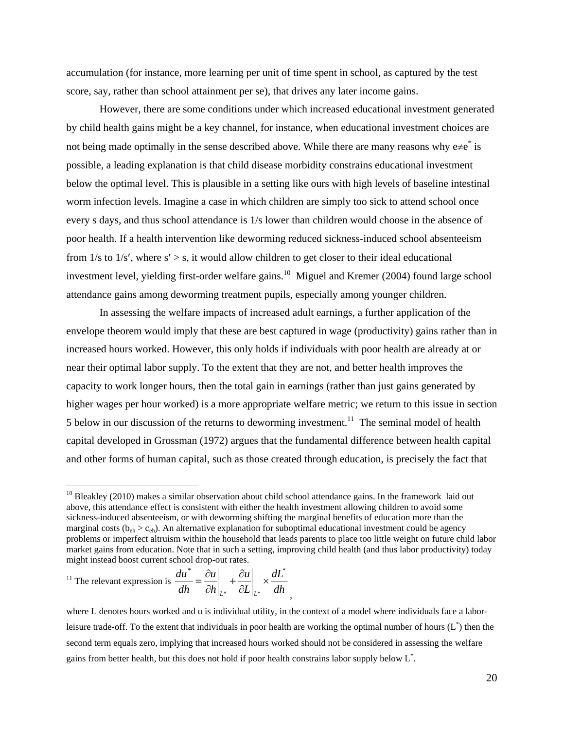accumulation (for instance, more learning per unit of time spent in school, as captured by the test score, say, rather than school attainment per se), that drives any later income gains.

However, there are some conditions under which increased educational investment generated by child health gains might be a key channel, for instance, when educational investment choices are not being made optimally in the sense described above. While there are many reasons why $e \neq e^*$ is possible, a leading explanation is that child disease morbidity constrains educational investment below the optimal level. This is plausible in a setting like ours with high levels of baseline intestinal worm infection levels. Imagine a case in which children are simply too sick to attend school once every s days, and thus school attendance is 1/s lower than children would choose in the absence of poor health. If a health intervention like deworming reduced sickness-induced school absenteeism from 1/s to 1/s′, where s′ > s, it would allow children to get closer to their ideal educational investment level, yielding first-order welfare gains.[10] Miguel and Kremer (2004) found large school attendance gains among deworming treatment pupils, especially among younger children.

In assessing the welfare impacts of increased adult earnings, a further application of the envelope theorem would imply that these are best captured in wage (productivity) gains rather than in increased hours worked. However, this only holds if individuals with poor health are already at or near their optimal labor supply. To the extent that they are not, and better health improves the capacity to work longer hours, then the total gain in earnings (rather than just gains generated by higher wages per hour worked) is a more appropriate welfare metric; we return to this issue in section 5 below in our discussion of the returns to deworming investment.[11] The seminal model of health capital developed in Grossman (1972) argues that the fundamental difference between health capital and other forms of human capital, such as those created through education, is precisely the fact that

[10] Bleakley (2010) makes a similar observation about child school attendance gains. In the framework laid out above, this attendance effect is consistent with either the health investment allowing children to avoid some sickness-induced absenteeism, or with deworming shifting the marginal benefits of education more than the marginal costs ($b_{eh} > c_{eh}$). An alternative explanation for suboptimal educational investment could be agency problems or imperfect altruism within the household that leads parents to place too little weight on future child labor market gains from education. Note that in such a setting, improving child health (and thus labor productivity) today might instead boost current school drop-out rates.

[11] The relevant expression is $\frac{du^*}{dh} = \left.\frac{\partial u}{\partial h}\right|_{L^*} + \left.\frac{\partial u}{\partial L}\right|_{L^*} \times \frac{dL^*}{dh}$,

where L denotes hours worked and u is individual utility, in the context of a model where individuals face a labor-leisure trade-off. To the extent that individuals in poor health are working the optimal number of hours ($L^*$) then the second term equals zero, implying that increased hours worked should not be considered in assessing the welfare gains from better health, but this does not hold if poor health constrains labor supply below $L^*$.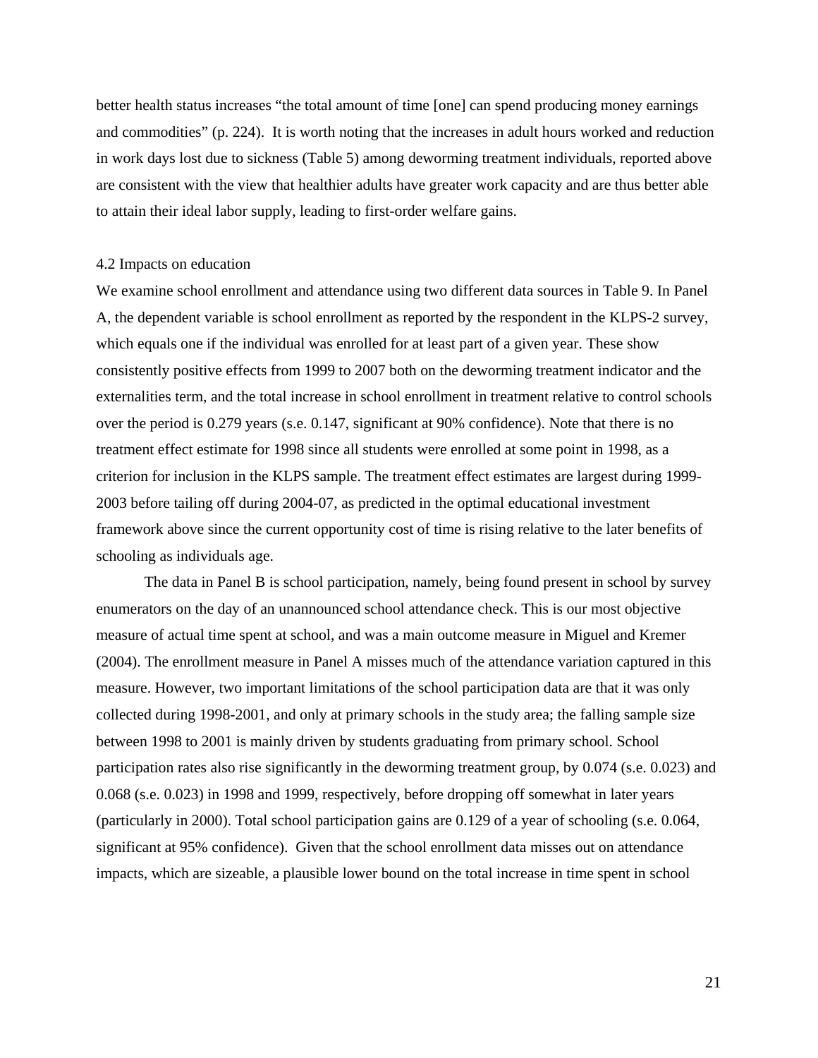better health status increases "the total amount of time [one] can spend producing money earnings and commodities" (p. 224). It is worth noting that the increases in adult hours worked and reduction in work days lost due to sickness (Table 5) among deworming treatment individuals, reported above are consistent with the view that healthier adults have greater work capacity and are thus better able to attain their ideal labor supply, leading to first-order welfare gains.

### 4.2 Impacts on education

We examine school enrollment and attendance using two different data sources in Table 9. In Panel A, the dependent variable is school enrollment as reported by the respondent in the KLPS-2 survey, which equals one if the individual was enrolled for at least part of a given year. These show consistently positive effects from 1999 to 2007 both on the deworming treatment indicator and the externalities term, and the total increase in school enrollment in treatment relative to control schools over the period is 0.279 years (s.e. 0.147, significant at 90% confidence). Note that there is no treatment effect estimate for 1998 since all students were enrolled at some point in 1998, as a criterion for inclusion in the KLPS sample. The treatment effect estimates are largest during 1999-2003 before tailing off during 2004-07, as predicted in the optimal educational investment framework above since the current opportunity cost of time is rising relative to the later benefits of schooling as individuals age.

The data in Panel B is school participation, namely, being found present in school by survey enumerators on the day of an unannounced school attendance check. This is our most objective measure of actual time spent at school, and was a main outcome measure in Miguel and Kremer (2004). The enrollment measure in Panel A misses much of the attendance variation captured in this measure. However, two important limitations of the school participation data are that it was only collected during 1998-2001, and only at primary schools in the study area; the falling sample size between 1998 to 2001 is mainly driven by students graduating from primary school. School participation rates also rise significantly in the deworming treatment group, by 0.074 (s.e. 0.023) and 0.068 (s.e. 0.023) in 1998 and 1999, respectively, before dropping off somewhat in later years (particularly in 2000). Total school participation gains are 0.129 of a year of schooling (s.e. 0.064, significant at 95% confidence). Given that the school enrollment data misses out on attendance impacts, which are sizeable, a plausible lower bound on the total increase in time spent in school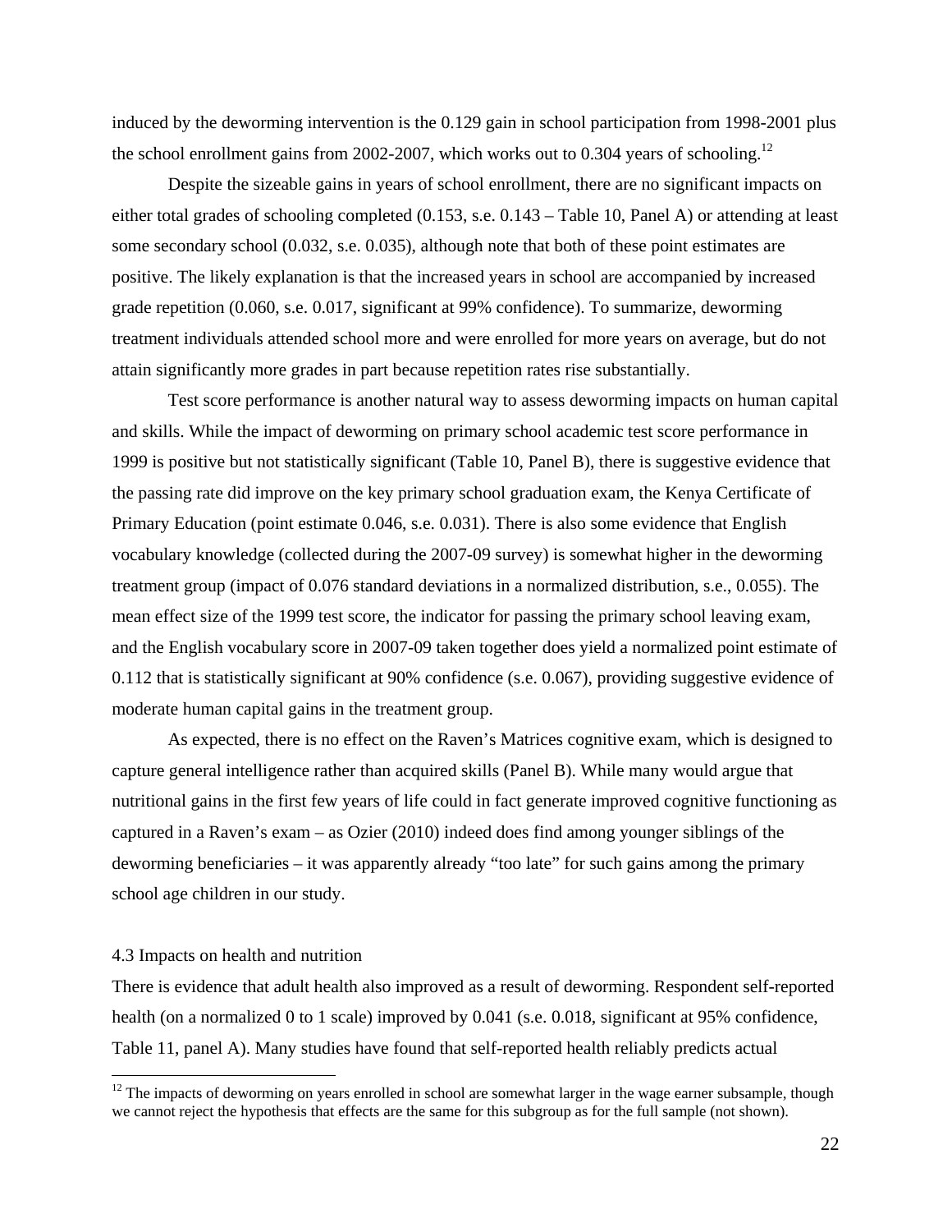induced by the deworming intervention is the 0.129 gain in school participation from 1998-2001 plus the school enrollment gains from 2002-2007, which works out to 0.304 years of schooling.[12]

Despite the sizeable gains in years of school enrollment, there are no significant impacts on either total grades of schooling completed (0.153, s.e. 0.143 – Table 10, Panel A) or attending at least some secondary school (0.032, s.e. 0.035), although note that both of these point estimates are positive. The likely explanation is that the increased years in school are accompanied by increased grade repetition (0.060, s.e. 0.017, significant at 99% confidence). To summarize, deworming treatment individuals attended school more and were enrolled for more years on average, but do not attain significantly more grades in part because repetition rates rise substantially.

Test score performance is another natural way to assess deworming impacts on human capital and skills. While the impact of deworming on primary school academic test score performance in 1999 is positive but not statistically significant (Table 10, Panel B), there is suggestive evidence that the passing rate did improve on the key primary school graduation exam, the Kenya Certificate of Primary Education (point estimate 0.046, s.e. 0.031). There is also some evidence that English vocabulary knowledge (collected during the 2007-09 survey) is somewhat higher in the deworming treatment group (impact of 0.076 standard deviations in a normalized distribution, s.e., 0.055). The mean effect size of the 1999 test score, the indicator for passing the primary school leaving exam, and the English vocabulary score in 2007-09 taken together does yield a normalized point estimate of 0.112 that is statistically significant at 90% confidence (s.e. 0.067), providing suggestive evidence of moderate human capital gains in the treatment group.

As expected, there is no effect on the Raven's Matrices cognitive exam, which is designed to capture general intelligence rather than acquired skills (Panel B). While many would argue that nutritional gains in the first few years of life could in fact generate improved cognitive functioning as captured in a Raven's exam – as Ozier (2010) indeed does find among younger siblings of the deworming beneficiaries – it was apparently already "too late" for such gains among the primary school age children in our study.

4.3 Impacts on health and nutrition

There is evidence that adult health also improved as a result of deworming. Respondent self-reported health (on a normalized 0 to 1 scale) improved by 0.041 (s.e. 0.018, significant at 95% confidence, Table 11, panel A). Many studies have found that self-reported health reliably predicts actual

[12] The impacts of deworming on years enrolled in school are somewhat larger in the wage earner subsample, though we cannot reject the hypothesis that effects are the same for this subgroup as for the full sample (not shown).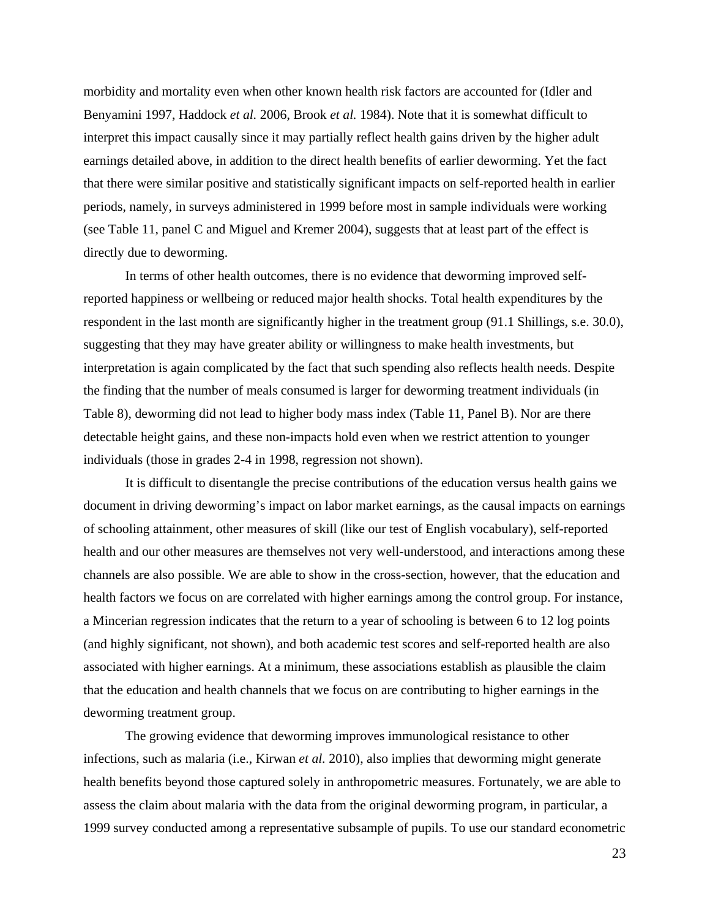morbidity and mortality even when other known health risk factors are accounted for (Idler and Benyamini 1997, Haddock *et al.* 2006, Brook *et al.* 1984). Note that it is somewhat difficult to interpret this impact causally since it may partially reflect health gains driven by the higher adult earnings detailed above, in addition to the direct health benefits of earlier deworming. Yet the fact that there were similar positive and statistically significant impacts on self-reported health in earlier periods, namely, in surveys administered in 1999 before most in sample individuals were working (see Table 11, panel C and Miguel and Kremer 2004), suggests that at least part of the effect is directly due to deworming.

In terms of other health outcomes, there is no evidence that deworming improved self-reported happiness or wellbeing or reduced major health shocks. Total health expenditures by the respondent in the last month are significantly higher in the treatment group (91.1 Shillings, s.e. 30.0), suggesting that they may have greater ability or willingness to make health investments, but interpretation is again complicated by the fact that such spending also reflects health needs. Despite the finding that the number of meals consumed is larger for deworming treatment individuals (in Table 8), deworming did not lead to higher body mass index (Table 11, Panel B). Nor are there detectable height gains, and these non-impacts hold even when we restrict attention to younger individuals (those in grades 2-4 in 1998, regression not shown).

It is difficult to disentangle the precise contributions of the education versus health gains we document in driving deworming's impact on labor market earnings, as the causal impacts on earnings of schooling attainment, other measures of skill (like our test of English vocabulary), self-reported health and our other measures are themselves not very well-understood, and interactions among these channels are also possible. We are able to show in the cross-section, however, that the education and health factors we focus on are correlated with higher earnings among the control group. For instance, a Mincerian regression indicates that the return to a year of schooling is between 6 to 12 log points (and highly significant, not shown), and both academic test scores and self-reported health are also associated with higher earnings. At a minimum, these associations establish as plausible the claim that the education and health channels that we focus on are contributing to higher earnings in the deworming treatment group.

The growing evidence that deworming improves immunological resistance to other infections, such as malaria (i.e., Kirwan *et al.* 2010), also implies that deworming might generate health benefits beyond those captured solely in anthropometric measures. Fortunately, we are able to assess the claim about malaria with the data from the original deworming program, in particular, a 1999 survey conducted among a representative subsample of pupils. To use our standard econometric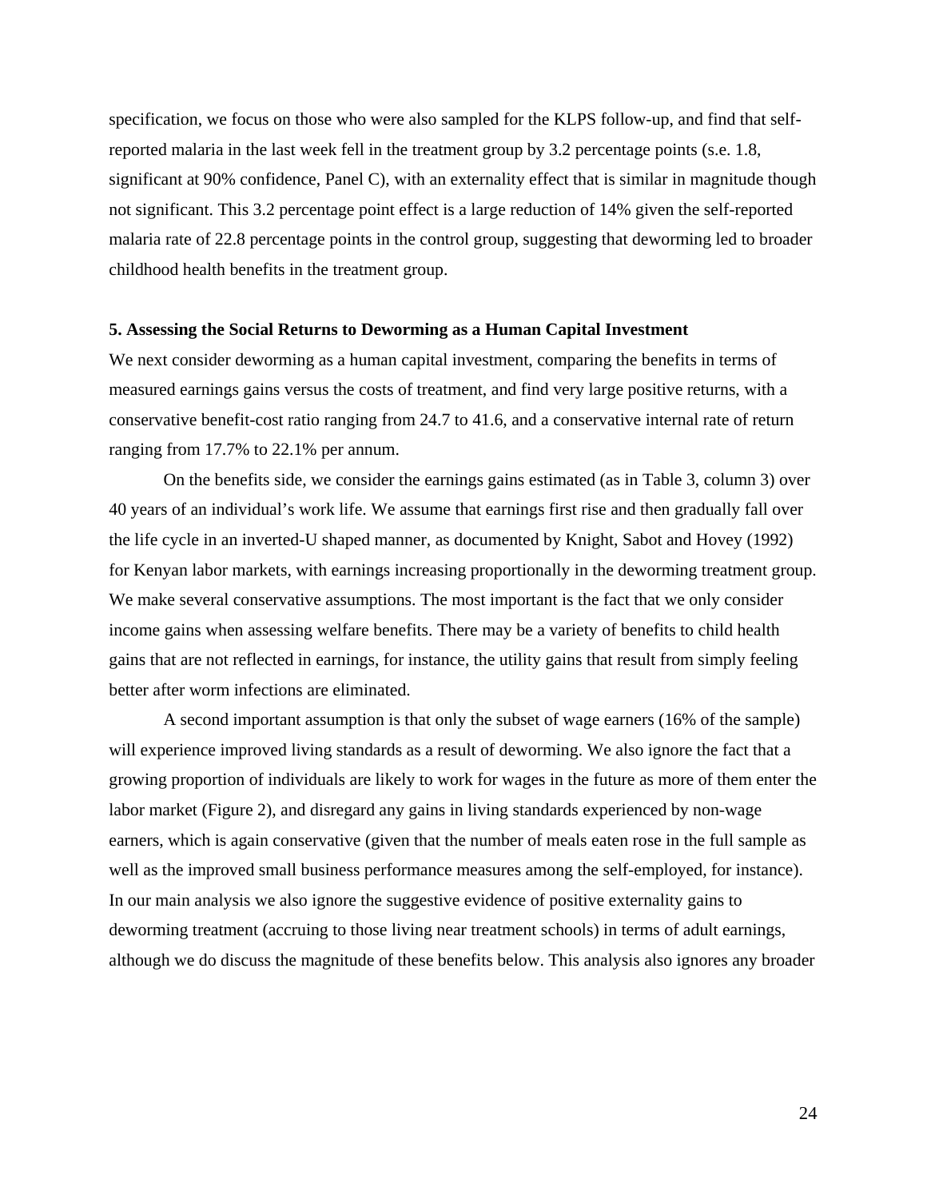specification, we focus on those who were also sampled for the KLPS follow-up, and find that self-reported malaria in the last week fell in the treatment group by 3.2 percentage points (s.e. 1.8, significant at 90% confidence, Panel C), with an externality effect that is similar in magnitude though not significant. This 3.2 percentage point effect is a large reduction of 14% given the self-reported malaria rate of 22.8 percentage points in the control group, suggesting that deworming led to broader childhood health benefits in the treatment group.

### 5. Assessing the Social Returns to Deworming as a Human Capital Investment

We next consider deworming as a human capital investment, comparing the benefits in terms of measured earnings gains versus the costs of treatment, and find very large positive returns, with a conservative benefit-cost ratio ranging from 24.7 to 41.6, and a conservative internal rate of return ranging from 17.7% to 22.1% per annum.

On the benefits side, we consider the earnings gains estimated (as in Table 3, column 3) over 40 years of an individual's work life. We assume that earnings first rise and then gradually fall over the life cycle in an inverted-U shaped manner, as documented by Knight, Sabot and Hovey (1992) for Kenyan labor markets, with earnings increasing proportionally in the deworming treatment group. We make several conservative assumptions. The most important is the fact that we only consider income gains when assessing welfare benefits. There may be a variety of benefits to child health gains that are not reflected in earnings, for instance, the utility gains that result from simply feeling better after worm infections are eliminated.

A second important assumption is that only the subset of wage earners (16% of the sample) will experience improved living standards as a result of deworming. We also ignore the fact that a growing proportion of individuals are likely to work for wages in the future as more of them enter the labor market (Figure 2), and disregard any gains in living standards experienced by non-wage earners, which is again conservative (given that the number of meals eaten rose in the full sample as well as the improved small business performance measures among the self-employed, for instance). In our main analysis we also ignore the suggestive evidence of positive externality gains to deworming treatment (accruing to those living near treatment schools) in terms of adult earnings, although we do discuss the magnitude of these benefits below. This analysis also ignores any broader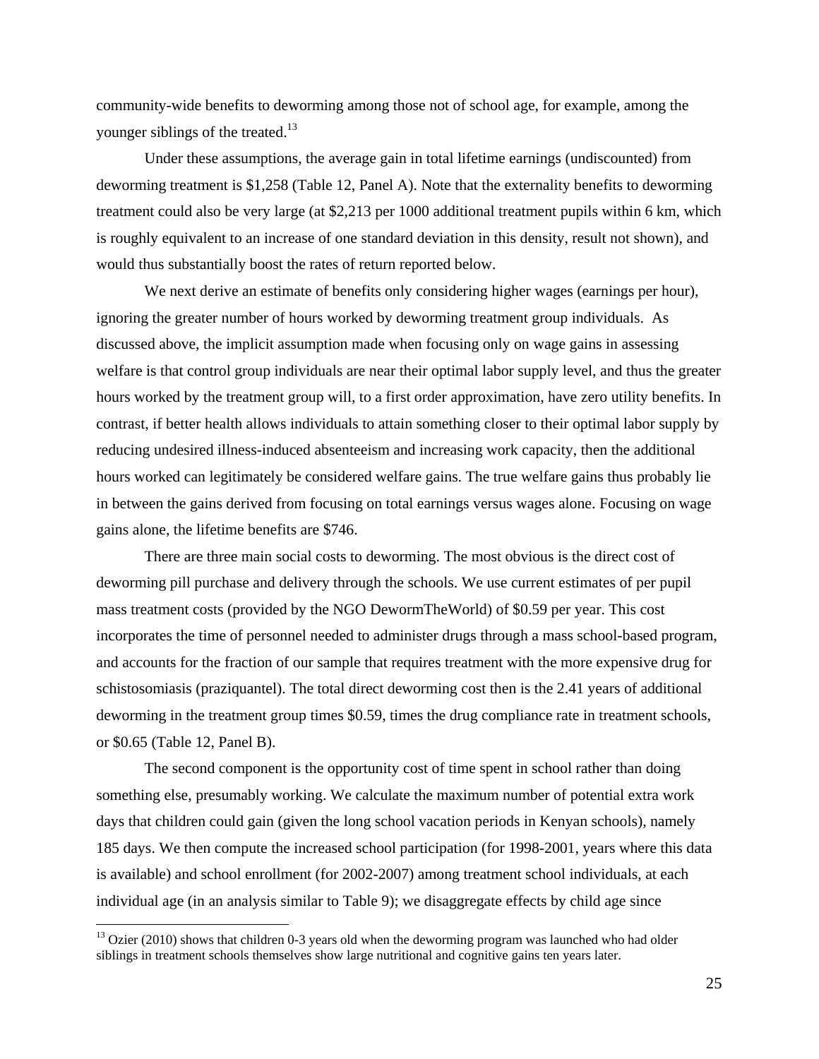community-wide benefits to deworming among those not of school age, for example, among the younger siblings of the treated.[13]

Under these assumptions, the average gain in total lifetime earnings (undiscounted) from deworming treatment is $1,258 (Table 12, Panel A). Note that the externality benefits to deworming treatment could also be very large (at $2,213 per 1000 additional treatment pupils within 6 km, which is roughly equivalent to an increase of one standard deviation in this density, result not shown), and would thus substantially boost the rates of return reported below.

We next derive an estimate of benefits only considering higher wages (earnings per hour), ignoring the greater number of hours worked by deworming treatment group individuals. As discussed above, the implicit assumption made when focusing only on wage gains in assessing welfare is that control group individuals are near their optimal labor supply level, and thus the greater hours worked by the treatment group will, to a first order approximation, have zero utility benefits. In contrast, if better health allows individuals to attain something closer to their optimal labor supply by reducing undesired illness-induced absenteeism and increasing work capacity, then the additional hours worked can legitimately be considered welfare gains. The true welfare gains thus probably lie in between the gains derived from focusing on total earnings versus wages alone. Focusing on wage gains alone, the lifetime benefits are $746.

There are three main social costs to deworming. The most obvious is the direct cost of deworming pill purchase and delivery through the schools. We use current estimates of per pupil mass treatment costs (provided by the NGO DewormTheWorld) of $0.59 per year. This cost incorporates the time of personnel needed to administer drugs through a mass school-based program, and accounts for the fraction of our sample that requires treatment with the more expensive drug for schistosomiasis (praziquantel). The total direct deworming cost then is the 2.41 years of additional deworming in the treatment group times $0.59, times the drug compliance rate in treatment schools, or $0.65 (Table 12, Panel B).

The second component is the opportunity cost of time spent in school rather than doing something else, presumably working. We calculate the maximum number of potential extra work days that children could gain (given the long school vacation periods in Kenyan schools), namely 185 days. We then compute the increased school participation (for 1998-2001, years where this data is available) and school enrollment (for 2002-2007) among treatment school individuals, at each individual age (in an analysis similar to Table 9); we disaggregate effects by child age since

[13] Ozier (2010) shows that children 0-3 years old when the deworming program was launched who had older siblings in treatment schools themselves show large nutritional and cognitive gains ten years later.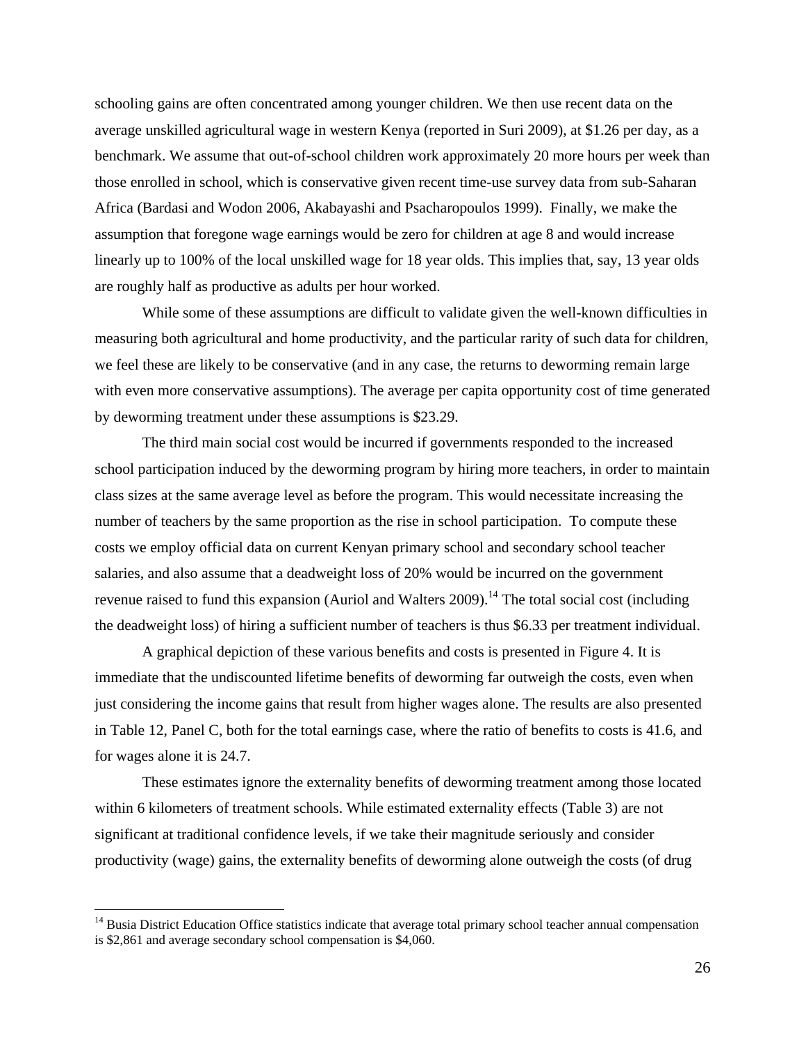schooling gains are often concentrated among younger children. We then use recent data on the average unskilled agricultural wage in western Kenya (reported in Suri 2009), at $1.26 per day, as a benchmark. We assume that out-of-school children work approximately 20 more hours per week than those enrolled in school, which is conservative given recent time-use survey data from sub-Saharan Africa (Bardasi and Wodon 2006, Akabayashi and Psacharopoulos 1999). Finally, we make the assumption that foregone wage earnings would be zero for children at age 8 and would increase linearly up to 100% of the local unskilled wage for 18 year olds. This implies that, say, 13 year olds are roughly half as productive as adults per hour worked.

While some of these assumptions are difficult to validate given the well-known difficulties in measuring both agricultural and home productivity, and the particular rarity of such data for children, we feel these are likely to be conservative (and in any case, the returns to deworming remain large with even more conservative assumptions). The average per capita opportunity cost of time generated by deworming treatment under these assumptions is $23.29.

The third main social cost would be incurred if governments responded to the increased school participation induced by the deworming program by hiring more teachers, in order to maintain class sizes at the same average level as before the program. This would necessitate increasing the number of teachers by the same proportion as the rise in school participation. To compute these costs we employ official data on current Kenyan primary school and secondary school teacher salaries, and also assume that a deadweight loss of 20% would be incurred on the government revenue raised to fund this expansion (Auriol and Walters 2009).[14] The total social cost (including the deadweight loss) of hiring a sufficient number of teachers is thus $6.33 per treatment individual.

A graphical depiction of these various benefits and costs is presented in Figure 4. It is immediate that the undiscounted lifetime benefits of deworming far outweigh the costs, even when just considering the income gains that result from higher wages alone. The results are also presented in Table 12, Panel C, both for the total earnings case, where the ratio of benefits to costs is 41.6, and for wages alone it is 24.7.

These estimates ignore the externality benefits of deworming treatment among those located within 6 kilometers of treatment schools. While estimated externality effects (Table 3) are not significant at traditional confidence levels, if we take their magnitude seriously and consider productivity (wage) gains, the externality benefits of deworming alone outweigh the costs (of drug

[14] Busia District Education Office statistics indicate that average total primary school teacher annual compensation is $2,861 and average secondary school compensation is $4,060.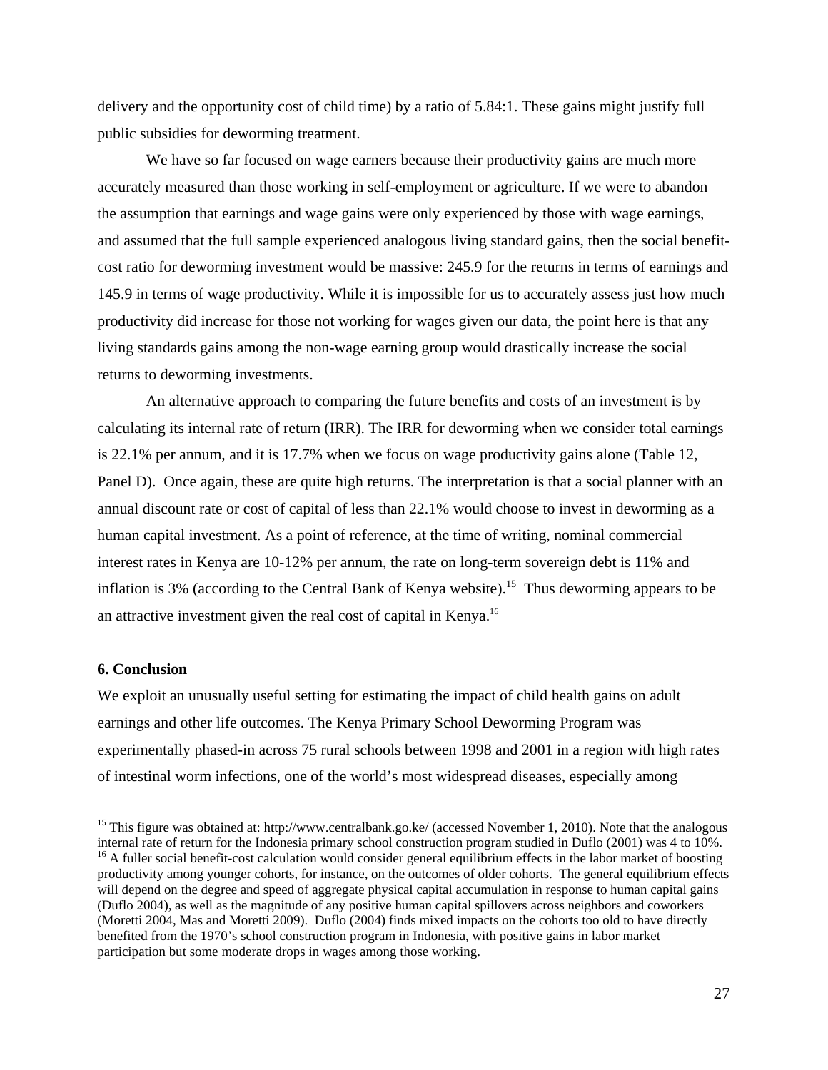delivery and the opportunity cost of child time) by a ratio of 5.84:1. These gains might justify full public subsidies for deworming treatment.

We have so far focused on wage earners because their productivity gains are much more accurately measured than those working in self-employment or agriculture. If we were to abandon the assumption that earnings and wage gains were only experienced by those with wage earnings, and assumed that the full sample experienced analogous living standard gains, then the social benefit-cost ratio for deworming investment would be massive: 245.9 for the returns in terms of earnings and 145.9 in terms of wage productivity. While it is impossible for us to accurately assess just how much productivity did increase for those not working for wages given our data, the point here is that any living standards gains among the non-wage earning group would drastically increase the social returns to deworming investments.

An alternative approach to comparing the future benefits and costs of an investment is by calculating its internal rate of return (IRR). The IRR for deworming when we consider total earnings is 22.1% per annum, and it is 17.7% when we focus on wage productivity gains alone (Table 12, Panel D). Once again, these are quite high returns. The interpretation is that a social planner with an annual discount rate or cost of capital of less than 22.1% would choose to invest in deworming as a human capital investment. As a point of reference, at the time of writing, nominal commercial interest rates in Kenya are 10-12% per annum, the rate on long-term sovereign debt is 11% and inflation is 3% (according to the Central Bank of Kenya website).[15] Thus deworming appears to be an attractive investment given the real cost of capital in Kenya.[16]

## 6. Conclusion

We exploit an unusually useful setting for estimating the impact of child health gains on adult earnings and other life outcomes. The Kenya Primary School Deworming Program was experimentally phased-in across 75 rural schools between 1998 and 2001 in a region with high rates of intestinal worm infections, one of the world's most widespread diseases, especially among

---

[15] This figure was obtained at: http://www.centralbank.go.ke/ (accessed November 1, 2010). Note that the analogous internal rate of return for the Indonesia primary school construction program studied in Duflo (2001) was 4 to 10%.

[16] A fuller social benefit-cost calculation would consider general equilibrium effects in the labor market of boosting productivity among younger cohorts, for instance, on the outcomes of older cohorts. The general equilibrium effects will depend on the degree and speed of aggregate physical capital accumulation in response to human capital gains (Duflo 2004), as well as the magnitude of any positive human capital spillovers across neighbors and coworkers (Moretti 2004, Mas and Moretti 2009). Duflo (2004) finds mixed impacts on the cohorts too old to have directly benefited from the 1970's school construction program in Indonesia, with positive gains in labor market participation but some moderate drops in wages among those working.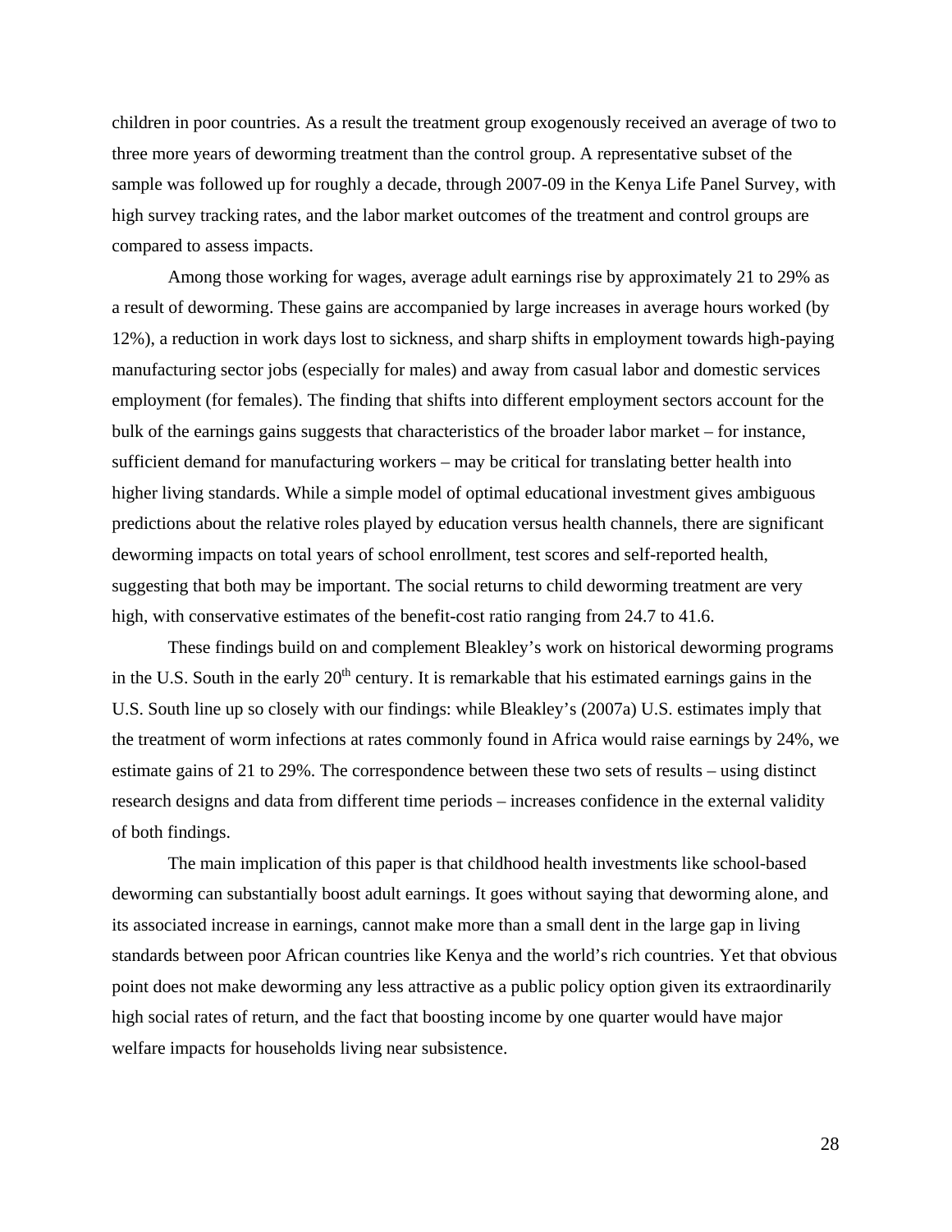children in poor countries. As a result the treatment group exogenously received an average of two to three more years of deworming treatment than the control group. A representative subset of the sample was followed up for roughly a decade, through 2007-09 in the Kenya Life Panel Survey, with high survey tracking rates, and the labor market outcomes of the treatment and control groups are compared to assess impacts.

Among those working for wages, average adult earnings rise by approximately 21 to 29% as a result of deworming. These gains are accompanied by large increases in average hours worked (by 12%), a reduction in work days lost to sickness, and sharp shifts in employment towards high-paying manufacturing sector jobs (especially for males) and away from casual labor and domestic services employment (for females). The finding that shifts into different employment sectors account for the bulk of the earnings gains suggests that characteristics of the broader labor market – for instance, sufficient demand for manufacturing workers – may be critical for translating better health into higher living standards. While a simple model of optimal educational investment gives ambiguous predictions about the relative roles played by education versus health channels, there are significant deworming impacts on total years of school enrollment, test scores and self-reported health, suggesting that both may be important. The social returns to child deworming treatment are very high, with conservative estimates of the benefit-cost ratio ranging from 24.7 to 41.6.

These findings build on and complement Bleakley's work on historical deworming programs in the U.S. South in the early 20th century. It is remarkable that his estimated earnings gains in the U.S. South line up so closely with our findings: while Bleakley's (2007a) U.S. estimates imply that the treatment of worm infections at rates commonly found in Africa would raise earnings by 24%, we estimate gains of 21 to 29%. The correspondence between these two sets of results – using distinct research designs and data from different time periods – increases confidence in the external validity of both findings.

The main implication of this paper is that childhood health investments like school-based deworming can substantially boost adult earnings. It goes without saying that deworming alone, and its associated increase in earnings, cannot make more than a small dent in the large gap in living standards between poor African countries like Kenya and the world's rich countries. Yet that obvious point does not make deworming any less attractive as a public policy option given its extraordinarily high social rates of return, and the fact that boosting income by one quarter would have major welfare impacts for households living near subsistence.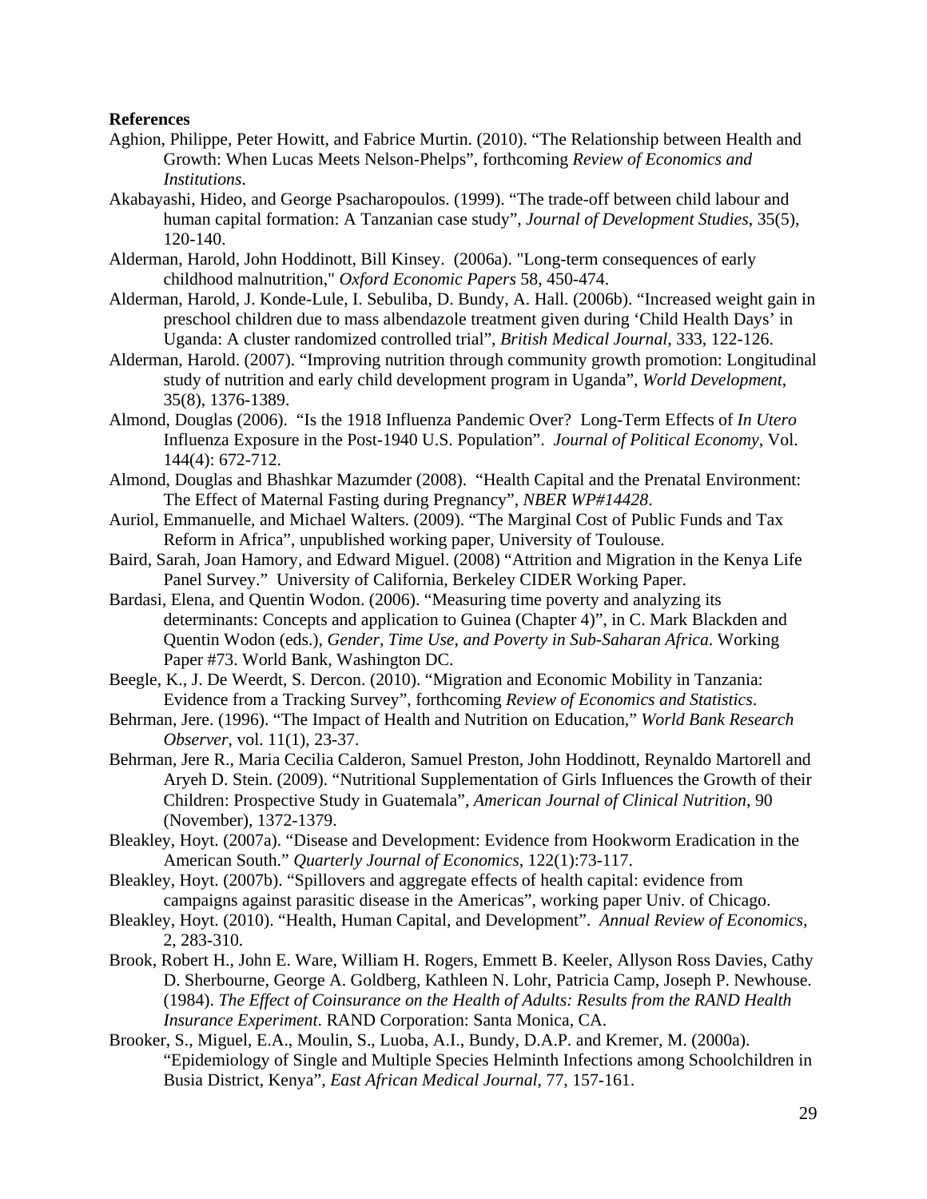**References**

Aghion, Philippe, Peter Howitt, and Fabrice Murtin. (2010). "The Relationship between Health and Growth: When Lucas Meets Nelson-Phelps", forthcoming *Review of Economics and Institutions*.

Akabayashi, Hideo, and George Psacharopoulos. (1999). "The trade-off between child labour and human capital formation: A Tanzanian case study", *Journal of Development Studies*, 35(5), 120-140.

Alderman, Harold, John Hoddinott, Bill Kinsey. (2006a). "Long-term consequences of early childhood malnutrition," *Oxford Economic Papers* 58, 450-474.

Alderman, Harold, J. Konde-Lule, I. Sebuliba, D. Bundy, A. Hall. (2006b). "Increased weight gain in preschool children due to mass albendazole treatment given during 'Child Health Days' in Uganda: A cluster randomized controlled trial", *British Medical Journal*, 333, 122-126.

Alderman, Harold. (2007). "Improving nutrition through community growth promotion: Longitudinal study of nutrition and early child development program in Uganda", *World Development*, 35(8), 1376-1389.

Almond, Douglas (2006). "Is the 1918 Influenza Pandemic Over? Long-Term Effects of *In Utero* Influenza Exposure in the Post-1940 U.S. Population". *Journal of Political Economy*, Vol. 144(4): 672-712.

Almond, Douglas and Bhashkar Mazumder (2008). "Health Capital and the Prenatal Environment: The Effect of Maternal Fasting during Pregnancy", *NBER WP#14428*.

Auriol, Emmanuelle, and Michael Walters. (2009). "The Marginal Cost of Public Funds and Tax Reform in Africa", unpublished working paper, University of Toulouse.

Baird, Sarah, Joan Hamory, and Edward Miguel. (2008) "Attrition and Migration in the Kenya Life Panel Survey." University of California, Berkeley CIDER Working Paper.

Bardasi, Elena, and Quentin Wodon. (2006). "Measuring time poverty and analyzing its determinants: Concepts and application to Guinea (Chapter 4)", in C. Mark Blackden and Quentin Wodon (eds.), *Gender, Time Use, and Poverty in Sub-Saharan Africa*. Working Paper #73. World Bank, Washington DC.

Beegle, K., J. De Weerdt, S. Dercon. (2010). "Migration and Economic Mobility in Tanzania: Evidence from a Tracking Survey", forthcoming *Review of Economics and Statistics*.

Behrman, Jere. (1996). "The Impact of Health and Nutrition on Education," *World Bank Research Observer*, vol. 11(1), 23-37.

Behrman, Jere R., Maria Cecilia Calderon, Samuel Preston, John Hoddinott, Reynaldo Martorell and Aryeh D. Stein. (2009). "Nutritional Supplementation of Girls Influences the Growth of their Children: Prospective Study in Guatemala", *American Journal of Clinical Nutrition*, 90 (November), 1372-1379.

Bleakley, Hoyt. (2007a). "Disease and Development: Evidence from Hookworm Eradication in the American South." *Quarterly Journal of Economics*, 122(1):73-117.

Bleakley, Hoyt. (2007b). "Spillovers and aggregate effects of health capital: evidence from campaigns against parasitic disease in the Americas", working paper Univ. of Chicago.

Bleakley, Hoyt. (2010). "Health, Human Capital, and Development". *Annual Review of Economics*, 2, 283-310.

Brook, Robert H., John E. Ware, William H. Rogers, Emmett B. Keeler, Allyson Ross Davies, Cathy D. Sherbourne, George A. Goldberg, Kathleen N. Lohr, Patricia Camp, Joseph P. Newhouse. (1984). *The Effect of Coinsurance on the Health of Adults: Results from the RAND Health Insurance Experiment*. RAND Corporation: Santa Monica, CA.

Brooker, S., Miguel, E.A., Moulin, S., Luoba, A.I., Bundy, D.A.P. and Kremer, M. (2000a). "Epidemiology of Single and Multiple Species Helminth Infections among Schoolchildren in Busia District, Kenya", *East African Medical Journal*, 77, 157-161.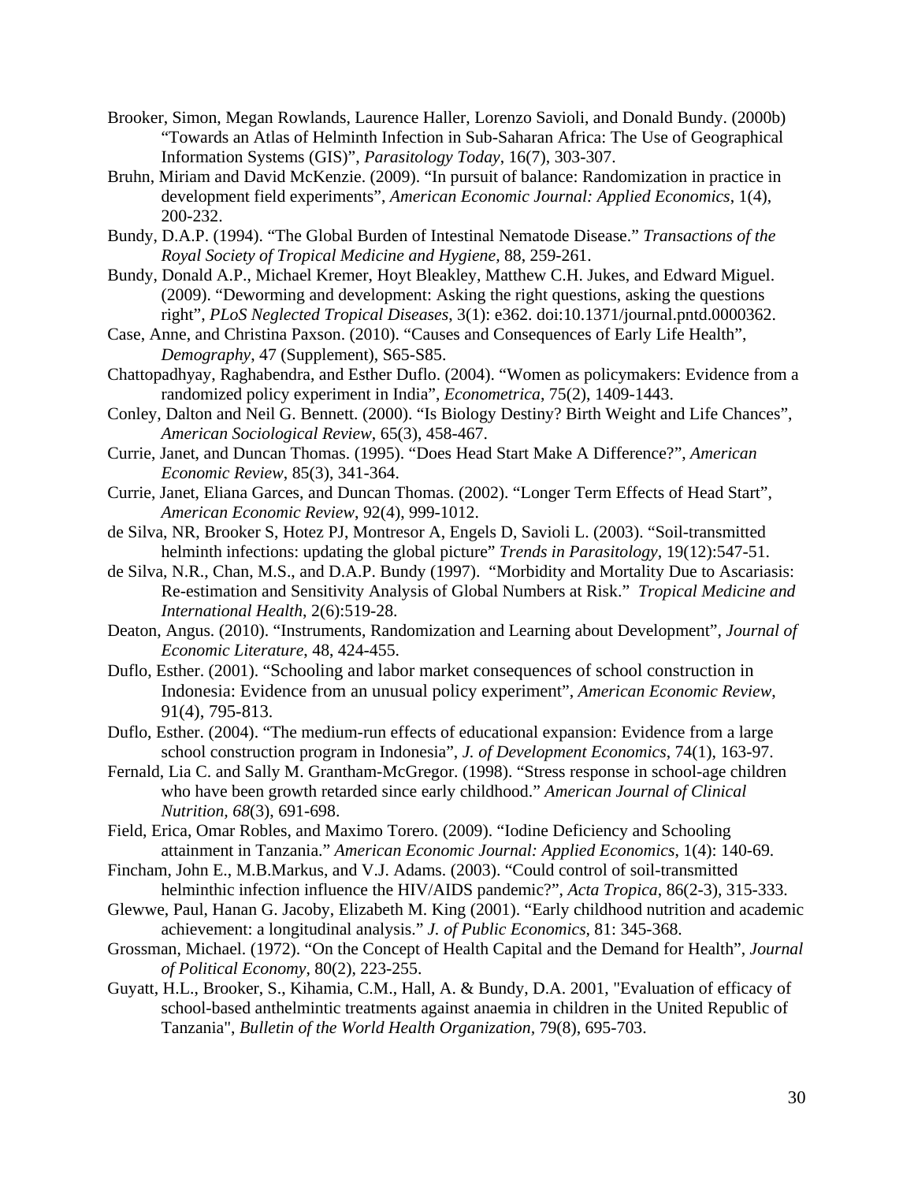Brooker, Simon, Megan Rowlands, Laurence Haller, Lorenzo Savioli, and Donald Bundy. (2000b) "Towards an Atlas of Helminth Infection in Sub-Saharan Africa: The Use of Geographical Information Systems (GIS)", *Parasitology Today*, 16(7), 303-307.

Bruhn, Miriam and David McKenzie. (2009). "In pursuit of balance: Randomization in practice in development field experiments", *American Economic Journal: Applied Economics*, 1(4), 200-232.

Bundy, D.A.P. (1994). "The Global Burden of Intestinal Nematode Disease." *Transactions of the Royal Society of Tropical Medicine and Hygiene*, 88, 259-261.

Bundy, Donald A.P., Michael Kremer, Hoyt Bleakley, Matthew C.H. Jukes, and Edward Miguel. (2009). "Deworming and development: Asking the right questions, asking the questions right", *PLoS Neglected Tropical Diseases*, 3(1): e362. doi:10.1371/journal.pntd.0000362.

Case, Anne, and Christina Paxson. (2010). "Causes and Consequences of Early Life Health", *Demography*, 47 (Supplement), S65-S85.

Chattopadhyay, Raghabendra, and Esther Duflo. (2004). "Women as policymakers: Evidence from a randomized policy experiment in India", *Econometrica*, 75(2), 1409-1443.

Conley, Dalton and Neil G. Bennett. (2000). "Is Biology Destiny? Birth Weight and Life Chances", *American Sociological Review*, 65(3), 458-467.

Currie, Janet, and Duncan Thomas. (1995). "Does Head Start Make A Difference?", *American Economic Review*, 85(3), 341-364.

Currie, Janet, Eliana Garces, and Duncan Thomas. (2002). "Longer Term Effects of Head Start", *American Economic Review*, 92(4), 999-1012.

de Silva, NR, Brooker S, Hotez PJ, Montresor A, Engels D, Savioli L. (2003). "Soil-transmitted helminth infections: updating the global picture" *Trends in Parasitology*, 19(12):547-51.

de Silva, N.R., Chan, M.S., and D.A.P. Bundy (1997). "Morbidity and Mortality Due to Ascariasis: Re-estimation and Sensitivity Analysis of Global Numbers at Risk." *Tropical Medicine and International Health*, 2(6):519-28.

Deaton, Angus. (2010). "Instruments, Randomization and Learning about Development", *Journal of Economic Literature*, 48, 424-455.

Duflo, Esther. (2001). "Schooling and labor market consequences of school construction in Indonesia: Evidence from an unusual policy experiment", *American Economic Review*, 91(4), 795-813.

Duflo, Esther. (2004). "The medium-run effects of educational expansion: Evidence from a large school construction program in Indonesia", *J. of Development Economics*, 74(1), 163-97.

Fernald, Lia C. and Sally M. Grantham-McGregor. (1998). "Stress response in school-age children who have been growth retarded since early childhood." *American Journal of Clinical Nutrition, 68*(3), 691-698.

Field, Erica, Omar Robles, and Maximo Torero. (2009). "Iodine Deficiency and Schooling attainment in Tanzania." *American Economic Journal: Applied Economics*, 1(4): 140-69.

Fincham, John E., M.B.Markus, and V.J. Adams. (2003). "Could control of soil-transmitted helminthic infection influence the HIV/AIDS pandemic?", *Acta Tropica*, 86(2-3), 315-333.

Glewwe, Paul, Hanan G. Jacoby, Elizabeth M. King (2001). "Early childhood nutrition and academic achievement: a longitudinal analysis." *J. of Public Economics*, 81: 345-368.

Grossman, Michael. (1972). "On the Concept of Health Capital and the Demand for Health", *Journal of Political Economy*, 80(2), 223-255.

Guyatt, H.L., Brooker, S., Kihamia, C.M., Hall, A. & Bundy, D.A. 2001, "Evaluation of efficacy of school-based anthelmintic treatments against anaemia in children in the United Republic of Tanzania", *Bulletin of the World Health Organization*, 79(8), 695-703.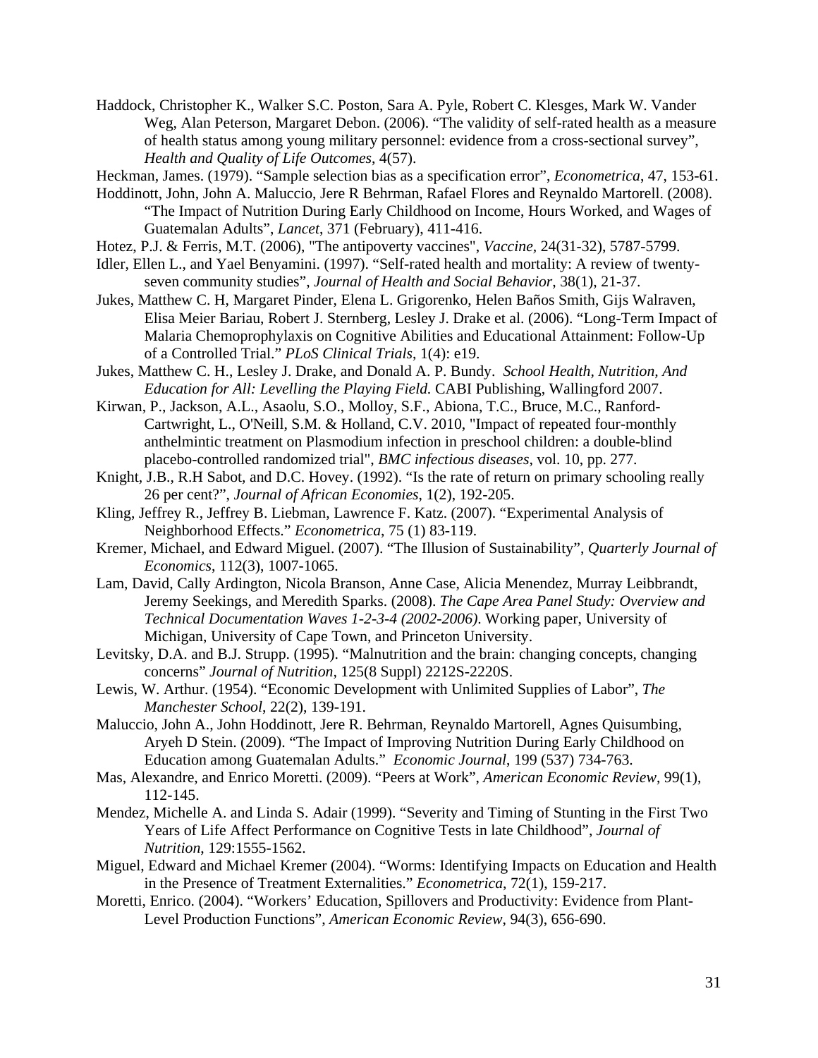Haddock, Christopher K., Walker S.C. Poston, Sara A. Pyle, Robert C. Klesges, Mark W. Vander Weg, Alan Peterson, Margaret Debon. (2006). "The validity of self-rated health as a measure of health status among young military personnel: evidence from a cross-sectional survey", *Health and Quality of Life Outcomes*, 4(57).

Heckman, James. (1979). "Sample selection bias as a specification error", *Econometrica*, 47, 153-61.

Hoddinott, John, John A. Maluccio, Jere R Behrman, Rafael Flores and Reynaldo Martorell. (2008). "The Impact of Nutrition During Early Childhood on Income, Hours Worked, and Wages of Guatemalan Adults", *Lancet*, 371 (February), 411-416.

Hotez, P.J. & Ferris, M.T. (2006), "The antipoverty vaccines", *Vaccine*, 24(31-32), 5787-5799.

Idler, Ellen L., and Yael Benyamini. (1997). "Self-rated health and mortality: A review of twenty-seven community studies", *Journal of Health and Social Behavior*, 38(1), 21-37.

Jukes, Matthew C. H, Margaret Pinder, Elena L. Grigorenko, Helen Baños Smith, Gijs Walraven, Elisa Meier Bariau, Robert J. Sternberg, Lesley J. Drake et al. (2006). "Long-Term Impact of Malaria Chemoprophylaxis on Cognitive Abilities and Educational Attainment: Follow-Up of a Controlled Trial." *PLoS Clinical Trials*, 1(4): e19.

Jukes, Matthew C. H., Lesley J. Drake, and Donald A. P. Bundy. *School Health, Nutrition, And Education for All: Levelling the Playing Field.* CABI Publishing, Wallingford 2007.

Kirwan, P., Jackson, A.L., Asaolu, S.O., Molloy, S.F., Abiona, T.C., Bruce, M.C., Ranford-Cartwright, L., O'Neill, S.M. & Holland, C.V. 2010, "Impact of repeated four-monthly anthelmintic treatment on Plasmodium infection in preschool children: a double-blind placebo-controlled randomized trial", *BMC infectious diseases*, vol. 10, pp. 277.

Knight, J.B., R.H Sabot, and D.C. Hovey. (1992). "Is the rate of return on primary schooling really 26 per cent?", *Journal of African Economies*, 1(2), 192-205.

Kling, Jeffrey R., Jeffrey B. Liebman, Lawrence F. Katz. (2007). "Experimental Analysis of Neighborhood Effects." *Econometrica*, 75 (1) 83-119.

Kremer, Michael, and Edward Miguel. (2007). "The Illusion of Sustainability", *Quarterly Journal of Economics*, 112(3), 1007-1065.

Lam, David, Cally Ardington, Nicola Branson, Anne Case, Alicia Menendez, Murray Leibbrandt, Jeremy Seekings, and Meredith Sparks. (2008). *The Cape Area Panel Study: Overview and Technical Documentation Waves 1-2-3-4 (2002-2006)*. Working paper, University of Michigan, University of Cape Town, and Princeton University.

Levitsky, D.A. and B.J. Strupp. (1995). "Malnutrition and the brain: changing concepts, changing concerns" *Journal of Nutrition*, 125(8 Suppl) 2212S-2220S.

Lewis, W. Arthur. (1954). "Economic Development with Unlimited Supplies of Labor", *The Manchester School*, 22(2), 139-191.

Maluccio, John A., John Hoddinott, Jere R. Behrman, Reynaldo Martorell, Agnes Quisumbing, Aryeh D Stein. (2009). "The Impact of Improving Nutrition During Early Childhood on Education among Guatemalan Adults." *Economic Journal*, 199 (537) 734-763.

Mas, Alexandre, and Enrico Moretti. (2009). "Peers at Work", *American Economic Review*, 99(1), 112-145.

Mendez, Michelle A. and Linda S. Adair (1999). "Severity and Timing of Stunting in the First Two Years of Life Affect Performance on Cognitive Tests in late Childhood", *Journal of Nutrition*, 129:1555-1562.

Miguel, Edward and Michael Kremer (2004). "Worms: Identifying Impacts on Education and Health in the Presence of Treatment Externalities." *Econometrica*, 72(1), 159-217.

Moretti, Enrico. (2004). "Workers' Education, Spillovers and Productivity: Evidence from Plant-Level Production Functions", *American Economic Review*, 94(3), 656-690.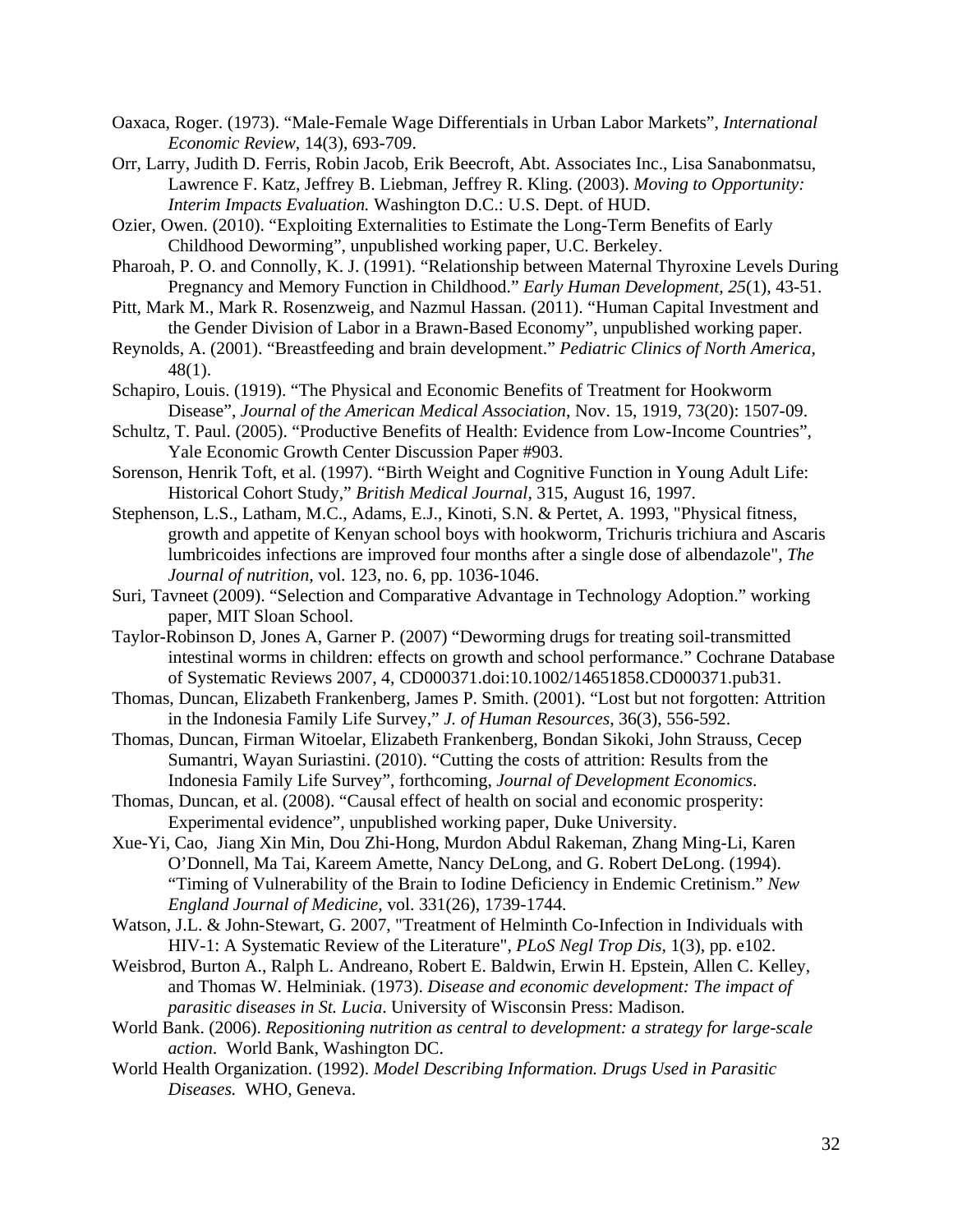Oaxaca, Roger. (1973). "Male-Female Wage Differentials in Urban Labor Markets", *International Economic Review*, 14(3), 693-709.

Orr, Larry, Judith D. Ferris, Robin Jacob, Erik Beecroft, Abt. Associates Inc., Lisa Sanabonmatsu, Lawrence F. Katz, Jeffrey B. Liebman, Jeffrey R. Kling. (2003). *Moving to Opportunity: Interim Impacts Evaluation.* Washington D.C.: U.S. Dept. of HUD.

Ozier, Owen. (2010). "Exploiting Externalities to Estimate the Long-Term Benefits of Early Childhood Deworming", unpublished working paper, U.C. Berkeley.

Pharoah, P. O. and Connolly, K. J. (1991). "Relationship between Maternal Thyroxine Levels During Pregnancy and Memory Function in Childhood." *Early Human Development, 25*(1), 43-51.

Pitt, Mark M., Mark R. Rosenzweig, and Nazmul Hassan. (2011). "Human Capital Investment and the Gender Division of Labor in a Brawn-Based Economy", unpublished working paper.

Reynolds, A. (2001). "Breastfeeding and brain development." *Pediatric Clinics of North America*, 48(1).

Schapiro, Louis. (1919). "The Physical and Economic Benefits of Treatment for Hookworm Disease", *Journal of the American Medical Association*, Nov. 15, 1919, 73(20): 1507-09.

Schultz, T. Paul. (2005). "Productive Benefits of Health: Evidence from Low-Income Countries", Yale Economic Growth Center Discussion Paper #903.

Sorenson, Henrik Toft, et al. (1997). "Birth Weight and Cognitive Function in Young Adult Life: Historical Cohort Study," *British Medical Journal*, 315, August 16, 1997.

Stephenson, L.S., Latham, M.C., Adams, E.J., Kinoti, S.N. & Pertet, A. 1993, "Physical fitness, growth and appetite of Kenyan school boys with hookworm, Trichuris trichiura and Ascaris lumbricoides infections are improved four months after a single dose of albendazole", *The Journal of nutrition*, vol. 123, no. 6, pp. 1036-1046.

Suri, Tavneet (2009). "Selection and Comparative Advantage in Technology Adoption." working paper, MIT Sloan School.

Taylor-Robinson D, Jones A, Garner P. (2007) "Deworming drugs for treating soil-transmitted intestinal worms in children: effects on growth and school performance." Cochrane Database of Systematic Reviews 2007, 4, CD000371.doi:10.1002/14651858.CD000371.pub31.

Thomas, Duncan, Elizabeth Frankenberg, James P. Smith. (2001). "Lost but not forgotten: Attrition in the Indonesia Family Life Survey," *J. of Human Resources*, 36(3), 556-592.

Thomas, Duncan, Firman Witoelar, Elizabeth Frankenberg, Bondan Sikoki, John Strauss, Cecep Sumantri, Wayan Suriastini. (2010). "Cutting the costs of attrition: Results from the Indonesia Family Life Survey", forthcoming, *Journal of Development Economics*.

Thomas, Duncan, et al. (2008). "Causal effect of health on social and economic prosperity: Experimental evidence", unpublished working paper, Duke University.

Xue-Yi, Cao, Jiang Xin Min, Dou Zhi-Hong, Murdon Abdul Rakeman, Zhang Ming-Li, Karen O'Donnell, Ma Tai, Kareem Amette, Nancy DeLong, and G. Robert DeLong. (1994). "Timing of Vulnerability of the Brain to Iodine Deficiency in Endemic Cretinism." *New England Journal of Medicine*, vol. 331(26), 1739-1744.

Watson, J.L. & John-Stewart, G. 2007, "Treatment of Helminth Co-Infection in Individuals with HIV-1: A Systematic Review of the Literature", *PLoS Negl Trop Dis*, 1(3), pp. e102.

Weisbrod, Burton A., Ralph L. Andreano, Robert E. Baldwin, Erwin H. Epstein, Allen C. Kelley, and Thomas W. Helminiak. (1973). *Disease and economic development: The impact of parasitic diseases in St. Lucia*. University of Wisconsin Press: Madison.

World Bank. (2006). *Repositioning nutrition as central to development: a strategy for large-scale action*. World Bank, Washington DC.

World Health Organization. (1992). *Model Describing Information. Drugs Used in Parasitic Diseases.* WHO, Geneva.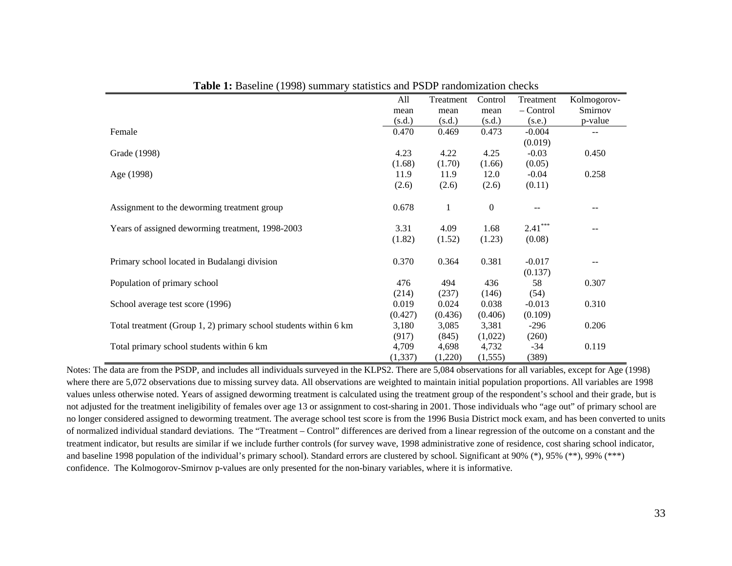**Table 1:** Baseline (1998) summary statistics and PSDP randomization checks

| | All mean (s.d.) | Treatment mean (s.d.) | Control mean (s.d.) | Treatment – Control (s.e.) | Kolmogorov-Smirnov p-value |
|---|---|---|---|---|---|
| Female | 0.470 | 0.469 | 0.473 | -0.004 | -- |
| | | | | (0.019) | |
| Grade (1998) | 4.23 | 4.22 | 4.25 | -0.03 | 0.450 |
| | (1.68) | (1.70) | (1.66) | (0.05) | |
| Age (1998) | 11.9 | 11.9 | 12.0 | -0.04 | 0.258 |
| | (2.6) | (2.6) | (2.6) | (0.11) | |
| Assignment to the deworming treatment group | 0.678 | 1 | 0 | -- | -- |
| Years of assigned deworming treatment, 1998-2003 | 3.31 | 4.09 | 1.68 | 2.41*** | -- |
| | (1.82) | (1.52) | (1.23) | (0.08) | |
| Primary school located in Budalangi division | 0.370 | 0.364 | 0.381 | -0.017 | -- |
| | | | | (0.137) | |
| Population of primary school | 476 | 494 | 436 | 58 | 0.307 |
| | (214) | (237) | (146) | (54) | |
| School average test score (1996) | 0.019 | 0.024 | 0.038 | -0.013 | 0.310 |
| | (0.427) | (0.436) | (0.406) | (0.109) | |
| Total treatment (Group 1, 2) primary school students within 6 km | 3,180 | 3,085 | 3,381 | -296 | 0.206 |
| | (917) | (845) | (1,022) | (260) | |
| Total primary school students within 6 km | 4,709 | 4,698 | 4,732 | -34 | 0.119 |
| | (1,337) | (1,220) | (1,555) | (389) | |

Notes: The data are from the PSDP, and includes all individuals surveyed in the KLPS2. There are 5,084 observations for all variables, except for Age (1998) where there are 5,072 observations due to missing survey data. All observations are weighted to maintain initial population proportions. All variables are 1998 values unless otherwise noted. Years of assigned deworming treatment is calculated using the treatment group of the respondent's school and their grade, but is not adjusted for the treatment ineligibility of females over age 13 or assignment to cost-sharing in 2001. Those individuals who "age out" of primary school are no longer considered assigned to deworming treatment. The average school test score is from the 1996 Busia District mock exam, and has been converted to units of normalized individual standard deviations. The "Treatment – Control" differences are derived from a linear regression of the outcome on a constant and the treatment indicator, but results are similar if we include further controls (for survey wave, 1998 administrative zone of residence, cost sharing school indicator, and baseline 1998 population of the individual's primary school). Standard errors are clustered by school. Significant at 90% (*), 95% (**), 99% (***) confidence. The Kolmogorov-Smirnov p-values are only presented for the non-binary variables, where it is informative.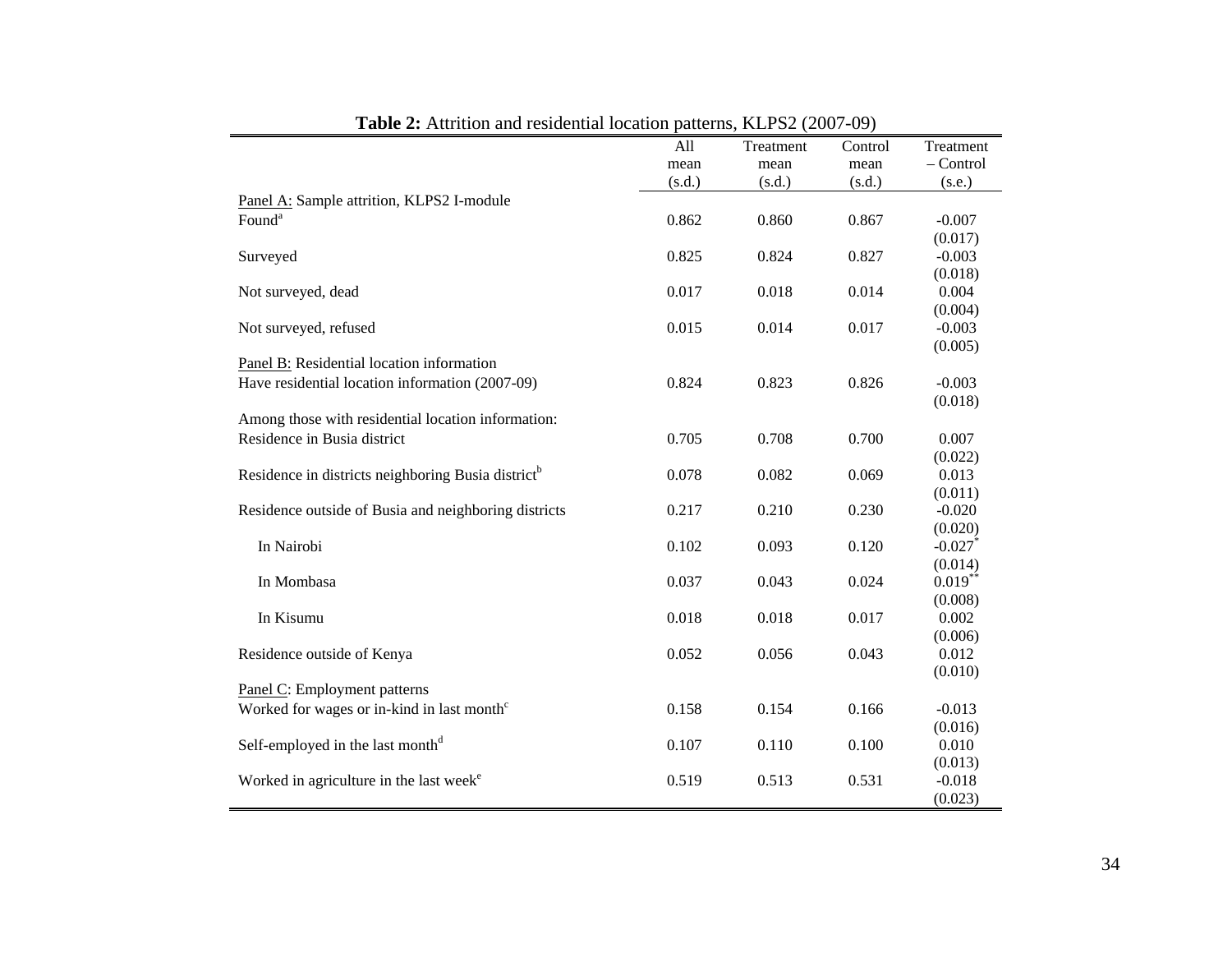**Table 2:** Attrition and residential location patterns, KLPS2 (2007-09)

| | All mean (s.d.) | Treatment mean (s.d.) | Control mean (s.d.) | Treatment – Control (s.e.) |
|---|---|---|---|---|
| Panel A: Sample attrition, KLPS2 I-module | | | | |
| Found[a] | 0.862 | 0.860 | 0.867 | -0.007 |
| | | | | (0.017) |
| Surveyed | 0.825 | 0.824 | 0.827 | -0.003 |
| | | | | (0.018) |
| Not surveyed, dead | 0.017 | 0.018 | 0.014 | 0.004 |
| | | | | (0.004) |
| Not surveyed, refused | 0.015 | 0.014 | 0.017 | -0.003 |
| | | | | (0.005) |
| Panel B: Residential location information | | | | |
| Have residential location information (2007-09) | 0.824 | 0.823 | 0.826 | -0.003 |
| | | | | (0.018) |
| Among those with residential location information: | | | | |
| Residence in Busia district | 0.705 | 0.708 | 0.700 | 0.007 |
| | | | | (0.022) |
| Residence in districts neighboring Busia district[b] | 0.078 | 0.082 | 0.069 | 0.013 |
| | | | | (0.011) |
| Residence outside of Busia and neighboring districts | 0.217 | 0.210 | 0.230 | -0.020 |
| | | | | (0.020) |
| In Nairobi | 0.102 | 0.093 | 0.120 | -0.027* |
| | | | | (0.014) |
| In Mombasa | 0.037 | 0.043 | 0.024 | 0.019** |
| | | | | (0.008) |
| In Kisumu | 0.018 | 0.018 | 0.017 | 0.002 |
| | | | | (0.006) |
| Residence outside of Kenya | 0.052 | 0.056 | 0.043 | 0.012 |
| | | | | (0.010) |
| Panel C: Employment patterns | | | | |
| Worked for wages or in-kind in last month[c] | 0.158 | 0.154 | 0.166 | -0.013 |
| | | | | (0.016) |
| Self-employed in the last month[d] | 0.107 | 0.110 | 0.100 | 0.010 |
| | | | | (0.013) |
| Worked in agriculture in the last week[e] | 0.519 | 0.513 | 0.531 | -0.018 |
| | | | | (0.023) |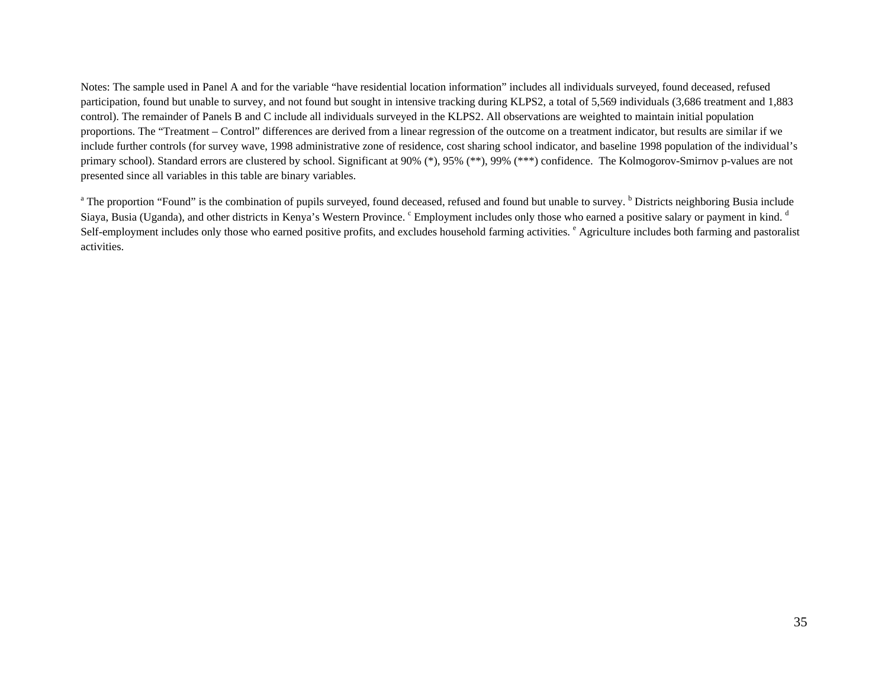Notes: The sample used in Panel A and for the variable "have residential location information" includes all individuals surveyed, found deceased, refused participation, found but unable to survey, and not found but sought in intensive tracking during KLPS2, a total of 5,569 individuals (3,686 treatment and 1,883 control). The remainder of Panels B and C include all individuals surveyed in the KLPS2. All observations are weighted to maintain initial population proportions. The "Treatment – Control" differences are derived from a linear regression of the outcome on a treatment indicator, but results are similar if we include further controls (for survey wave, 1998 administrative zone of residence, cost sharing school indicator, and baseline 1998 population of the individual's primary school). Standard errors are clustered by school. Significant at 90% (*), 95% (**), 99% (***) confidence. The Kolmogorov-Smirnov p-values are not presented since all variables in this table are binary variables.

[a] The proportion "Found" is the combination of pupils surveyed, found deceased, refused and found but unable to survey. [b] Districts neighboring Busia include Siaya, Busia (Uganda), and other districts in Kenya's Western Province. [c] Employment includes only those who earned a positive salary or payment in kind. [d] Self-employment includes only those who earned positive profits, and excludes household farming activities. [e] Agriculture includes both farming and pastoralist activities.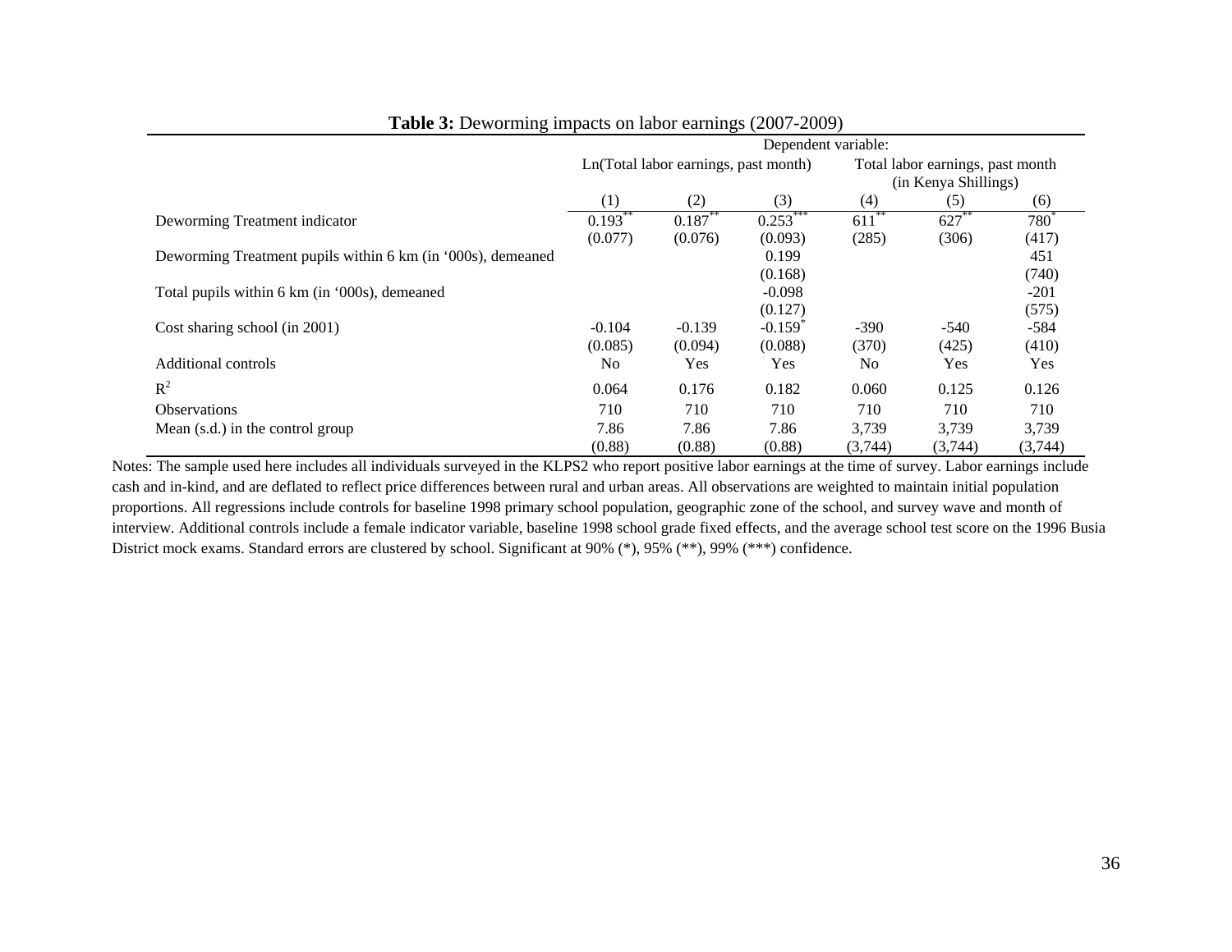**Table 3:** Deworming impacts on labor earnings (2007-2009)

| | Dependent variable: | | | | | |
|---|---|---|---|---|---|---|
| | Ln(Total labor earnings, past month) | | | Total labor earnings, past month (in Kenya Shillings) | | |
| | (1) | (2) | (3) | (4) | (5) | (6) |
| Deworming Treatment indicator | 0.193** | 0.187** | 0.253*** | 611** | 627** | 780* |
| | (0.077) | (0.076) | (0.093) | (285) | (306) | (417) |
| Deworming Treatment pupils within 6 km (in '000s), demeaned | | | 0.199 | | | 451 |
| | | | (0.168) | | | (740) |
| Total pupils within 6 km (in '000s), demeaned | | | -0.098 | | | -201 |
| | | | (0.127) | | | (575) |
| Cost sharing school (in 2001) | -0.104 | -0.139 | -0.159* | -390 | -540 | -584 |
| | (0.085) | (0.094) | (0.088) | (370) | (425) | (410) |
| Additional controls | No | Yes | Yes | No | Yes | Yes |
| $R^2$ | 0.064 | 0.176 | 0.182 | 0.060 | 0.125 | 0.126 |
| Observations | 710 | 710 | 710 | 710 | 710 | 710 |
| Mean (s.d.) in the control group | 7.86 | 7.86 | 7.86 | 3,739 | 3,739 | 3,739 |
| | (0.88) | (0.88) | (0.88) | (3,744) | (3,744) | (3,744) |

Notes: The sample used here includes all individuals surveyed in the KLPS2 who report positive labor earnings at the time of survey. Labor earnings include cash and in-kind, and are deflated to reflect price differences between rural and urban areas. All observations are weighted to maintain initial population proportions. All regressions include controls for baseline 1998 primary school population, geographic zone of the school, and survey wave and month of interview. Additional controls include a female indicator variable, baseline 1998 school grade fixed effects, and the average school test score on the 1996 Busia District mock exams. Standard errors are clustered by school. Significant at 90% (*), 95% (**), 99% (***) confidence.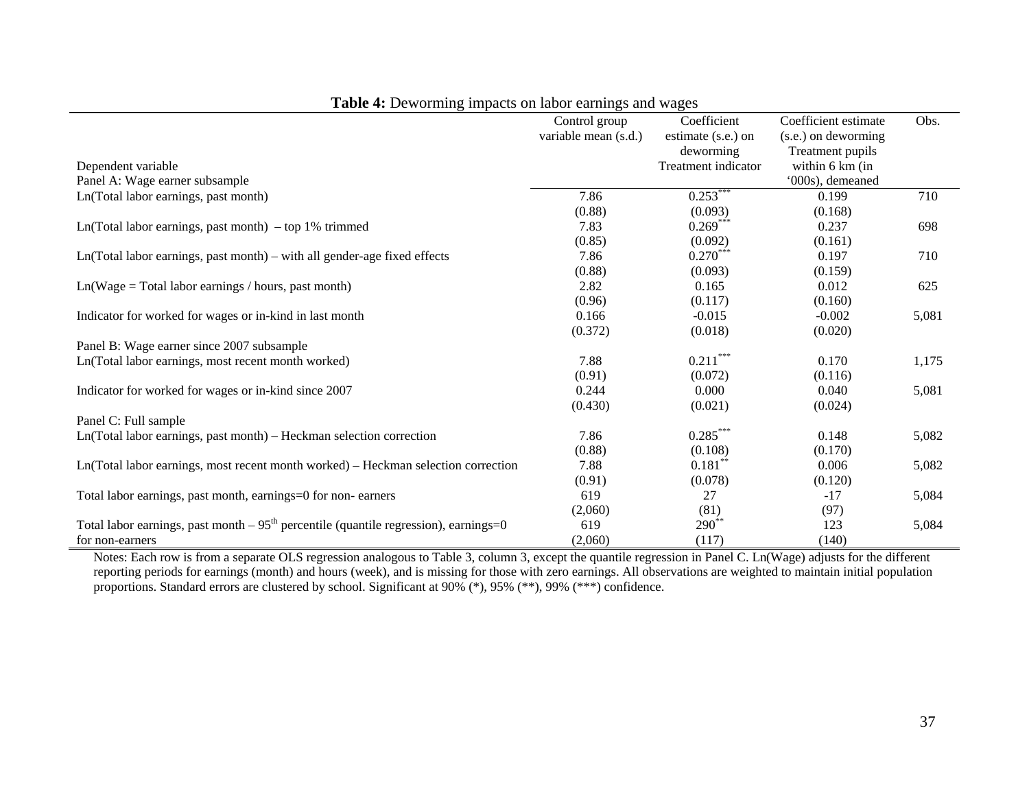**Table 4:** Deworming impacts on labor earnings and wages

| Dependent variable | Control group variable mean (s.d.) | Coefficient estimate (s.e.) on deworming Treatment indicator | Coefficient estimate (s.e.) on deworming Treatment pupils within 6 km (in '000s), demeaned | Obs. |
|---|---|---|---|---|
| Panel A: Wage earner subsample | | | | |
| Ln(Total labor earnings, past month) | 7.86 | 0.253*** | 0.199 | 710 |
| | (0.88) | (0.093) | (0.168) | |
| Ln(Total labor earnings, past month) – top 1% trimmed | 7.83 | 0.269*** | 0.237 | 698 |
| | (0.85) | (0.092) | (0.161) | |
| Ln(Total labor earnings, past month) – with all gender-age fixed effects | 7.86 | 0.270*** | 0.197 | 710 |
| | (0.88) | (0.093) | (0.159) | |
| Ln(Wage = Total labor earnings / hours, past month) | 2.82 | 0.165 | 0.012 | 625 |
| | (0.96) | (0.117) | (0.160) | |
| Indicator for worked for wages or in-kind in last month | 0.166 | -0.015 | -0.002 | 5,081 |
| | (0.372) | (0.018) | (0.020) | |
| Panel B: Wage earner since 2007 subsample | | | | |
| Ln(Total labor earnings, most recent month worked) | 7.88 | 0.211*** | 0.170 | 1,175 |
| | (0.91) | (0.072) | (0.116) | |
| Indicator for worked for wages or in-kind since 2007 | 0.244 | 0.000 | 0.040 | 5,081 |
| | (0.430) | (0.021) | (0.024) | |
| Panel C: Full sample | | | | |
| Ln(Total labor earnings, past month) – Heckman selection correction | 7.86 | 0.285*** | 0.148 | 5,082 |
| | (0.88) | (0.108) | (0.170) | |
| Ln(Total labor earnings, most recent month worked) – Heckman selection correction | 7.88 | 0.181** | 0.006 | 5,082 |
| | (0.91) | (0.078) | (0.120) | |
| Total labor earnings, past month, earnings=0 for non- earners | 619 | 27 | -17 | 5,084 |
| | (2,060) | (81) | (97) | |
| Total labor earnings, past month – $95^{th}$ percentile (quantile regression), earnings=0 for non-earners | 619 | 290** | 123 | 5,084 |
| | (2,060) | (117) | (140) | |

Notes: Each row is from a separate OLS regression analogous to Table 3, column 3, except the quantile regression in Panel C. Ln(Wage) adjusts for the different reporting periods for earnings (month) and hours (week), and is missing for those with zero earnings. All observations are weighted to maintain initial population proportions. Standard errors are clustered by school. Significant at 90% (*), 95% (**), 99% (***) confidence.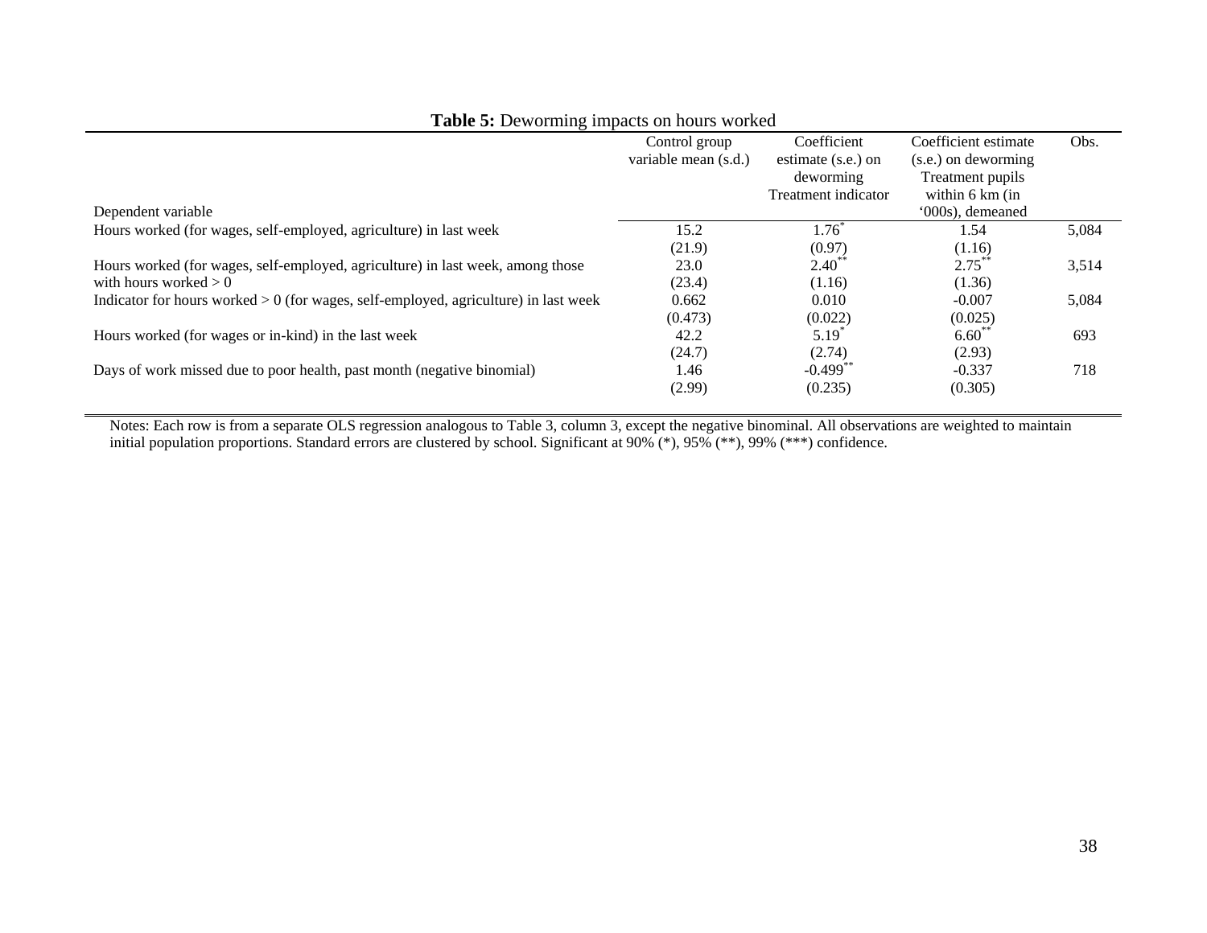**Table 5:** Deworming impacts on hours worked

| Dependent variable | Control group variable mean (s.d.) | Coefficient estimate (s.e.) on deworming Treatment indicator | Coefficient estimate (s.e.) on deworming Treatment pupils within 6 km (in '000s), demeaned | Obs. |
|---|---|---|---|---|
| Hours worked (for wages, self-employed, agriculture) in last week | 15.2 | 1.76* | 1.54 | 5,084 |
| | (21.9) | (0.97) | (1.16) | |
| Hours worked (for wages, self-employed, agriculture) in last week, among those with hours worked > 0 | 23.0 | 2.40** | 2.75** | 3,514 |
| | (23.4) | (1.16) | (1.36) | |
| Indicator for hours worked > 0 (for wages, self-employed, agriculture) in last week | 0.662 | 0.010 | -0.007 | 5,084 |
| | (0.473) | (0.022) | (0.025) | |
| Hours worked (for wages or in-kind) in the last week | 42.2 | 5.19* | 6.60** | 693 |
| | (24.7) | (2.74) | (2.93) | |
| Days of work missed due to poor health, past month (negative binomial) | 1.46 | -0.499** | -0.337 | 718 |
| | (2.99) | (0.235) | (0.305) | |

Notes: Each row is from a separate OLS regression analogous to Table 3, column 3, except the negative binominal. All observations are weighted to maintain initial population proportions. Standard errors are clustered by school. Significant at 90% (*), 95% (**), 99% (***) confidence.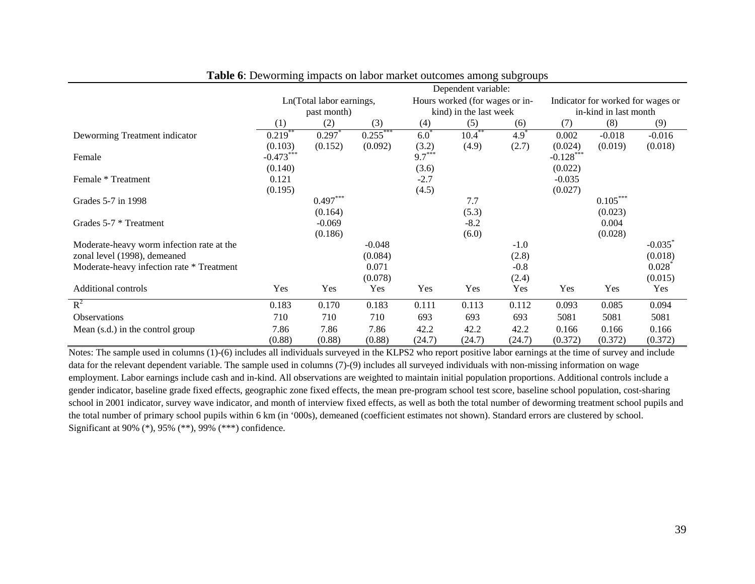**Table 6**: Deworming impacts on labor market outcomes among subgroups

| | Dependent variable: | | | | | | | | |
|---|---|---|---|---|---|---|---|---|---|
| | Ln(Total labor earnings, past month) | | | Hours worked (for wages or in-kind) in the last week | | | Indicator for worked for wages or in-kind in last month | | |
| | (1) | (2) | (3) | (4) | (5) | (6) | (7) | (8) | (9) |
| Deworming Treatment indicator | 0.219** | 0.297* | 0.255*** | 6.0* | 10.4** | 4.9* | 0.002 | -0.018 | -0.016 |
| | (0.103) | (0.152) | (0.092) | (3.2) | (4.9) | (2.7) | (0.024) | (0.019) | (0.018) |
| Female | -0.473*** | | | 9.7*** | | | -0.128*** | | |
| | (0.140) | | | (3.6) | | | (0.022) | | |
| Female * Treatment | 0.121 | | | -2.7 | | | -0.035 | | |
| | (0.195) | | | (4.5) | | | (0.027) | | |
| Grades 5-7 in 1998 | | 0.497*** | | | 7.7 | | | 0.105*** | |
| | | (0.164) | | | (5.3) | | | (0.023) | |
| Grades 5-7 * Treatment | | -0.069 | | | -8.2 | | | 0.004 | |
| | | (0.186) | | | (6.0) | | | (0.028) | |
| Moderate-heavy worm infection rate at the zonal level (1998), demeaned | | | -0.048 | | | -1.0 | | | -0.035* |
| | | | (0.084) | | | (2.8) | | | (0.018) |
| Moderate-heavy infection rate * Treatment | | | 0.071 | | | -0.8 | | | 0.028* |
| | | | (0.078) | | | (2.4) | | | (0.015) |
| Additional controls | Yes | Yes | Yes | Yes | Yes | Yes | Yes | Yes | Yes |
| $R^2$ | 0.183 | 0.170 | 0.183 | 0.111 | 0.113 | 0.112 | 0.093 | 0.085 | 0.094 |
| Observations | 710 | 710 | 710 | 693 | 693 | 693 | 5081 | 5081 | 5081 |
| Mean (s.d.) in the control group | 7.86 | 7.86 | 7.86 | 42.2 | 42.2 | 42.2 | 0.166 | 0.166 | 0.166 |
| | (0.88) | (0.88) | (0.88) | (24.7) | (24.7) | (24.7) | (0.372) | (0.372) | (0.372) |

Notes: The sample used in columns (1)-(6) includes all individuals surveyed in the KLPS2 who report positive labor earnings at the time of survey and include data for the relevant dependent variable. The sample used in columns (7)-(9) includes all surveyed individuals with non-missing information on wage employment. Labor earnings include cash and in-kind. All observations are weighted to maintain initial population proportions. Additional controls include a gender indicator, baseline grade fixed effects, geographic zone fixed effects, the mean pre-program school test score, baseline school population, cost-sharing school in 2001 indicator, survey wave indicator, and month of interview fixed effects, as well as both the total number of deworming treatment school pupils and the total number of primary school pupils within 6 km (in '000s), demeaned (coefficient estimates not shown). Standard errors are clustered by school. Significant at 90% (*), 95% (**), 99% (***) confidence.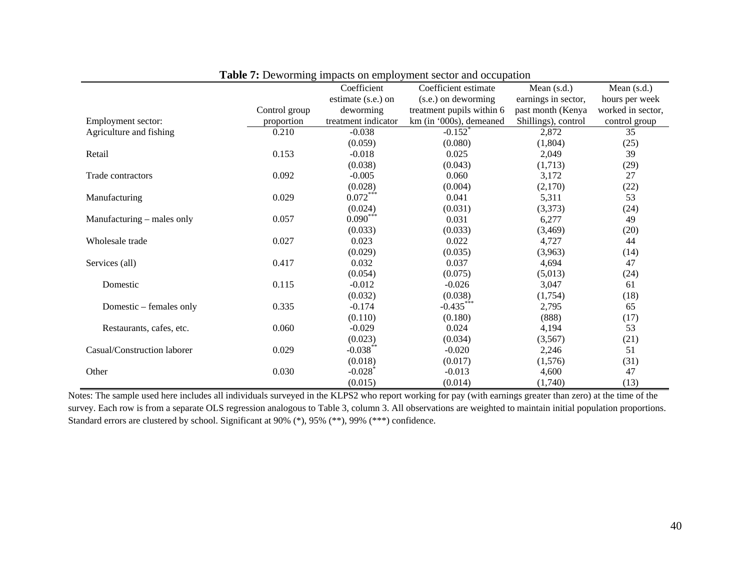**Table 7:** Deworming impacts on employment sector and occupation

| Employment sector: | Control group proportion | Coefficient estimate (s.e.) on deworming treatment indicator | Coefficient estimate (s.e.) on deworming treatment pupils within 6 km (in '000s), demeaned | Mean (s.d.) earnings in sector, past month (Kenya Shillings), control | Mean (s.d.) hours per week worked in sector, control group |
|---|---|---|---|---|---|
| Agriculture and fishing | 0.210 | -0.038 | -0.152* | 2,872 | 35 |
| | | (0.059) | (0.080) | (1,804) | (25) |
| Retail | 0.153 | -0.018 | 0.025 | 2,049 | 39 |
| | | (0.038) | (0.043) | (1,713) | (29) |
| Trade contractors | 0.092 | -0.005 | 0.060 | 3,172 | 27 |
| | | (0.028) | (0.004) | (2,170) | (22) |
| Manufacturing | 0.029 | 0.072*** | 0.041 | 5,311 | 53 |
| | | (0.024) | (0.031) | (3,373) | (24) |
| Manufacturing – males only | 0.057 | 0.090*** | 0.031 | 6,277 | 49 |
| | | (0.033) | (0.033) | (3,469) | (20) |
| Wholesale trade | 0.027 | 0.023 | 0.022 | 4,727 | 44 |
| | | (0.029) | (0.035) | (3,963) | (14) |
| Services (all) | 0.417 | 0.032 | 0.037 | 4,694 | 47 |
| | | (0.054) | (0.075) | (5,013) | (24) |
| Domestic | 0.115 | -0.012 | -0.026 | 3,047 | 61 |
| | | (0.032) | (0.038) | (1,754) | (18) |
| Domestic – females only | 0.335 | -0.174 | -0.435*** | 2,795 | 65 |
| | | (0.110) | (0.180) | (888) | (17) |
| Restaurants, cafes, etc. | 0.060 | -0.029 | 0.024 | 4,194 | 53 |
| | | (0.023) | (0.034) | (3,567) | (21) |
| Casual/Construction laborer | 0.029 | -0.038** | -0.020 | 2,246 | 51 |
| | | (0.018) | (0.017) | (1,576) | (31) |
| Other | 0.030 | -0.028* | -0.013 | 4,600 | 47 |
| | | (0.015) | (0.014) | (1,740) | (13) |

Notes: The sample used here includes all individuals surveyed in the KLPS2 who report working for pay (with earnings greater than zero) at the time of the survey. Each row is from a separate OLS regression analogous to Table 3, column 3. All observations are weighted to maintain initial population proportions. Standard errors are clustered by school. Significant at 90% (*), 95% (**), 99% (***) confidence.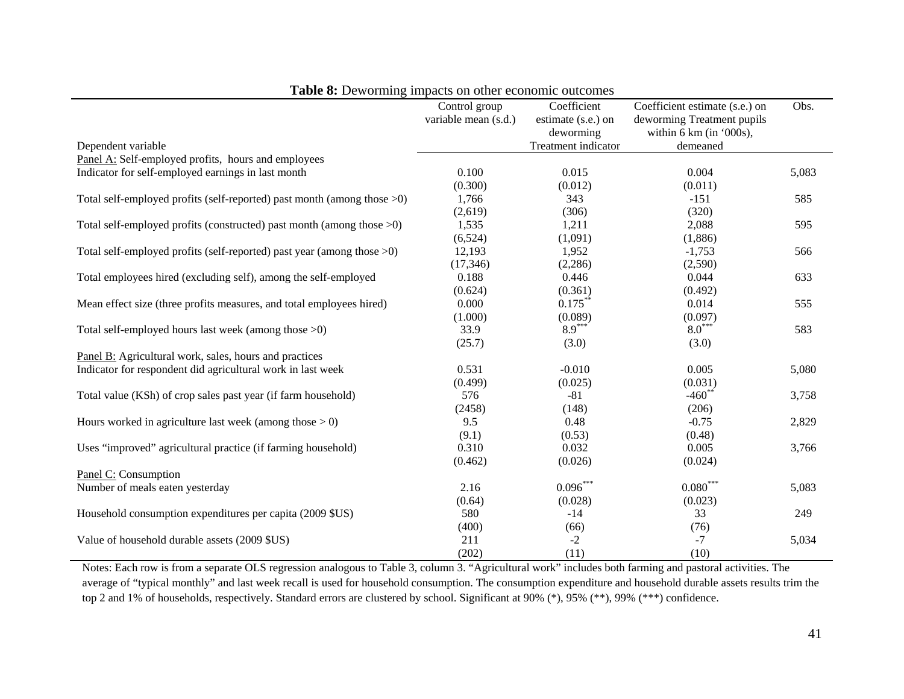**Table 8:** Deworming impacts on other economic outcomes

| Dependent variable | Control group variable mean (s.d.) | Coefficient estimate (s.e.) on deworming Treatment indicator | Coefficient estimate (s.e.) on deworming Treatment pupils within 6 km (in '000s), demeaned | Obs. |
|---|---|---|---|---|
| Panel A: Self-employed profits, hours and employees | | | | |
| Indicator for self-employed earnings in last month | 0.100 | 0.015 | 0.004 | 5,083 |
| | (0.300) | (0.012) | (0.011) | |
| Total self-employed profits (self-reported) past month (among those >0) | 1,766 | 343 | -151 | 585 |
| | (2,619) | (306) | (320) | |
| Total self-employed profits (constructed) past month (among those >0) | 1,535 | 1,211 | 2,088 | 595 |
| | (6,524) | (1,091) | (1,886) | |
| Total self-employed profits (self-reported) past year (among those >0) | 12,193 | 1,952 | -1,753 | 566 |
| | (17,346) | (2,286) | (2,590) | |
| Total employees hired (excluding self), among the self-employed | 0.188 | 0.446 | 0.044 | 633 |
| | (0.624) | (0.361) | (0.492) | |
| Mean effect size (three profits measures, and total employees hired) | 0.000 | 0.175** | 0.014 | 555 |
| | (1.000) | (0.089) | (0.097) | |
| Total self-employed hours last week (among those >0) | 33.9 | 8.9*** | 8.0*** | 583 |
| | (25.7) | (3.0) | (3.0) | |
| Panel B: Agricultural work, sales, hours and practices | | | | |
| Indicator for respondent did agricultural work in last week | 0.531 | -0.010 | 0.005 | 5,080 |
| | (0.499) | (0.025) | (0.031) | |
| Total value (KSh) of crop sales past year (if farm household) | 576 | -81 | -460** | 3,758 |
| | (2458) | (148) | (206) | |
| Hours worked in agriculture last week (among those > 0) | 9.5 | 0.48 | -0.75 | 2,829 |
| | (9.1) | (0.53) | (0.48) | |
| Uses "improved" agricultural practice (if farming household) | 0.310 | 0.032 | 0.005 | 3,766 |
| | (0.462) | (0.026) | (0.024) | |
| Panel C: Consumption | | | | |
| Number of meals eaten yesterday | 2.16 | 0.096*** | 0.080*** | 5,083 |
| | (0.64) | (0.028) | (0.023) | |
| Household consumption expenditures per capita (2009 $US) | 580 | -14 | 33 | 249 |
| | (400) | (66) | (76) | |
| Value of household durable assets (2009 $US) | 211 | -2 | -7 | 5,034 |
| | (202) | (11) | (10) | |

Notes: Each row is from a separate OLS regression analogous to Table 3, column 3. "Agricultural work" includes both farming and pastoral activities. The average of "typical monthly" and last week recall is used for household consumption. The consumption expenditure and household durable assets results trim the top 2 and 1% of households, respectively. Standard errors are clustered by school. Significant at 90% (*), 95% (**), 99% (***) confidence.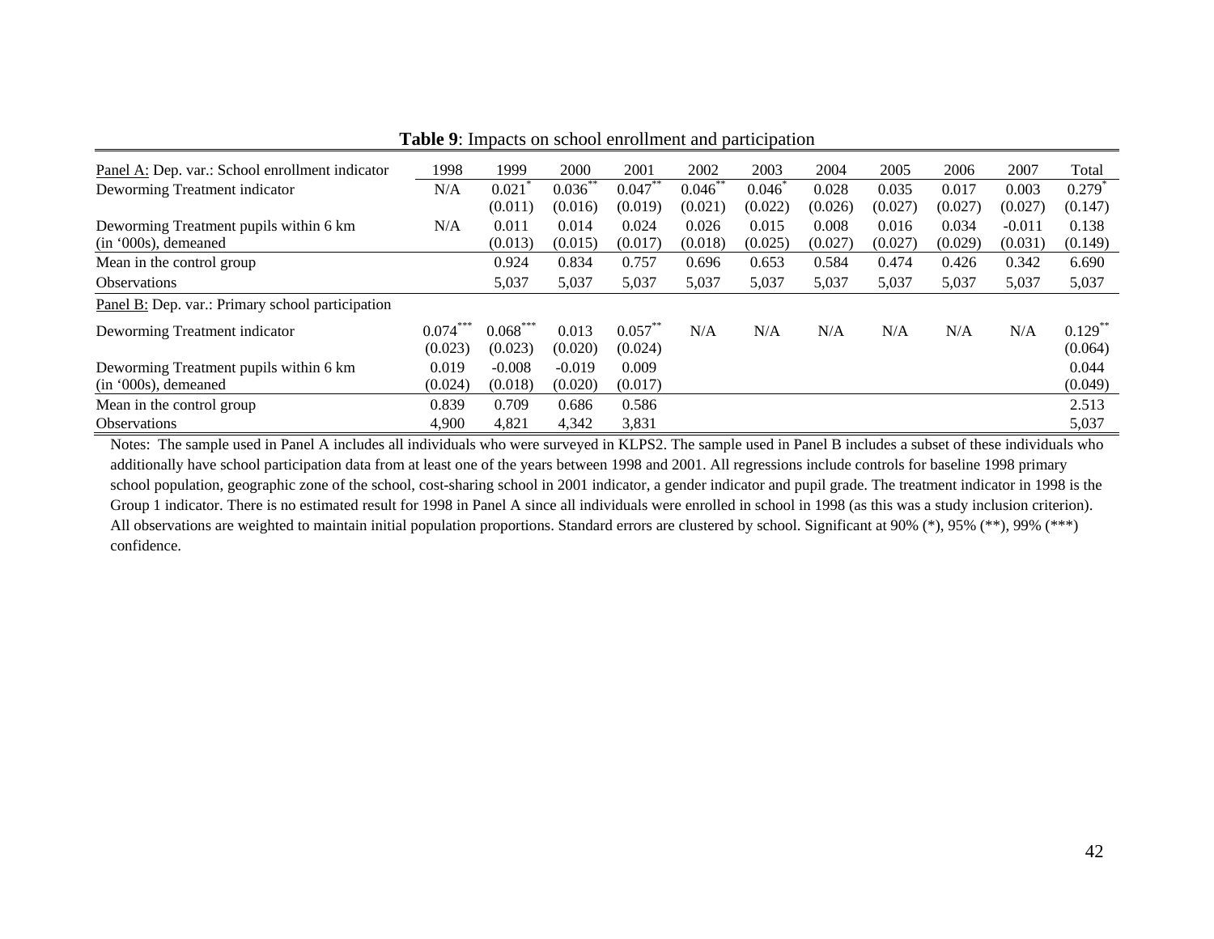**Table 9**: Impacts on school enrollment and participation

| Panel A: Dep. var.: School enrollment indicator | 1998 | 1999 | 2000 | 2001 | 2002 | 2003 | 2004 | 2005 | 2006 | 2007 | Total |
|---|---|---|---|---|---|---|---|---|---|---|---|
| Deworming Treatment indicator | N/A | 0.021* | 0.036** | 0.047** | 0.046** | 0.046* | 0.028 | 0.035 | 0.017 | 0.003 | 0.279* |
| | | (0.011) | (0.016) | (0.019) | (0.021) | (0.022) | (0.026) | (0.027) | (0.027) | (0.027) | (0.147) |
| Deworming Treatment pupils within 6 km (in '000s), demeaned | N/A | 0.011 | 0.014 | 0.024 | 0.026 | 0.015 | 0.008 | 0.016 | 0.034 | -0.011 | 0.138 |
| | | (0.013) | (0.015) | (0.017) | (0.018) | (0.025) | (0.027) | (0.027) | (0.029) | (0.031) | (0.149) |
| Mean in the control group | | 0.924 | 0.834 | 0.757 | 0.696 | 0.653 | 0.584 | 0.474 | 0.426 | 0.342 | 6.690 |
| Observations | | 5,037 | 5,037 | 5,037 | 5,037 | 5,037 | 5,037 | 5,037 | 5,037 | 5,037 | 5,037 |
| Panel B: Dep. var.: Primary school participation | | | | | | | | | | | |
| Deworming Treatment indicator | 0.074*** | 0.068*** | 0.013 | 0.057** | N/A | N/A | N/A | N/A | N/A | N/A | 0.129** |
| | (0.023) | (0.023) | (0.020) | (0.024) | | | | | | | (0.064) |
| Deworming Treatment pupils within 6 km (in '000s), demeaned | 0.019 | -0.008 | -0.019 | 0.009 | | | | | | | 0.044 |
| | (0.024) | (0.018) | (0.020) | (0.017) | | | | | | | (0.049) |
| Mean in the control group | 0.839 | 0.709 | 0.686 | 0.586 | | | | | | | 2.513 |
| Observations | 4,900 | 4,821 | 4,342 | 3,831 | | | | | | | 5,037 |

Notes: The sample used in Panel A includes all individuals who were surveyed in KLPS2. The sample used in Panel B includes a subset of these individuals who additionally have school participation data from at least one of the years between 1998 and 2001. All regressions include controls for baseline 1998 primary school population, geographic zone of the school, cost-sharing school in 2001 indicator, a gender indicator and pupil grade. The treatment indicator in 1998 is the Group 1 indicator. There is no estimated result for 1998 in Panel A since all individuals were enrolled in school in 1998 (as this was a study inclusion criterion). All observations are weighted to maintain initial population proportions. Standard errors are clustered by school. Significant at 90% (*), 95% (**), 99% (***) confidence.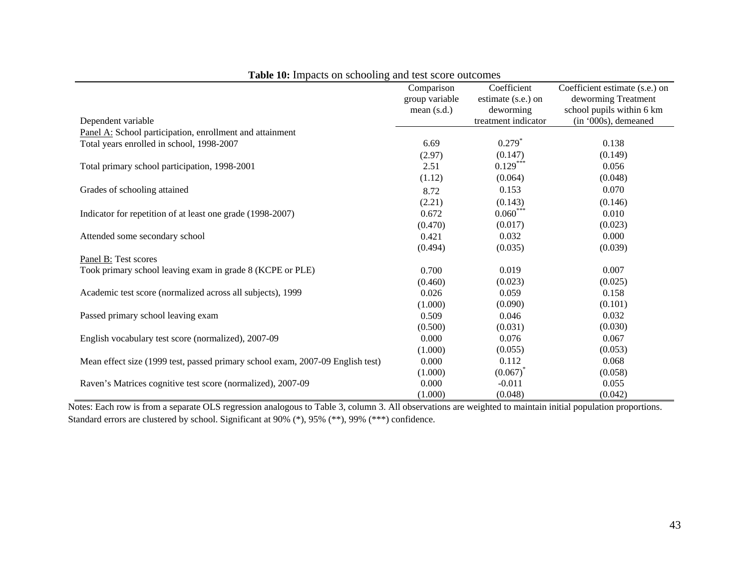**Table 10:** Impacts on schooling and test score outcomes

| Dependent variable | Comparison group variable mean (s.d.) | Coefficient estimate (s.e.) on deworming treatment indicator | Coefficient estimate (s.e.) on deworming Treatment school pupils within 6 km (in '000s), demeaned |
|---|---|---|---|
| Panel A: School participation, enrollment and attainment | | | |
| Total years enrolled in school, 1998-2007 | 6.69 | 0.279* | 0.138 |
| | (2.97) | (0.147) | (0.149) |
| Total primary school participation, 1998-2001 | 2.51 | 0.129*** | 0.056 |
| | (1.12) | (0.064) | (0.048) |
| Grades of schooling attained | 8.72 | 0.153 | 0.070 |
| | (2.21) | (0.143) | (0.146) |
| Indicator for repetition of at least one grade (1998-2007) | 0.672 | 0.060*** | 0.010 |
| | (0.470) | (0.017) | (0.023) |
| Attended some secondary school | 0.421 | 0.032 | 0.000 |
| | (0.494) | (0.035) | (0.039) |
| Panel B: Test scores | | | |
| Took primary school leaving exam in grade 8 (KCPE or PLE) | 0.700 | 0.019 | 0.007 |
| | (0.460) | (0.023) | (0.025) |
| Academic test score (normalized across all subjects), 1999 | 0.026 | 0.059 | 0.158 |
| | (1.000) | (0.090) | (0.101) |
| Passed primary school leaving exam | 0.509 | 0.046 | 0.032 |
| | (0.500) | (0.031) | (0.030) |
| English vocabulary test score (normalized), 2007-09 | 0.000 | 0.076 | 0.067 |
| | (1.000) | (0.055) | (0.053) |
| Mean effect size (1999 test, passed primary school exam, 2007-09 English test) | 0.000 | 0.112 | 0.068 |
| | (1.000) | (0.067)* | (0.058) |
| Raven's Matrices cognitive test score (normalized), 2007-09 | 0.000 | -0.011 | 0.055 |
| | (1.000) | (0.048) | (0.042) |

Notes: Each row is from a separate OLS regression analogous to Table 3, column 3. All observations are weighted to maintain initial population proportions. Standard errors are clustered by school. Significant at 90% (*), 95% (**), 99% (***) confidence.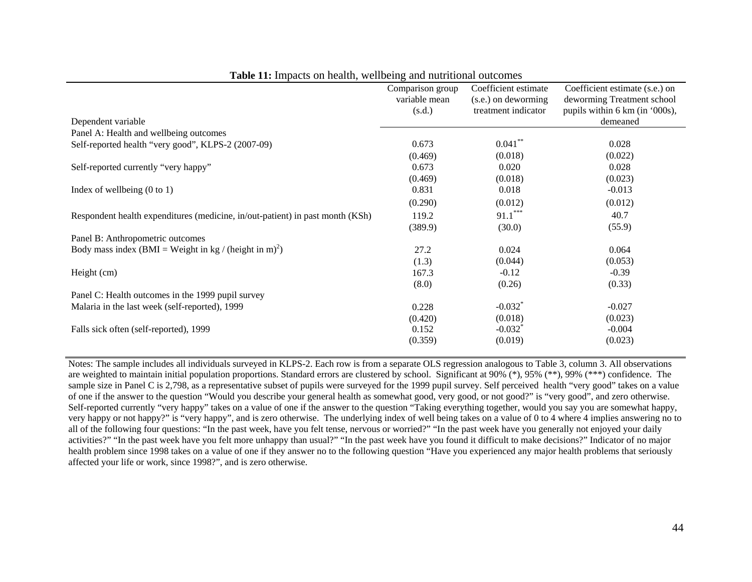**Table 11:** Impacts on health, wellbeing and nutritional outcomes

| Dependent variable | Comparison group variable mean (s.d.) | Coefficient estimate (s.e.) on deworming treatment indicator | Coefficient estimate (s.e.) on deworming Treatment school pupils within 6 km (in '000s), demeaned |
|---|---|---|---|
| Panel A: Health and wellbeing outcomes | | | |
| Self-reported health "very good", KLPS-2 (2007-09) | 0.673 | 0.041** | 0.028 |
| | (0.469) | (0.018) | (0.022) |
| Self-reported currently "very happy" | 0.673 | 0.020 | 0.028 |
| | (0.469) | (0.018) | (0.023) |
| Index of wellbeing (0 to 1) | 0.831 | 0.018 | -0.013 |
| | (0.290) | (0.012) | (0.012) |
| Respondent health expenditures (medicine, in/out-patient) in past month (KSh) | 119.2 | 91.1*** | 40.7 |
| | (389.9) | (30.0) | (55.9) |
| Panel B: Anthropometric outcomes | | | |
| Body mass index (BMI = Weight in kg / (height in m)$^2$) | 27.2 | 0.024 | 0.064 |
| | (1.3) | (0.044) | (0.053) |
| Height (cm) | 167.3 | -0.12 | -0.39 |
| | (8.0) | (0.26) | (0.33) |
| Panel C: Health outcomes in the 1999 pupil survey | | | |
| Malaria in the last week (self-reported), 1999 | 0.228 | -0.032* | -0.027 |
| | (0.420) | (0.018) | (0.023) |
| Falls sick often (self-reported), 1999 | 0.152 | -0.032* | -0.004 |
| | (0.359) | (0.019) | (0.023) |

Notes: The sample includes all individuals surveyed in KLPS-2. Each row is from a separate OLS regression analogous to Table 3, column 3. All observations are weighted to maintain initial population proportions. Standard errors are clustered by school. Significant at 90% (*), 95% (**), 99% (***) confidence. The sample size in Panel C is 2,798, as a representative subset of pupils were surveyed for the 1999 pupil survey. Self perceived health "very good" takes on a value of one if the answer to the question "Would you describe your general health as somewhat good, very good, or not good?" is "very good", and zero otherwise. Self-reported currently "very happy" takes on a value of one if the answer to the question "Taking everything together, would you say you are somewhat happy, very happy or not happy?" is "very happy", and is zero otherwise. The underlying index of well being takes on a value of 0 to 4 where 4 implies answering no to all of the following four questions: "In the past week, have you felt tense, nervous or worried?" "In the past week have you generally not enjoyed your daily activities?" "In the past week have you felt more unhappy than usual?" "In the past week have you found it difficult to make decisions?" Indicator of no major health problem since 1998 takes on a value of one if they answer no to the following question "Have you experienced any major health problems that seriously affected your life or work, since 1998?", and is zero otherwise.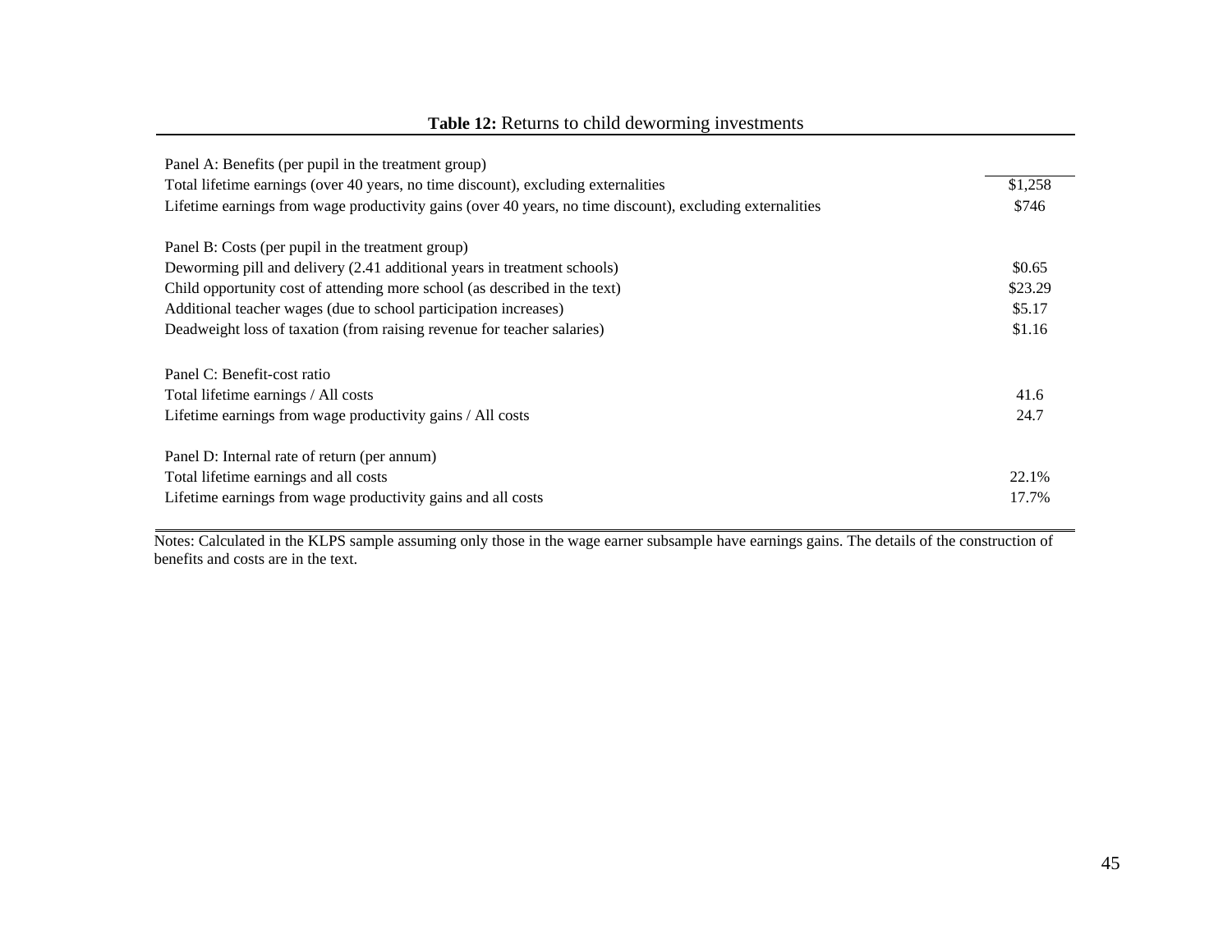**Table 12:** Returns to child deworming investments

| | |
|---|---|
| Panel A: Benefits (per pupil in the treatment group) | |
| Total lifetime earnings (over 40 years, no time discount), excluding externalities | $1,258 |
| Lifetime earnings from wage productivity gains (over 40 years, no time discount), excluding externalities | $746 |
| | |
| Panel B: Costs (per pupil in the treatment group) | |
| Deworming pill and delivery (2.41 additional years in treatment schools) | $0.65 |
| Child opportunity cost of attending more school (as described in the text) | $23.29 |
| Additional teacher wages (due to school participation increases) | $5.17 |
| Deadweight loss of taxation (from raising revenue for teacher salaries) | $1.16 |
| | |
| Panel C: Benefit-cost ratio | |
| Total lifetime earnings / All costs | 41.6 |
| Lifetime earnings from wage productivity gains / All costs | 24.7 |
| | |
| Panel D: Internal rate of return (per annum) | |
| Total lifetime earnings and all costs | 22.1% |
| Lifetime earnings from wage productivity gains and all costs | 17.7% |

Notes: Calculated in the KLPS sample assuming only those in the wage earner subsample have earnings gains. The details of the construction of benefits and costs are in the text.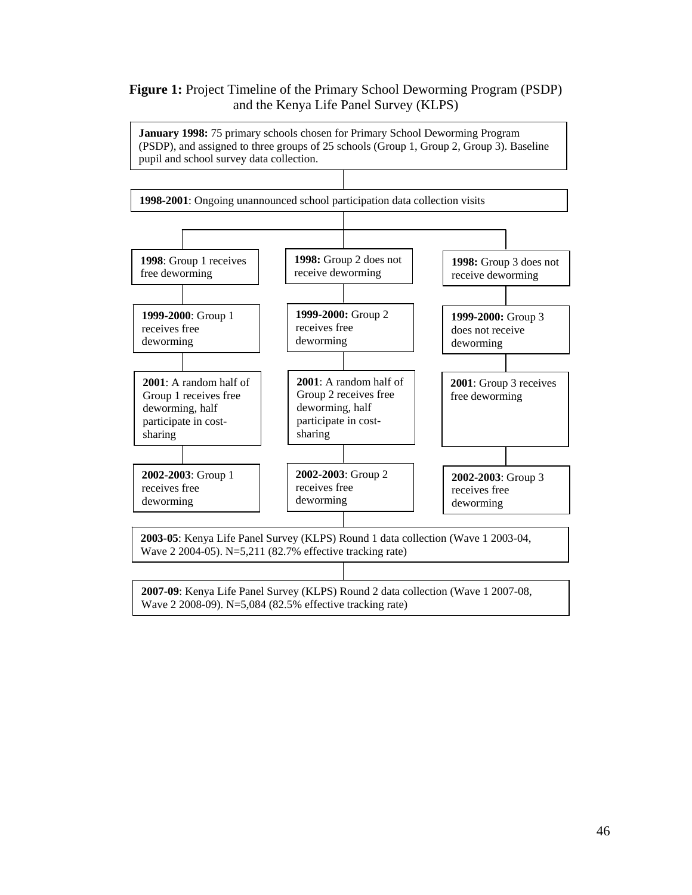**Figure 1:** Project Timeline of the Primary School Deworming Program (PSDP) and the Kenya Life Panel Survey (KLPS)

**January 1998:** 75 primary schools chosen for Primary School Deworming Program (PSDP), and assigned to three groups of 25 schools (Group 1, Group 2, Group 3). Baseline pupil and school survey data collection.

**1998-2001**: Ongoing unannounced school participation data collection visits

| Group 1 | Group 2 | Group 3 |
|---|---|---|
| **1998**: Group 1 receives free deworming | **1998:** Group 2 does not receive deworming | **1998:** Group 3 does not receive deworming |
| **1999-2000**: Group 1 receives free deworming | **1999-2000:** Group 2 receives free deworming | **1999-2000:** Group 3 does not receive deworming |
| **2001**: A random half of Group 1 receives free deworming, half participate in cost-sharing | **2001**: A random half of Group 2 receives free deworming, half participate in cost-sharing | **2001**: Group 3 receives free deworming |
| **2002-2003**: Group 1 receives free deworming | **2002-2003**: Group 2 receives free deworming | **2002-2003**: Group 3 receives free deworming |

**2003-05**: Kenya Life Panel Survey (KLPS) Round 1 data collection (Wave 1 2003-04, Wave 2 2004-05). N=5,211 (82.7% effective tracking rate)

**2007-09**: Kenya Life Panel Survey (KLPS) Round 2 data collection (Wave 1 2007-08, Wave 2 2008-09). N=5,084 (82.5% effective tracking rate)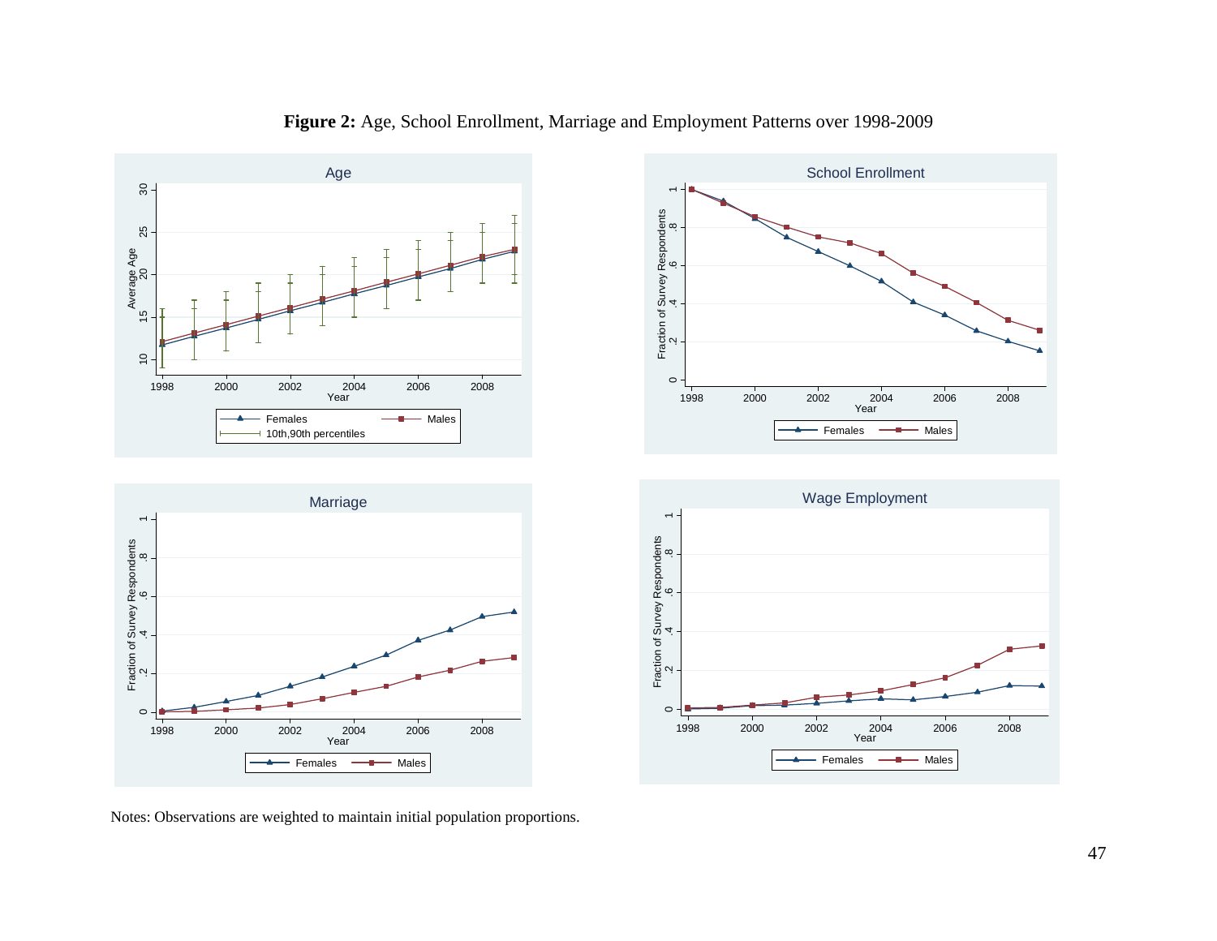**Figure 2:** Age, School Enrollment, Marriage and Employment Patterns over 1998-2009

Notes: Observations are weighted to maintain initial population proportions.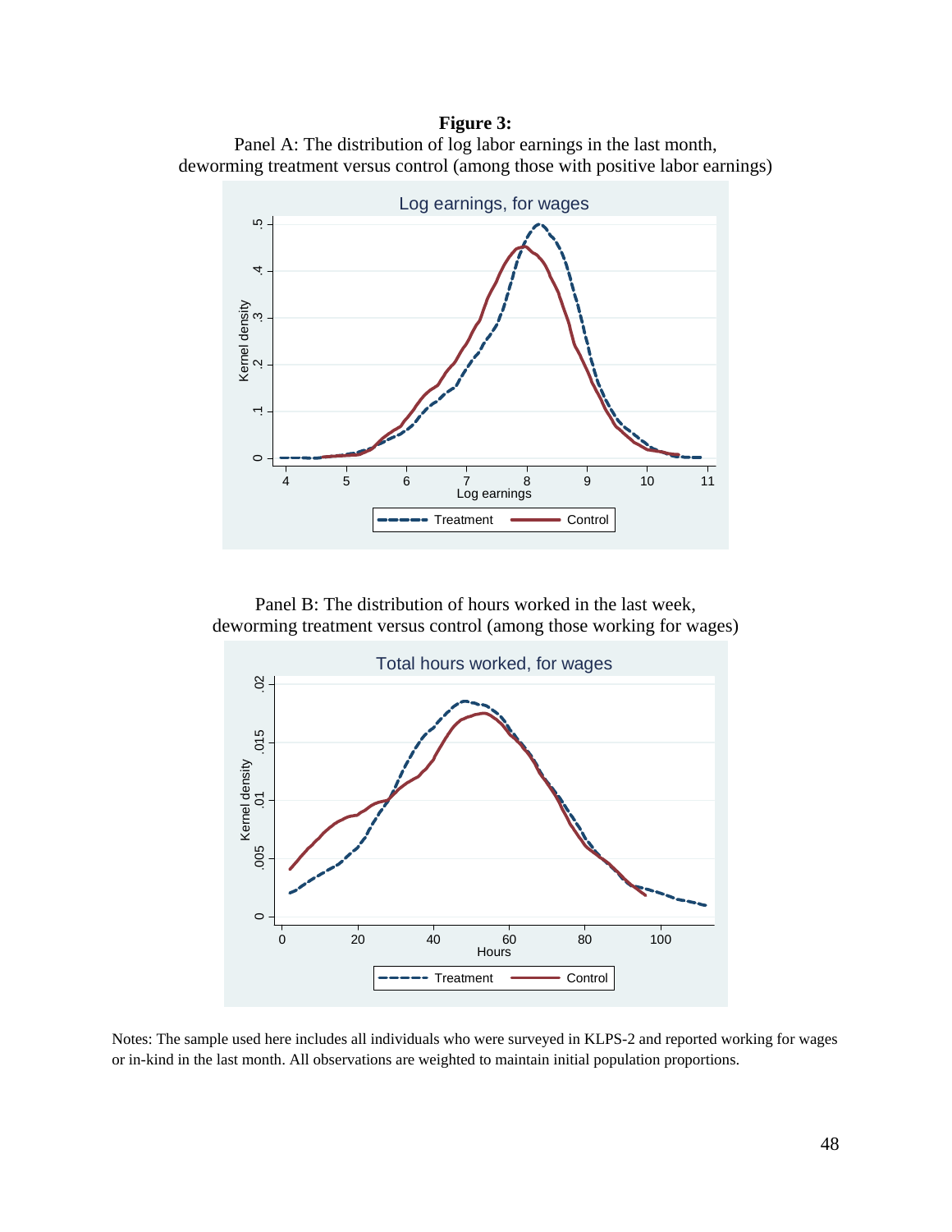**Figure 3:**

Panel A: The distribution of log labor earnings in the last month, deworming treatment versus control (among those with positive labor earnings)

Panel B: The distribution of hours worked in the last week, deworming treatment versus control (among those working for wages)

Notes: The sample used here includes all individuals who were surveyed in KLPS-2 and reported working for wages or in-kind in the last month. All observations are weighted to maintain initial population proportions.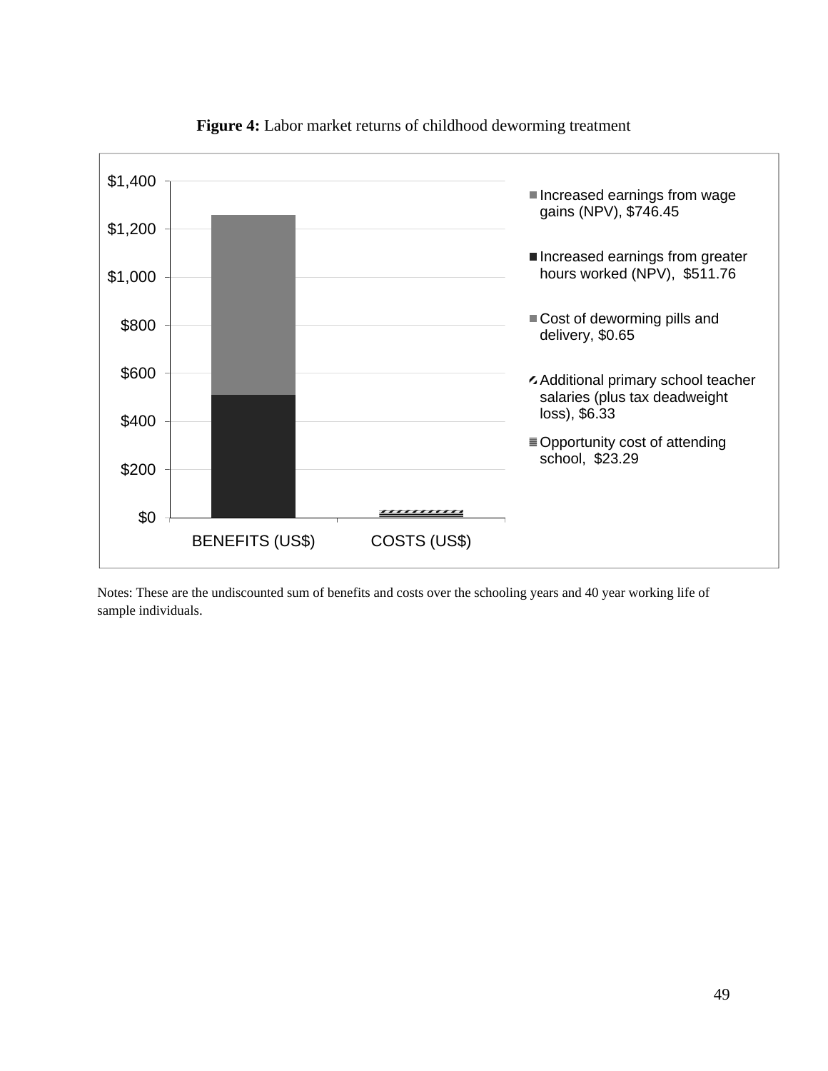**Figure 4:** Labor market returns of childhood deworming treatment

| | BENEFITS (US$) | COSTS (US$) |
|---|---|---|
| Increased earnings from wage gains (NPV) | $746.45 | |
| Increased earnings from greater hours worked (NPV) | $511.76 | |
| Cost of deworming pills and delivery | | $0.65 |
| Additional primary school teacher salaries (plus tax deadweight loss) | | $6.33 |
| Opportunity cost of attending school | | $23.29 |

Notes: These are the undiscounted sum of benefits and costs over the schooling years and 40 year working life of sample individuals.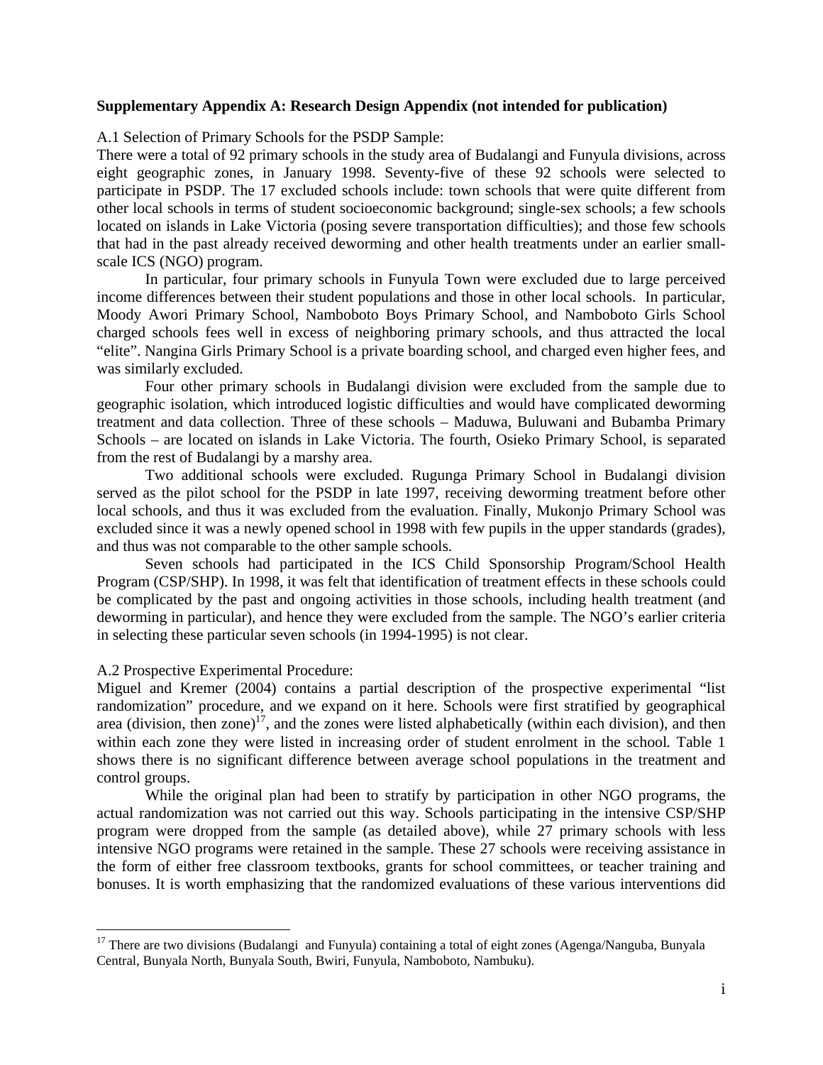**Supplementary Appendix A: Research Design Appendix (not intended for publication)**

A.1 Selection of Primary Schools for the PSDP Sample:

There were a total of 92 primary schools in the study area of Budalangi and Funyula divisions, across eight geographic zones, in January 1998. Seventy-five of these 92 schools were selected to participate in PSDP. The 17 excluded schools include: town schools that were quite different from other local schools in terms of student socioeconomic background; single-sex schools; a few schools located on islands in Lake Victoria (posing severe transportation difficulties); and those few schools that had in the past already received deworming and other health treatments under an earlier small-scale ICS (NGO) program.

In particular, four primary schools in Funyula Town were excluded due to large perceived income differences between their student populations and those in other local schools. In particular, Moody Awori Primary School, Namboboto Boys Primary School, and Namboboto Girls School charged schools fees well in excess of neighboring primary schools, and thus attracted the local "elite". Nangina Girls Primary School is a private boarding school, and charged even higher fees, and was similarly excluded.

Four other primary schools in Budalangi division were excluded from the sample due to geographic isolation, which introduced logistic difficulties and would have complicated deworming treatment and data collection. Three of these schools – Maduwa, Buluwani and Bubamba Primary Schools – are located on islands in Lake Victoria. The fourth, Osieko Primary School, is separated from the rest of Budalangi by a marshy area.

Two additional schools were excluded. Rugunga Primary School in Budalangi division served as the pilot school for the PSDP in late 1997, receiving deworming treatment before other local schools, and thus it was excluded from the evaluation. Finally, Mukonjo Primary School was excluded since it was a newly opened school in 1998 with few pupils in the upper standards (grades), and thus was not comparable to the other sample schools.

Seven schools had participated in the ICS Child Sponsorship Program/School Health Program (CSP/SHP). In 1998, it was felt that identification of treatment effects in these schools could be complicated by the past and ongoing activities in those schools, including health treatment (and deworming in particular), and hence they were excluded from the sample. The NGO's earlier criteria in selecting these particular seven schools (in 1994-1995) is not clear.

A.2 Prospective Experimental Procedure:

Miguel and Kremer (2004) contains a partial description of the prospective experimental "list randomization" procedure, and we expand on it here. Schools were first stratified by geographical area (division, then zone)[17], and the zones were listed alphabetically (within each division), and then within each zone they were listed in increasing order of student enrolment in the school. Table 1 shows there is no significant difference between average school populations in the treatment and control groups.

While the original plan had been to stratify by participation in other NGO programs, the actual randomization was not carried out this way. Schools participating in the intensive CSP/SHP program were dropped from the sample (as detailed above), while 27 primary schools with less intensive NGO programs were retained in the sample. These 27 schools were receiving assistance in the form of either free classroom textbooks, grants for school committees, or teacher training and bonuses. It is worth emphasizing that the randomized evaluations of these various interventions did

[17] There are two divisions (Budalangi and Funyula) containing a total of eight zones (Agenga/Nanguba, Bunyala Central, Bunyala North, Bunyala South, Bwiri, Funyula, Namboboto, Nambuku).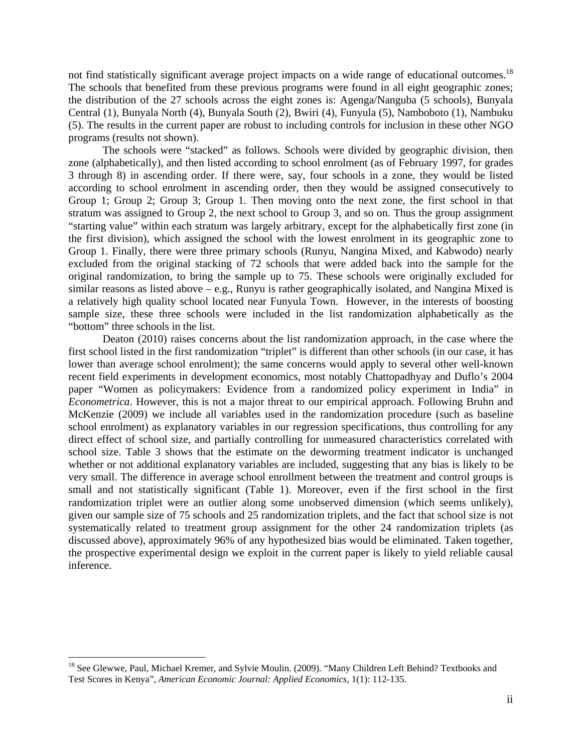not find statistically significant average project impacts on a wide range of educational outcomes.[18] The schools that benefited from these previous programs were found in all eight geographic zones; the distribution of the 27 schools across the eight zones is: Agenga/Nanguba (5 schools), Bunyala Central (1), Bunyala North (4), Bunyala South (2), Bwiri (4), Funyula (5), Namboboto (1), Nambuku (5). The results in the current paper are robust to including controls for inclusion in these other NGO programs (results not shown).

The schools were "stacked" as follows. Schools were divided by geographic division, then zone (alphabetically), and then listed according to school enrolment (as of February 1997, for grades 3 through 8) in ascending order. If there were, say, four schools in a zone, they would be listed according to school enrolment in ascending order, then they would be assigned consecutively to Group 1; Group 2; Group 3; Group 1. Then moving onto the next zone, the first school in that stratum was assigned to Group 2, the next school to Group 3, and so on. Thus the group assignment "starting value" within each stratum was largely arbitrary, except for the alphabetically first zone (in the first division), which assigned the school with the lowest enrolment in its geographic zone to Group 1. Finally, there were three primary schools (Runyu, Nangina Mixed, and Kabwodo) nearly excluded from the original stacking of 72 schools that were added back into the sample for the original randomization, to bring the sample up to 75. These schools were originally excluded for similar reasons as listed above – e.g., Runyu is rather geographically isolated, and Nangina Mixed is a relatively high quality school located near Funyula Town. However, in the interests of boosting sample size, these three schools were included in the list randomization alphabetically as the "bottom" three schools in the list.

Deaton (2010) raises concerns about the list randomization approach, in the case where the first school listed in the first randomization "triplet" is different than other schools (in our case, it has lower than average school enrolment); the same concerns would apply to several other well-known recent field experiments in development economics, most notably Chattopadhyay and Duflo's 2004 paper "Women as policymakers: Evidence from a randomized policy experiment in India" in *Econometrica*. However, this is not a major threat to our empirical approach. Following Bruhn and McKenzie (2009) we include all variables used in the randomization procedure (such as baseline school enrolment) as explanatory variables in our regression specifications, thus controlling for any direct effect of school size, and partially controlling for unmeasured characteristics correlated with school size. Table 3 shows that the estimate on the deworming treatment indicator is unchanged whether or not additional explanatory variables are included, suggesting that any bias is likely to be very small. The difference in average school enrollment between the treatment and control groups is small and not statistically significant (Table 1). Moreover, even if the first school in the first randomization triplet were an outlier along some unobserved dimension (which seems unlikely), given our sample size of 75 schools and 25 randomization triplets, and the fact that school size is not systematically related to treatment group assignment for the other 24 randomization triplets (as discussed above), approximately 96% of any hypothesized bias would be eliminated. Taken together, the prospective experimental design we exploit in the current paper is likely to yield reliable causal inference.

---

[18] See Glewwe, Paul, Michael Kremer, and Sylvie Moulin. (2009). "Many Children Left Behind? Textbooks and Test Scores in Kenya", *American Economic Journal: Applied Economics*, 1(1): 112-135.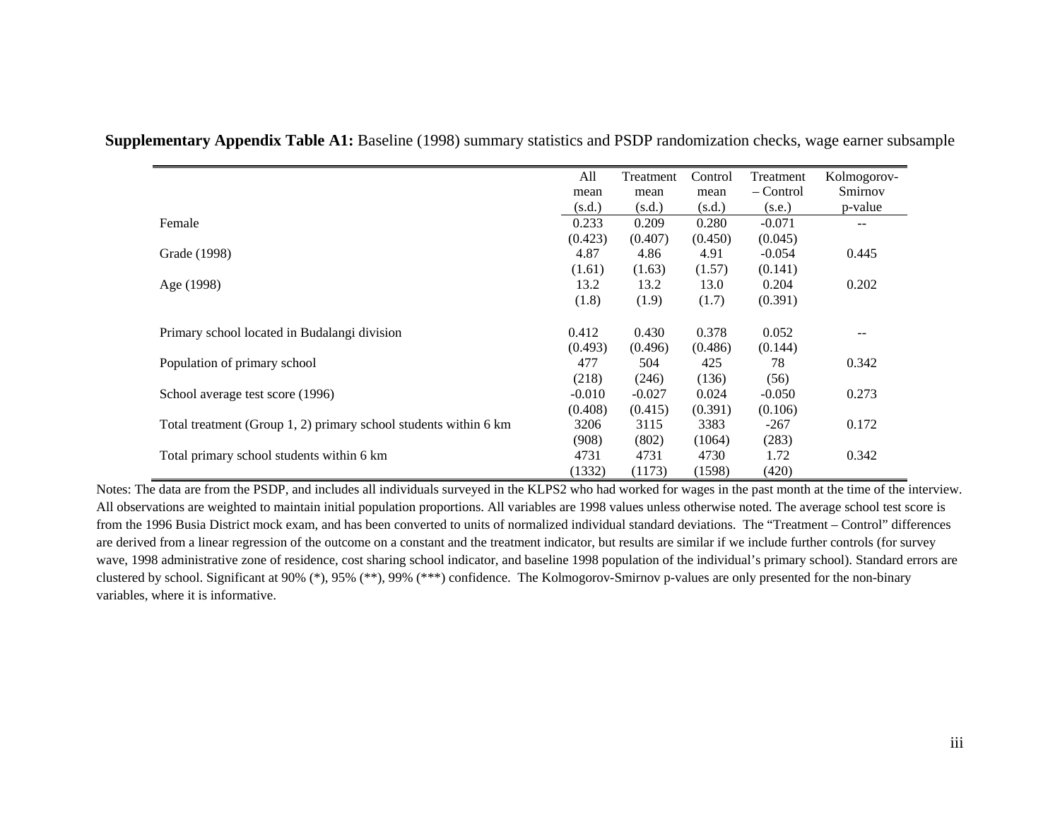**Supplementary Appendix Table A1:** Baseline (1998) summary statistics and PSDP randomization checks, wage earner subsample

| | All mean (s.d.) | Treatment mean (s.d.) | Control mean (s.d.) | Treatment – Control (s.e.) | Kolmogorov-Smirnov p-value |
|---|---|---|---|---|---|
| Female | 0.233 | 0.209 | 0.280 | -0.071 | -- |
| | (0.423) | (0.407) | (0.450) | (0.045) | |
| Grade (1998) | 4.87 | 4.86 | 4.91 | -0.054 | 0.445 |
| | (1.61) | (1.63) | (1.57) | (0.141) | |
| Age (1998) | 13.2 | 13.2 | 13.0 | 0.204 | 0.202 |
| | (1.8) | (1.9) | (1.7) | (0.391) | |
| Primary school located in Budalangi division | 0.412 | 0.430 | 0.378 | 0.052 | -- |
| | (0.493) | (0.496) | (0.486) | (0.144) | |
| Population of primary school | 477 | 504 | 425 | 78 | 0.342 |
| | (218) | (246) | (136) | (56) | |
| School average test score (1996) | -0.010 | -0.027 | 0.024 | -0.050 | 0.273 |
| | (0.408) | (0.415) | (0.391) | (0.106) | |
| Total treatment (Group 1, 2) primary school students within 6 km | 3206 | 3115 | 3383 | -267 | 0.172 |
| | (908) | (802) | (1064) | (283) | |
| Total primary school students within 6 km | 4731 | 4731 | 4730 | 1.72 | 0.342 |
| | (1332) | (1173) | (1598) | (420) | |

Notes: The data are from the PSDP, and includes all individuals surveyed in the KLPS2 who had worked for wages in the past month at the time of the interview. All observations are weighted to maintain initial population proportions. All variables are 1998 values unless otherwise noted. The average school test score is from the 1996 Busia District mock exam, and has been converted to units of normalized individual standard deviations. The "Treatment – Control" differences are derived from a linear regression of the outcome on a constant and the treatment indicator, but results are similar if we include further controls (for survey wave, 1998 administrative zone of residence, cost sharing school indicator, and baseline 1998 population of the individual's primary school). Standard errors are clustered by school. Significant at 90% (*), 95% (**), 99% (***) confidence. The Kolmogorov-Smirnov p-values are only presented for the non-binary variables, where it is informative.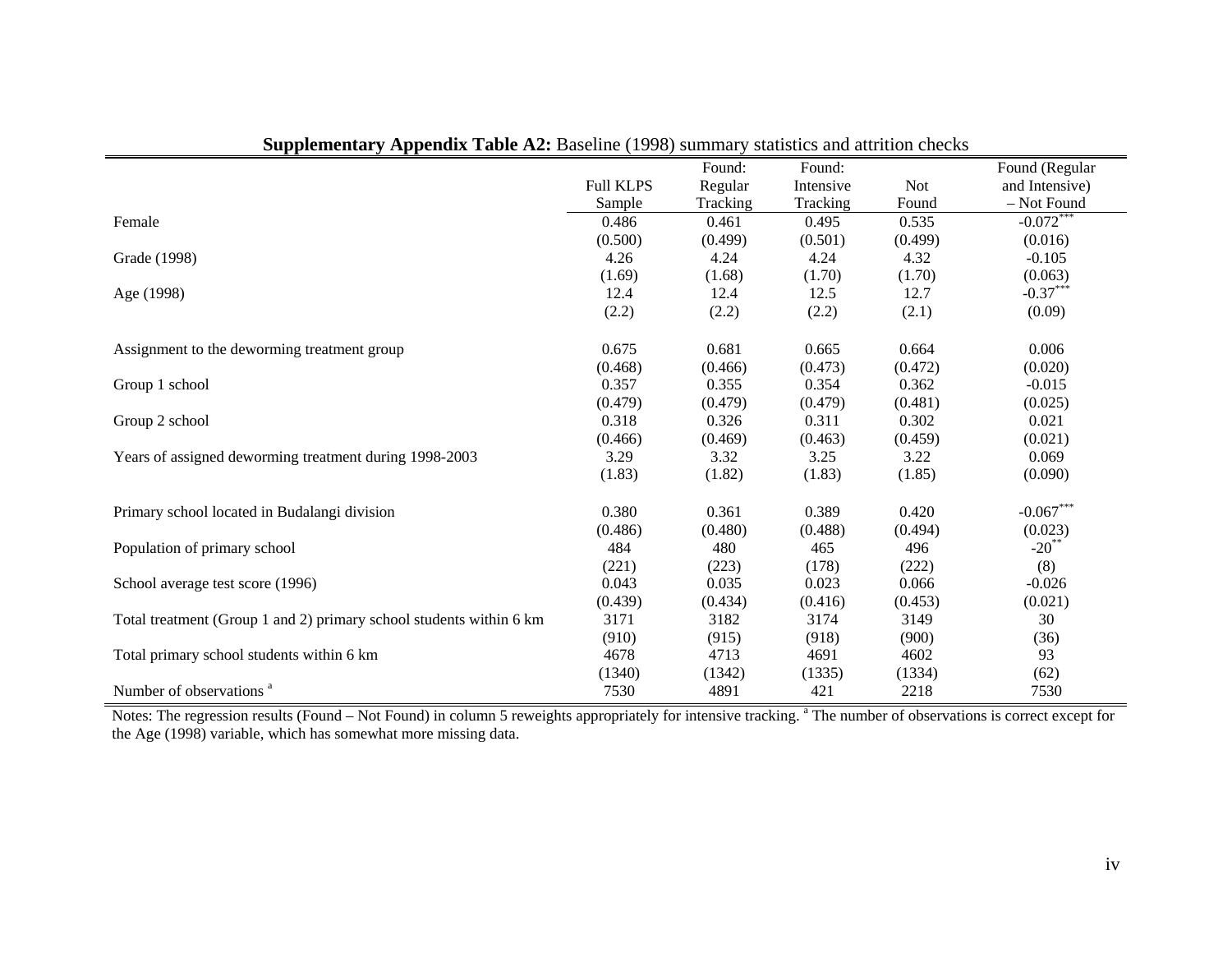**Supplementary Appendix Table A2:** Baseline (1998) summary statistics and attrition checks

| | Full KLPS Sample | Found: Regular Tracking | Found: Intensive Tracking | Not Found | Found (Regular and Intensive) – Not Found |
|---|---|---|---|---|---|
| Female | 0.486 | 0.461 | 0.495 | 0.535 | -0.072*** |
| | (0.500) | (0.499) | (0.501) | (0.499) | (0.016) |
| Grade (1998) | 4.26 | 4.24 | 4.24 | 4.32 | -0.105 |
| | (1.69) | (1.68) | (1.70) | (1.70) | (0.063) |
| Age (1998) | 12.4 | 12.4 | 12.5 | 12.7 | -0.37*** |
| | (2.2) | (2.2) | (2.2) | (2.1) | (0.09) |
| Assignment to the deworming treatment group | 0.675 | 0.681 | 0.665 | 0.664 | 0.006 |
| | (0.468) | (0.466) | (0.473) | (0.472) | (0.020) |
| Group 1 school | 0.357 | 0.355 | 0.354 | 0.362 | -0.015 |
| | (0.479) | (0.479) | (0.479) | (0.481) | (0.025) |
| Group 2 school | 0.318 | 0.326 | 0.311 | 0.302 | 0.021 |
| | (0.466) | (0.469) | (0.463) | (0.459) | (0.021) |
| Years of assigned deworming treatment during 1998-2003 | 3.29 | 3.32 | 3.25 | 3.22 | 0.069 |
| | (1.83) | (1.82) | (1.83) | (1.85) | (0.090) |
| Primary school located in Budalangi division | 0.380 | 0.361 | 0.389 | 0.420 | -0.067*** |
| | (0.486) | (0.480) | (0.488) | (0.494) | (0.023) |
| Population of primary school | 484 | 480 | 465 | 496 | -20** |
| | (221) | (223) | (178) | (222) | (8) |
| School average test score (1996) | 0.043 | 0.035 | 0.023 | 0.066 | -0.026 |
| | (0.439) | (0.434) | (0.416) | (0.453) | (0.021) |
| Total treatment (Group 1 and 2) primary school students within 6 km | 3171 | 3182 | 3174 | 3149 | 30 |
| | (910) | (915) | (918) | (900) | (36) |
| Total primary school students within 6 km | 4678 | 4713 | 4691 | 4602 | 93 |
| | (1340) | (1342) | (1335) | (1334) | (62) |
| Number of observations [a] | 7530 | 4891 | 421 | 2218 | 7530 |

Notes: The regression results (Found – Not Found) in column 5 reweights appropriately for intensive tracking. [a] The number of observations is correct except for the Age (1998) variable, which has somewhat more missing data.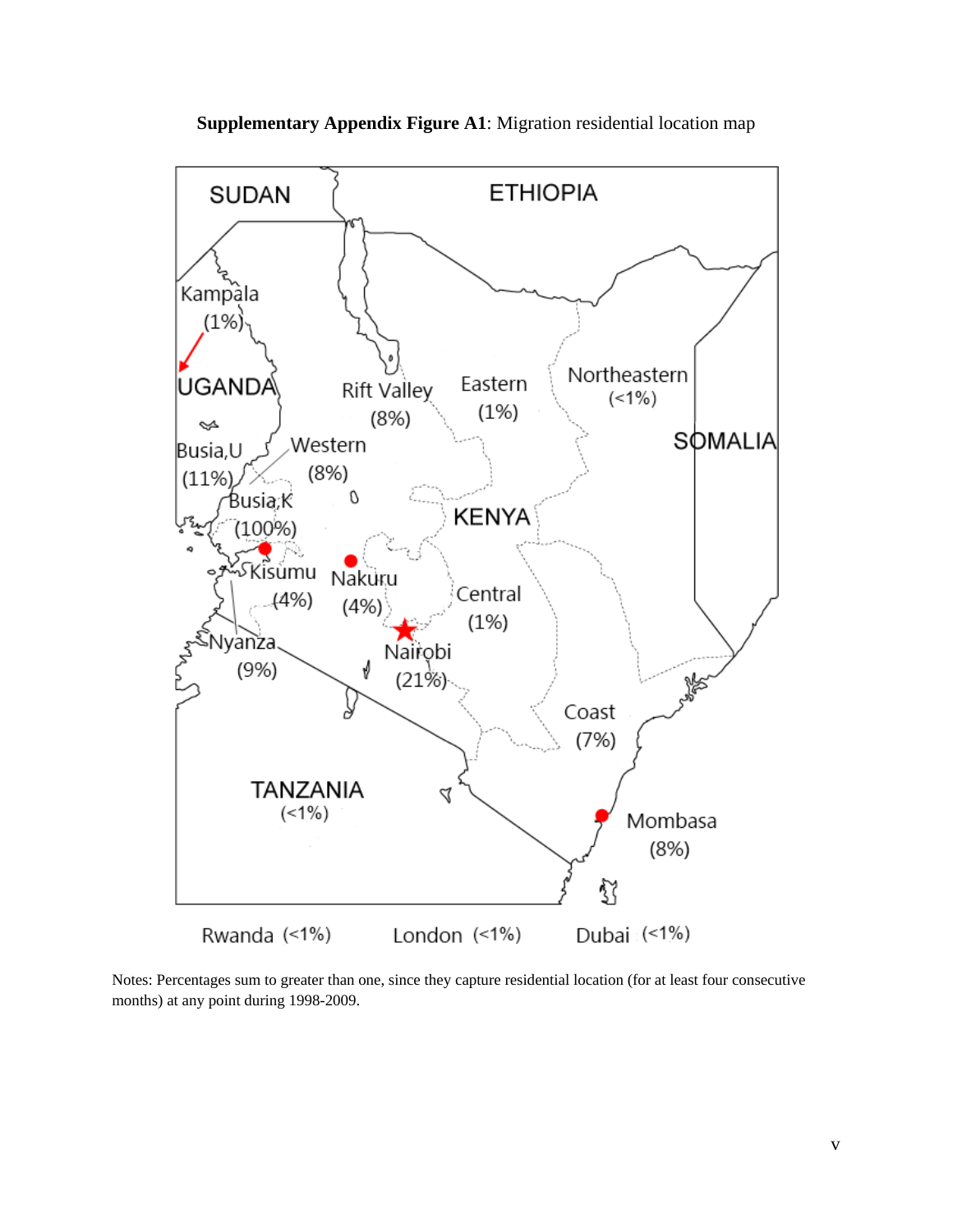**Supplementary Appendix Figure A1**: Migration residential location map

SUDAN

ETHIOPIA

Kampala
(1%)

UGANDA

Rift Valley
(8%)

Eastern
(1%)

Northeastern
(<1%)

SOMALIA

Busia,U
(11%)

Western
(8%)

Busia,K
(100%)

KENYA

Kisumu
(4%)

Nakuru
(4%)

Central
(1%)

Nyanza
(9%)

Nairobi
(21%)

Coast
(7%)

TANZANIA
(<1%)

Mombasa
(8%)

Rwanda (<1%)

London (<1%)

Dubai (<1%)

Notes: Percentages sum to greater than one, since they capture residential location (for at least four consecutive months) at any point during 1998-2009.